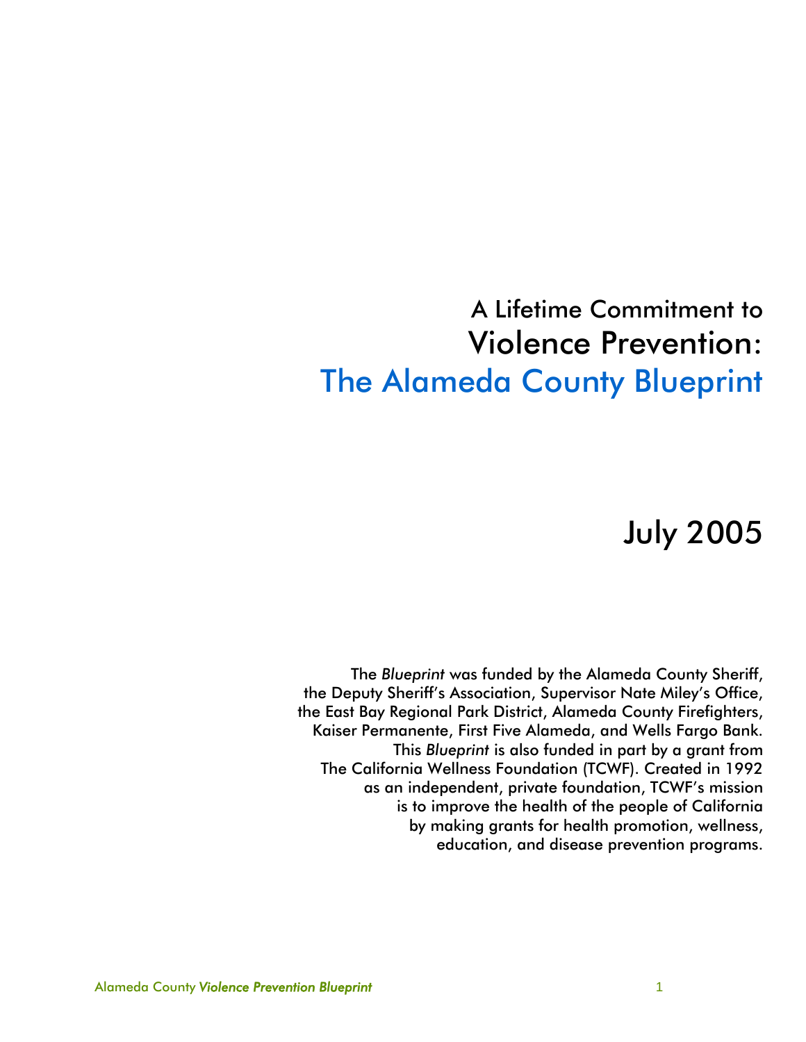# A Lifetime Commitment to Violence Prevention: The Alameda County Blueprint

July 2005

The *Blueprint* was funded by the Alameda County Sheriff, the Deputy Sheriff's Association, Supervisor Nate Miley's Office, the East Bay Regional Park District, Alameda County Firefighters, Kaiser Permanente, First Five Alameda, and Wells Fargo Bank. This *Blueprint* is also funded in part by a grant from The California Wellness Foundation (TCWF). Created in 1992 as an independent, private foundation, TCWF's mission is to improve the health of the people of California by making grants for health promotion, wellness, education, and disease prevention programs.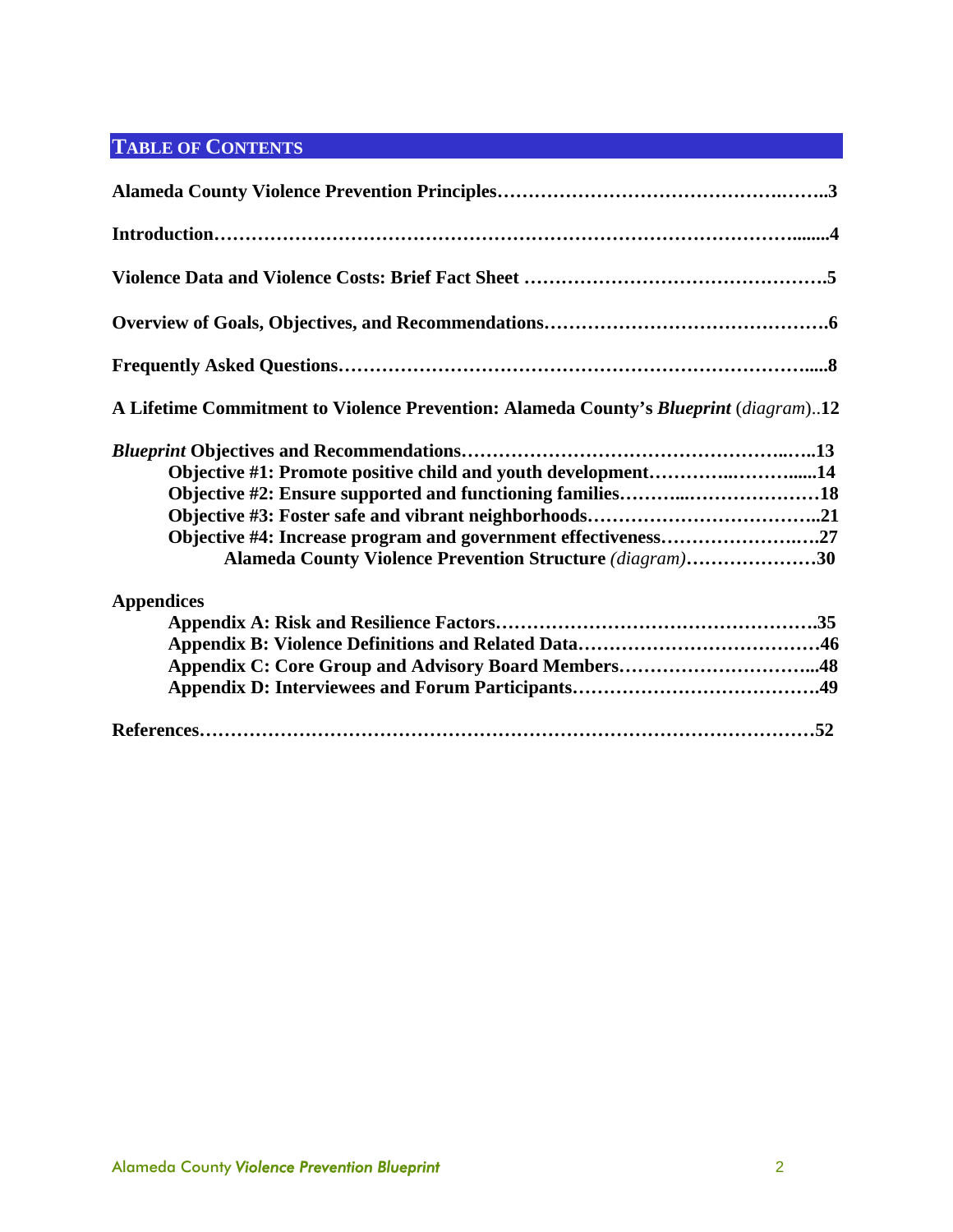## TABLE OF CONTENTS

**Alameda County Violence Prevention Principles……………………………………….……..3**

**Introduction………………………………………………………………………………........4**

**Violence Data and Violence Costs: Brief Fact Sheet ……………………………….……….5**

**Overview of Goals, Objectives, and Recommendations……………………………………….6**

**Frequently Asked Questions……………………………………………………………….....8**

**A Lifetime Commitment to Violence Prevention: Alameda County's *Blueprint*** (*diagram*)..**12**

***Blueprint* Objectives and Recommendations…………………………………………..…..13**
- **Objective #1: Promote positive child and youth development…………..……….....14**
- **Objective #2: Ensure supported and functioning families………...…………………18**
- **Objective #3: Foster safe and vibrant neighborhoods………………………………..21**
- **Objective #4: Increase program and government effectiveness…………………..….27**
    - **Alameda County Violence Prevention Structure** *(diagram)*…………………**30**

**Appendices**
- **Appendix A: Risk and Resilience Factors…………………………………………….35**
- **Appendix B: Violence Definitions and Related Data…………………………………46**
- **Appendix C: Core Group and Advisory Board Members…………………………...48**
- **Appendix D: Interviewees and Forum Participants………………………………….49**

**References……………………………………………………………………………………52**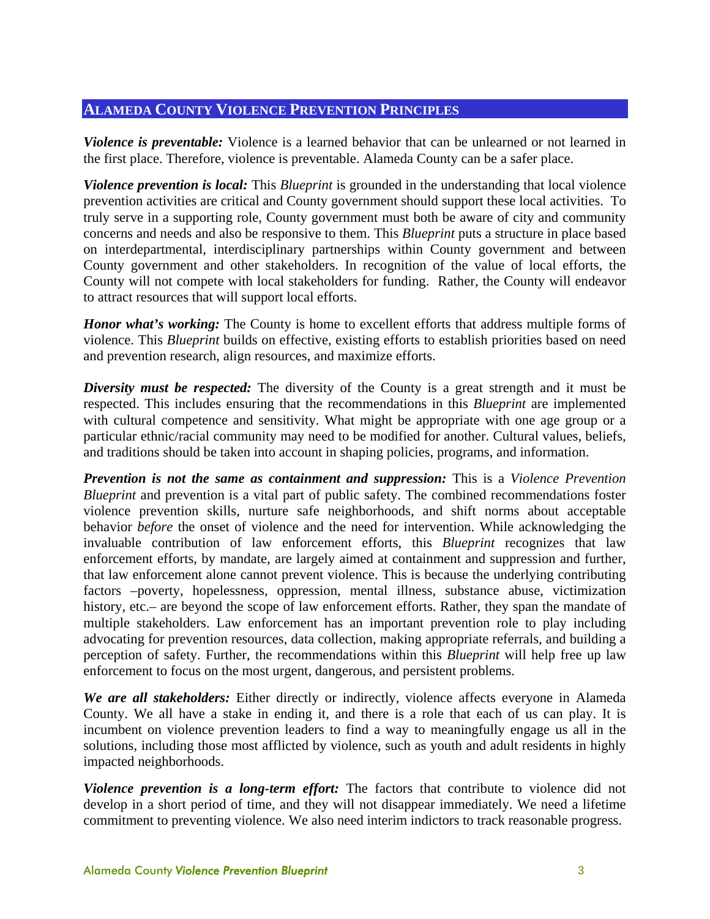## ALAMEDA COUNTY VIOLENCE PREVENTION PRINCIPLES

***Violence is preventable:*** Violence is a learned behavior that can be unlearned or not learned in the first place. Therefore, violence is preventable. Alameda County can be a safer place.

***Violence prevention is local:*** This *Blueprint* is grounded in the understanding that local violence prevention activities are critical and County government should support these local activities. To truly serve in a supporting role, County government must both be aware of city and community concerns and needs and also be responsive to them. This *Blueprint* puts a structure in place based on interdepartmental, interdisciplinary partnerships within County government and between County government and other stakeholders. In recognition of the value of local efforts, the County will not compete with local stakeholders for funding. Rather, the County will endeavor to attract resources that will support local efforts.

***Honor what's working:*** The County is home to excellent efforts that address multiple forms of violence. This *Blueprint* builds on effective, existing efforts to establish priorities based on need and prevention research, align resources, and maximize efforts.

***Diversity must be respected:*** The diversity of the County is a great strength and it must be respected. This includes ensuring that the recommendations in this *Blueprint* are implemented with cultural competence and sensitivity. What might be appropriate with one age group or a particular ethnic/racial community may need to be modified for another. Cultural values, beliefs, and traditions should be taken into account in shaping policies, programs, and information.

***Prevention is not the same as containment and suppression:*** This is a *Violence Prevention Blueprint* and prevention is a vital part of public safety. The combined recommendations foster violence prevention skills, nurture safe neighborhoods, and shift norms about acceptable behavior *before* the onset of violence and the need for intervention. While acknowledging the invaluable contribution of law enforcement efforts, this *Blueprint* recognizes that law enforcement efforts, by mandate, are largely aimed at containment and suppression and further, that law enforcement alone cannot prevent violence. This is because the underlying contributing factors –poverty, hopelessness, oppression, mental illness, substance abuse, victimization history, etc.– are beyond the scope of law enforcement efforts. Rather, they span the mandate of multiple stakeholders. Law enforcement has an important prevention role to play including advocating for prevention resources, data collection, making appropriate referrals, and building a perception of safety. Further, the recommendations within this *Blueprint* will help free up law enforcement to focus on the most urgent, dangerous, and persistent problems.

***We are all stakeholders:*** Either directly or indirectly, violence affects everyone in Alameda County. We all have a stake in ending it, and there is a role that each of us can play. It is incumbent on violence prevention leaders to find a way to meaningfully engage us all in the solutions, including those most afflicted by violence, such as youth and adult residents in highly impacted neighborhoods.

***Violence prevention is a long-term effort:*** The factors that contribute to violence did not develop in a short period of time, and they will not disappear immediately. We need a lifetime commitment to preventing violence. We also need interim indictors to track reasonable progress.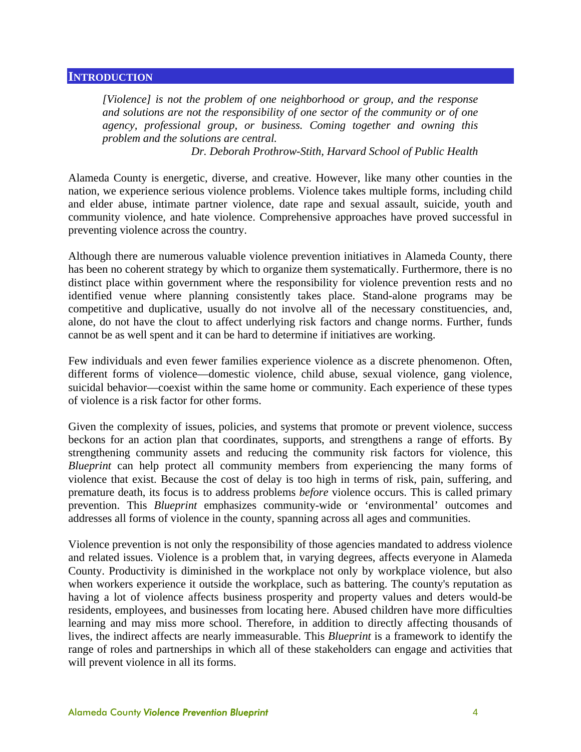## INTRODUCTION

> *[Violence] is not the problem of one neighborhood or group, and the response and solutions are not the responsibility of one sector of the community or of one agency, professional group, or business. Coming together and owning this problem and the solutions are central.*
>
> *Dr. Deborah Prothrow-Stith, Harvard School of Public Health*

Alameda County is energetic, diverse, and creative. However, like many other counties in the nation, we experience serious violence problems. Violence takes multiple forms, including child and elder abuse, intimate partner violence, date rape and sexual assault, suicide, youth and community violence, and hate violence. Comprehensive approaches have proved successful in preventing violence across the country.

Although there are numerous valuable violence prevention initiatives in Alameda County, there has been no coherent strategy by which to organize them systematically. Furthermore, there is no distinct place within government where the responsibility for violence prevention rests and no identified venue where planning consistently takes place. Stand-alone programs may be competitive and duplicative, usually do not involve all of the necessary constituencies, and, alone, do not have the clout to affect underlying risk factors and change norms. Further, funds cannot be as well spent and it can be hard to determine if initiatives are working.

Few individuals and even fewer families experience violence as a discrete phenomenon. Often, different forms of violence—domestic violence, child abuse, sexual violence, gang violence, suicidal behavior—coexist within the same home or community. Each experience of these types of violence is a risk factor for other forms.

Given the complexity of issues, policies, and systems that promote or prevent violence, success beckons for an action plan that coordinates, supports, and strengthens a range of efforts. By strengthening community assets and reducing the community risk factors for violence, this *Blueprint* can help protect all community members from experiencing the many forms of violence that exist. Because the cost of delay is too high in terms of risk, pain, suffering, and premature death, its focus is to address problems *before* violence occurs. This is called primary prevention. This *Blueprint* emphasizes community-wide or 'environmental' outcomes and addresses all forms of violence in the county, spanning across all ages and communities.

Violence prevention is not only the responsibility of those agencies mandated to address violence and related issues. Violence is a problem that, in varying degrees, affects everyone in Alameda County. Productivity is diminished in the workplace not only by workplace violence, but also when workers experience it outside the workplace, such as battering. The county's reputation as having a lot of violence affects business prosperity and property values and deters would-be residents, employees, and businesses from locating here. Abused children have more difficulties learning and may miss more school. Therefore, in addition to directly affecting thousands of lives, the indirect affects are nearly immeasurable. This *Blueprint* is a framework to identify the range of roles and partnerships in which all of these stakeholders can engage and activities that will prevent violence in all its forms.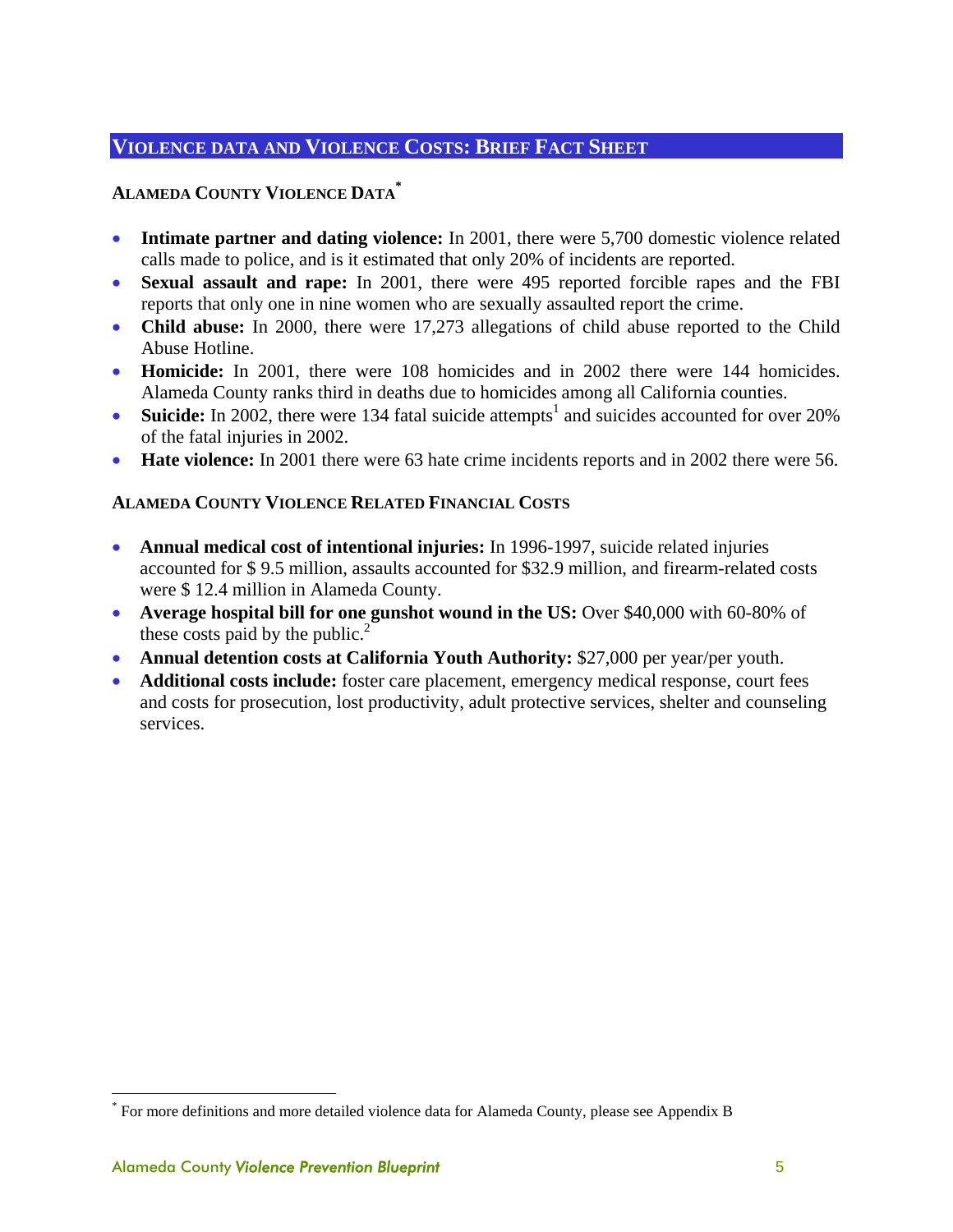## VIOLENCE DATA AND VIOLENCE COSTS: BRIEF FACT SHEET

### ALAMEDA COUNTY VIOLENCE DATA[*]

- **Intimate partner and dating violence:** In 2001, there were 5,700 domestic violence related calls made to police, and is it estimated that only 20% of incidents are reported.
- **Sexual assault and rape:** In 2001, there were 495 reported forcible rapes and the FBI reports that only one in nine women who are sexually assaulted report the crime.
- **Child abuse:** In 2000, there were 17,273 allegations of child abuse reported to the Child Abuse Hotline.
- **Homicide:** In 2001, there were 108 homicides and in 2002 there were 144 homicides. Alameda County ranks third in deaths due to homicides among all California counties.
- **Suicide:** In 2002, there were 134 fatal suicide attempts[1] and suicides accounted for over 20% of the fatal injuries in 2002.
- **Hate violence:** In 2001 there were 63 hate crime incidents reports and in 2002 there were 56.

### ALAMEDA COUNTY VIOLENCE RELATED FINANCIAL COSTS

- **Annual medical cost of intentional injuries:** In 1996-1997, suicide related injuries accounted for $ 9.5 million, assaults accounted for $32.9 million, and firearm-related costs were $ 12.4 million in Alameda County.
- **Average hospital bill for one gunshot wound in the US:** Over $40,000 with 60-80% of these costs paid by the public.[2]
- **Annual detention costs at California Youth Authority:** $27,000 per year/per youth.
- **Additional costs include:** foster care placement, emergency medical response, court fees and costs for prosecution, lost productivity, adult protective services, shelter and counseling services.

---

[*] For more definitions and more detailed violence data for Alameda County, please see Appendix B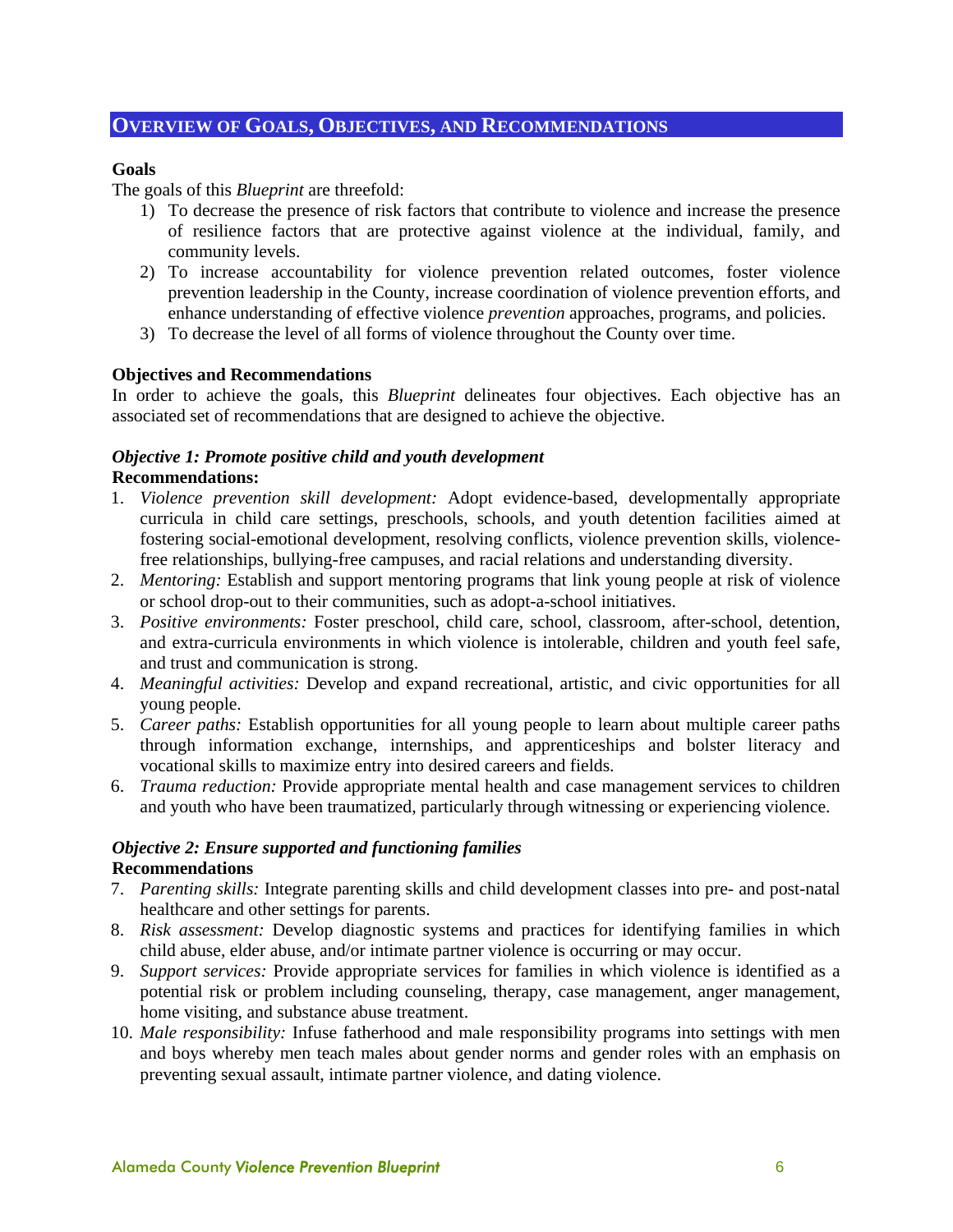## Overview of Goals, Objectives, and Recommendations

**Goals**

The goals of this *Blueprint* are threefold:

1) To decrease the presence of risk factors that contribute to violence and increase the presence of resilience factors that are protective against violence at the individual, family, and community levels.
2) To increase accountability for violence prevention related outcomes, foster violence prevention leadership in the County, increase coordination of violence prevention efforts, and enhance understanding of effective violence *prevention* approaches, programs, and policies.
3) To decrease the level of all forms of violence throughout the County over time.

**Objectives and Recommendations**

In order to achieve the goals, this *Blueprint* delineates four objectives. Each objective has an associated set of recommendations that are designed to achieve the objective.

***Objective 1: Promote positive child and youth development***

**Recommendations:**

1. *Violence prevention skill development:* Adopt evidence-based, developmentally appropriate curricula in child care settings, preschools, schools, and youth detention facilities aimed at fostering social-emotional development, resolving conflicts, violence prevention skills, violence-free relationships, bullying-free campuses, and racial relations and understanding diversity.
2. *Mentoring:* Establish and support mentoring programs that link young people at risk of violence or school drop-out to their communities, such as adopt-a-school initiatives.
3. *Positive environments:* Foster preschool, child care, school, classroom, after-school, detention, and extra-curricula environments in which violence is intolerable, children and youth feel safe, and trust and communication is strong.
4. *Meaningful activities:* Develop and expand recreational, artistic, and civic opportunities for all young people.
5. *Career paths:* Establish opportunities for all young people to learn about multiple career paths through information exchange, internships, and apprenticeships and bolster literacy and vocational skills to maximize entry into desired careers and fields.
6. *Trauma reduction:* Provide appropriate mental health and case management services to children and youth who have been traumatized, particularly through witnessing or experiencing violence.

***Objective 2: Ensure supported and functioning families***

**Recommendations**

7. *Parenting skills:* Integrate parenting skills and child development classes into pre- and post-natal healthcare and other settings for parents.
8. *Risk assessment:* Develop diagnostic systems and practices for identifying families in which child abuse, elder abuse, and/or intimate partner violence is occurring or may occur.
9. *Support services:* Provide appropriate services for families in which violence is identified as a potential risk or problem including counseling, therapy, case management, anger management, home visiting, and substance abuse treatment.
10. *Male responsibility:* Infuse fatherhood and male responsibility programs into settings with men and boys whereby men teach males about gender norms and gender roles with an emphasis on preventing sexual assault, intimate partner violence, and dating violence.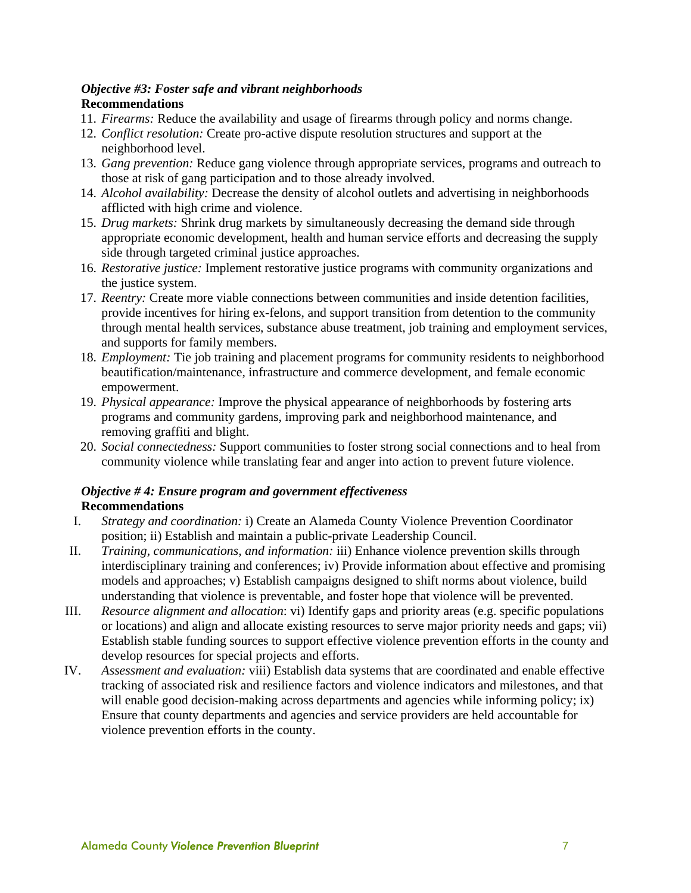***Objective #3: Foster safe and vibrant neighborhoods***

**Recommendations**

11. *Firearms:* Reduce the availability and usage of firearms through policy and norms change.
12. *Conflict resolution:* Create pro-active dispute resolution structures and support at the neighborhood level.
13. *Gang prevention:* Reduce gang violence through appropriate services, programs and outreach to those at risk of gang participation and to those already involved.
14. *Alcohol availability:* Decrease the density of alcohol outlets and advertising in neighborhoods afflicted with high crime and violence.
15. *Drug markets:* Shrink drug markets by simultaneously decreasing the demand side through appropriate economic development, health and human service efforts and decreasing the supply side through targeted criminal justice approaches.
16. *Restorative justice:* Implement restorative justice programs with community organizations and the justice system.
17. *Reentry:* Create more viable connections between communities and inside detention facilities, provide incentives for hiring ex-felons, and support transition from detention to the community through mental health services, substance abuse treatment, job training and employment services, and supports for family members.
18. *Employment:* Tie job training and placement programs for community residents to neighborhood beautification/maintenance, infrastructure and commerce development, and female economic empowerment.
19. *Physical appearance:* Improve the physical appearance of neighborhoods by fostering arts programs and community gardens, improving park and neighborhood maintenance, and removing graffiti and blight.
20. *Social connectedness:* Support communities to foster strong social connections and to heal from community violence while translating fear and anger into action to prevent future violence.

***Objective # 4: Ensure program and government effectiveness***

**Recommendations**

I. *Strategy and coordination:* i) Create an Alameda County Violence Prevention Coordinator position; ii) Establish and maintain a public-private Leadership Council.

II. *Training, communications, and information:* iii) Enhance violence prevention skills through interdisciplinary training and conferences; iv) Provide information about effective and promising models and approaches; v) Establish campaigns designed to shift norms about violence, build understanding that violence is preventable, and foster hope that violence will be prevented.

III. *Resource alignment and allocation*: vi) Identify gaps and priority areas (e.g. specific populations or locations) and align and allocate existing resources to serve major priority needs and gaps; vii) Establish stable funding sources to support effective violence prevention efforts in the county and develop resources for special projects and efforts.

IV. *Assessment and evaluation:* viii) Establish data systems that are coordinated and enable effective tracking of associated risk and resilience factors and violence indicators and milestones, and that will enable good decision-making across departments and agencies while informing policy; ix) Ensure that county departments and agencies and service providers are held accountable for violence prevention efforts in the county.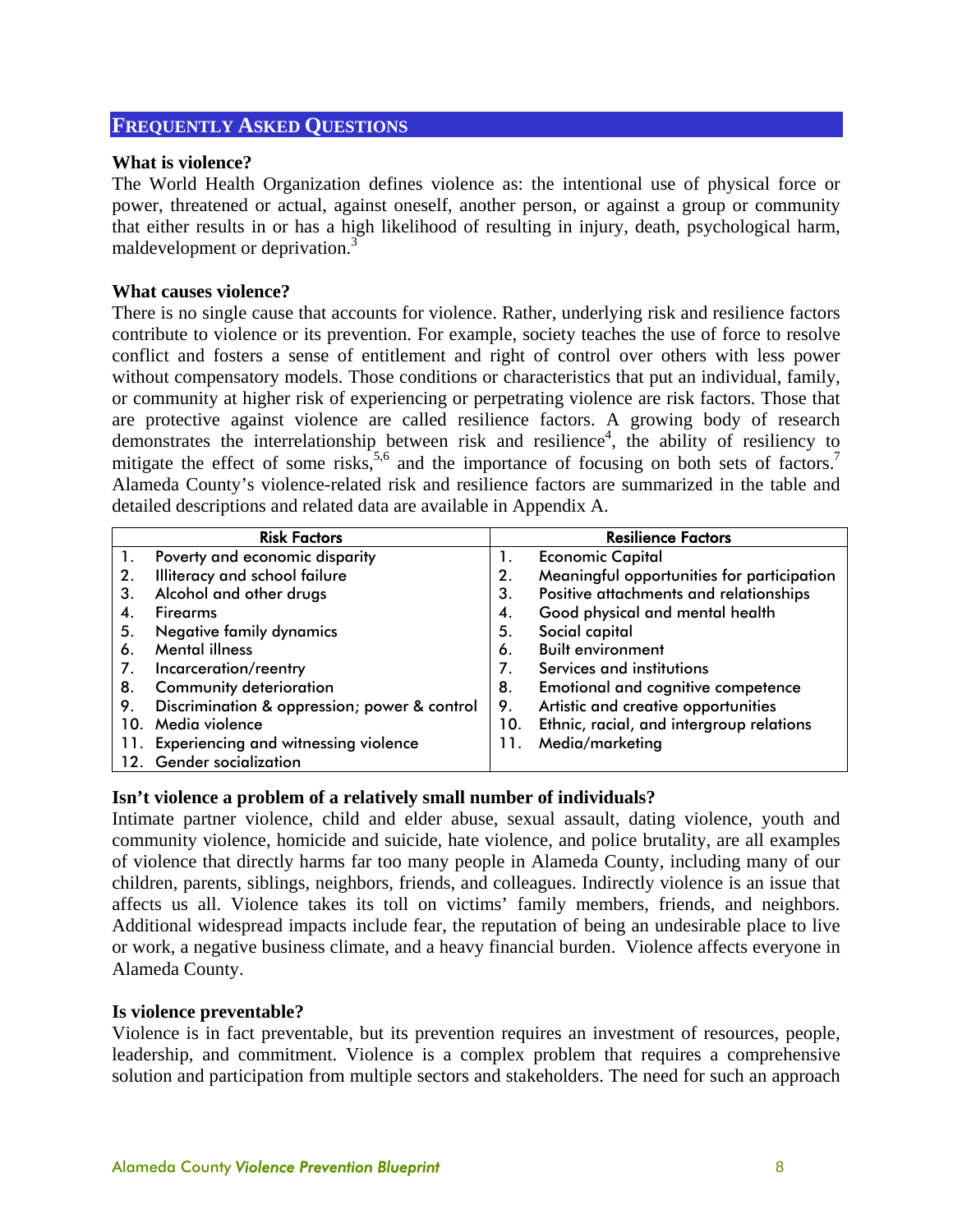## FREQUENTLY ASKED QUESTIONS

**What is violence?**

The World Health Organization defines violence as: the intentional use of physical force or power, threatened or actual, against oneself, another person, or against a group or community that either results in or has a high likelihood of resulting in injury, death, psychological harm, maldevelopment or deprivation.[3]

**What causes violence?**

There is no single cause that accounts for violence. Rather, underlying risk and resilience factors contribute to violence or its prevention. For example, society teaches the use of force to resolve conflict and fosters a sense of entitlement and right of control over others with less power without compensatory models. Those conditions or characteristics that put an individual, family, or community at higher risk of experiencing or perpetrating violence are risk factors. Those that are protective against violence are called resilience factors. A growing body of research demonstrates the interrelationship between risk and resilience[4], the ability of resiliency to mitigate the effect of some risks,[5,6] and the importance of focusing on both sets of factors.[7] Alameda County's violence-related risk and resilience factors are summarized in the table and detailed descriptions and related data are available in Appendix A.

| Risk Factors | Resilience Factors |
|---|---|
| 1. Poverty and economic disparity | 1. Economic Capital |
| 2. Illiteracy and school failure | 2. Meaningful opportunities for participation |
| 3. Alcohol and other drugs | 3. Positive attachments and relationships |
| 4. Firearms | 4. Good physical and mental health |
| 5. Negative family dynamics | 5. Social capital |
| 6. Mental illness | 6. Built environment |
| 7. Incarceration/reentry | 7. Services and institutions |
| 8. Community deterioration | 8. Emotional and cognitive competence |
| 9. Discrimination & oppression; power & control | 9. Artistic and creative opportunities |
| 10. Media violence | 10. Ethnic, racial, and intergroup relations |
| 11. Experiencing and witnessing violence | 11. Media/marketing |
| 12. Gender socialization | |

**Isn't violence a problem of a relatively small number of individuals?**

Intimate partner violence, child and elder abuse, sexual assault, dating violence, youth and community violence, homicide and suicide, hate violence, and police brutality, are all examples of violence that directly harms far too many people in Alameda County, including many of our children, parents, siblings, neighbors, friends, and colleagues. Indirectly violence is an issue that affects us all. Violence takes its toll on victims' family members, friends, and neighbors. Additional widespread impacts include fear, the reputation of being an undesirable place to live or work, a negative business climate, and a heavy financial burden. Violence affects everyone in Alameda County.

**Is violence preventable?**

Violence is in fact preventable, but its prevention requires an investment of resources, people, leadership, and commitment. Violence is a complex problem that requires a comprehensive solution and participation from multiple sectors and stakeholders. The need for such an approach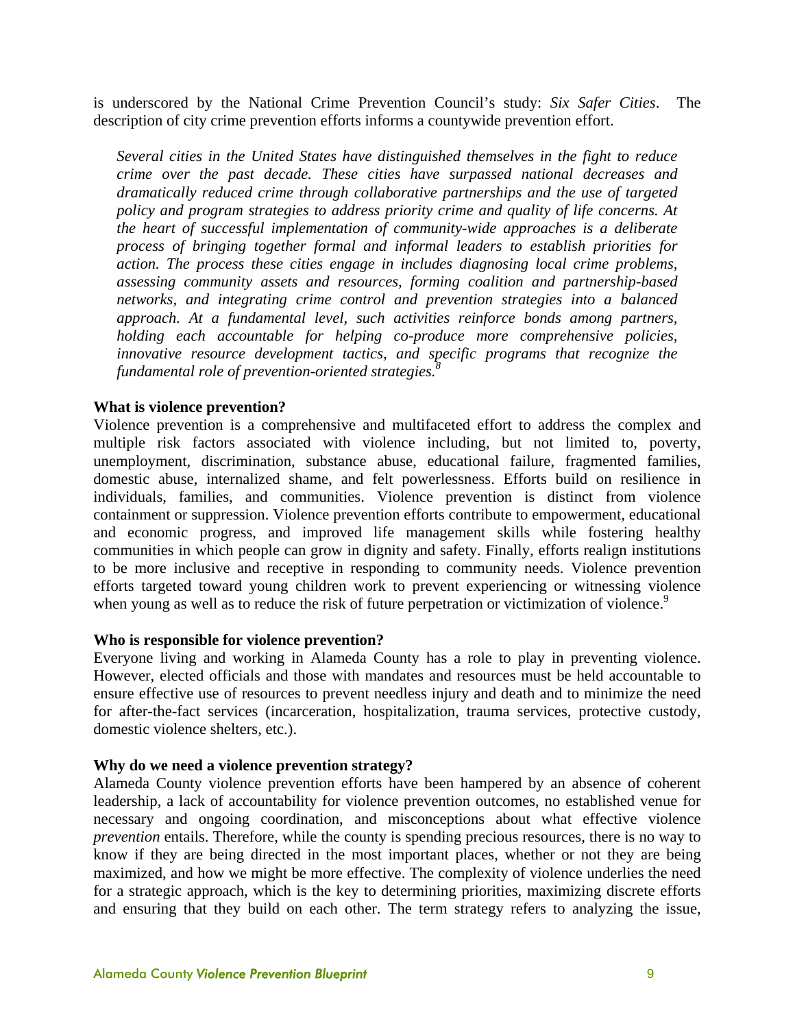is underscored by the National Crime Prevention Council's study: *Six Safer Cities*. The description of city crime prevention efforts informs a countywide prevention effort.

> *Several cities in the United States have distinguished themselves in the fight to reduce crime over the past decade. These cities have surpassed national decreases and dramatically reduced crime through collaborative partnerships and the use of targeted policy and program strategies to address priority crime and quality of life concerns. At the heart of successful implementation of community-wide approaches is a deliberate process of bringing together formal and informal leaders to establish priorities for action. The process these cities engage in includes diagnosing local crime problems, assessing community assets and resources, forming coalition and partnership-based networks, and integrating crime control and prevention strategies into a balanced approach. At a fundamental level, such activities reinforce bonds among partners, holding each accountable for helping co-produce more comprehensive policies, innovative resource development tactics, and specific programs that recognize the fundamental role of prevention-oriented strategies.*[8]

**What is violence prevention?**

Violence prevention is a comprehensive and multifaceted effort to address the complex and multiple risk factors associated with violence including, but not limited to, poverty, unemployment, discrimination, substance abuse, educational failure, fragmented families, domestic abuse, internalized shame, and felt powerlessness. Efforts build on resilience in individuals, families, and communities. Violence prevention is distinct from violence containment or suppression. Violence prevention efforts contribute to empowerment, educational and economic progress, and improved life management skills while fostering healthy communities in which people can grow in dignity and safety. Finally, efforts realign institutions to be more inclusive and receptive in responding to community needs. Violence prevention efforts targeted toward young children work to prevent experiencing or witnessing violence when young as well as to reduce the risk of future perpetration or victimization of violence.[9]

**Who is responsible for violence prevention?**

Everyone living and working in Alameda County has a role to play in preventing violence. However, elected officials and those with mandates and resources must be held accountable to ensure effective use of resources to prevent needless injury and death and to minimize the need for after-the-fact services (incarceration, hospitalization, trauma services, protective custody, domestic violence shelters, etc.).

**Why do we need a violence prevention strategy?**

Alameda County violence prevention efforts have been hampered by an absence of coherent leadership, a lack of accountability for violence prevention outcomes, no established venue for necessary and ongoing coordination, and misconceptions about what effective violence *prevention* entails. Therefore, while the county is spending precious resources, there is no way to know if they are being directed in the most important places, whether or not they are being maximized, and how we might be more effective. The complexity of violence underlies the need for a strategic approach, which is the key to determining priorities, maximizing discrete efforts and ensuring that they build on each other. The term strategy refers to analyzing the issue,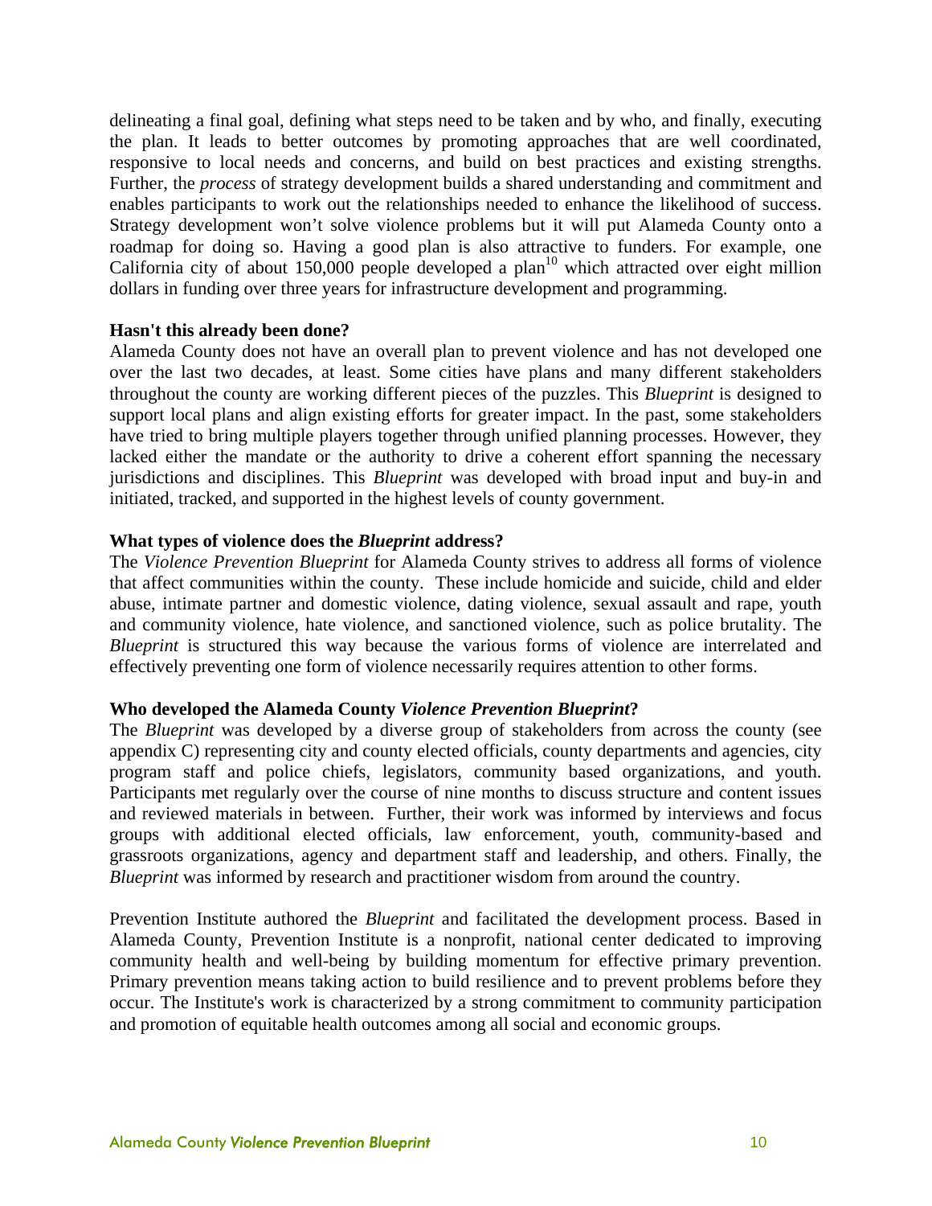delineating a final goal, defining what steps need to be taken and by who, and finally, executing the plan. It leads to better outcomes by promoting approaches that are well coordinated, responsive to local needs and concerns, and build on best practices and existing strengths. Further, the *process* of strategy development builds a shared understanding and commitment and enables participants to work out the relationships needed to enhance the likelihood of success. Strategy development won't solve violence problems but it will put Alameda County onto a roadmap for doing so. Having a good plan is also attractive to funders. For example, one California city of about 150,000 people developed a plan[10] which attracted over eight million dollars in funding over three years for infrastructure development and programming.

**Hasn't this already been done?**

Alameda County does not have an overall plan to prevent violence and has not developed one over the last two decades, at least. Some cities have plans and many different stakeholders throughout the county are working different pieces of the puzzles. This *Blueprint* is designed to support local plans and align existing efforts for greater impact. In the past, some stakeholders have tried to bring multiple players together through unified planning processes. However, they lacked either the mandate or the authority to drive a coherent effort spanning the necessary jurisdictions and disciplines. This *Blueprint* was developed with broad input and buy-in and initiated, tracked, and supported in the highest levels of county government.

**What types of violence does the *Blueprint* address?**

The *Violence Prevention Blueprint* for Alameda County strives to address all forms of violence that affect communities within the county. These include homicide and suicide, child and elder abuse, intimate partner and domestic violence, dating violence, sexual assault and rape, youth and community violence, hate violence, and sanctioned violence, such as police brutality. The *Blueprint* is structured this way because the various forms of violence are interrelated and effectively preventing one form of violence necessarily requires attention to other forms.

**Who developed the Alameda County *Violence Prevention Blueprint*?**

The *Blueprint* was developed by a diverse group of stakeholders from across the county (see appendix C) representing city and county elected officials, county departments and agencies, city program staff and police chiefs, legislators, community based organizations, and youth. Participants met regularly over the course of nine months to discuss structure and content issues and reviewed materials in between. Further, their work was informed by interviews and focus groups with additional elected officials, law enforcement, youth, community-based and grassroots organizations, agency and department staff and leadership, and others. Finally, the *Blueprint* was informed by research and practitioner wisdom from around the country.

Prevention Institute authored the *Blueprint* and facilitated the development process. Based in Alameda County, Prevention Institute is a nonprofit, national center dedicated to improving community health and well-being by building momentum for effective primary prevention. Primary prevention means taking action to build resilience and to prevent problems before they occur. The Institute's work is characterized by a strong commitment to community participation and promotion of equitable health outcomes among all social and economic groups.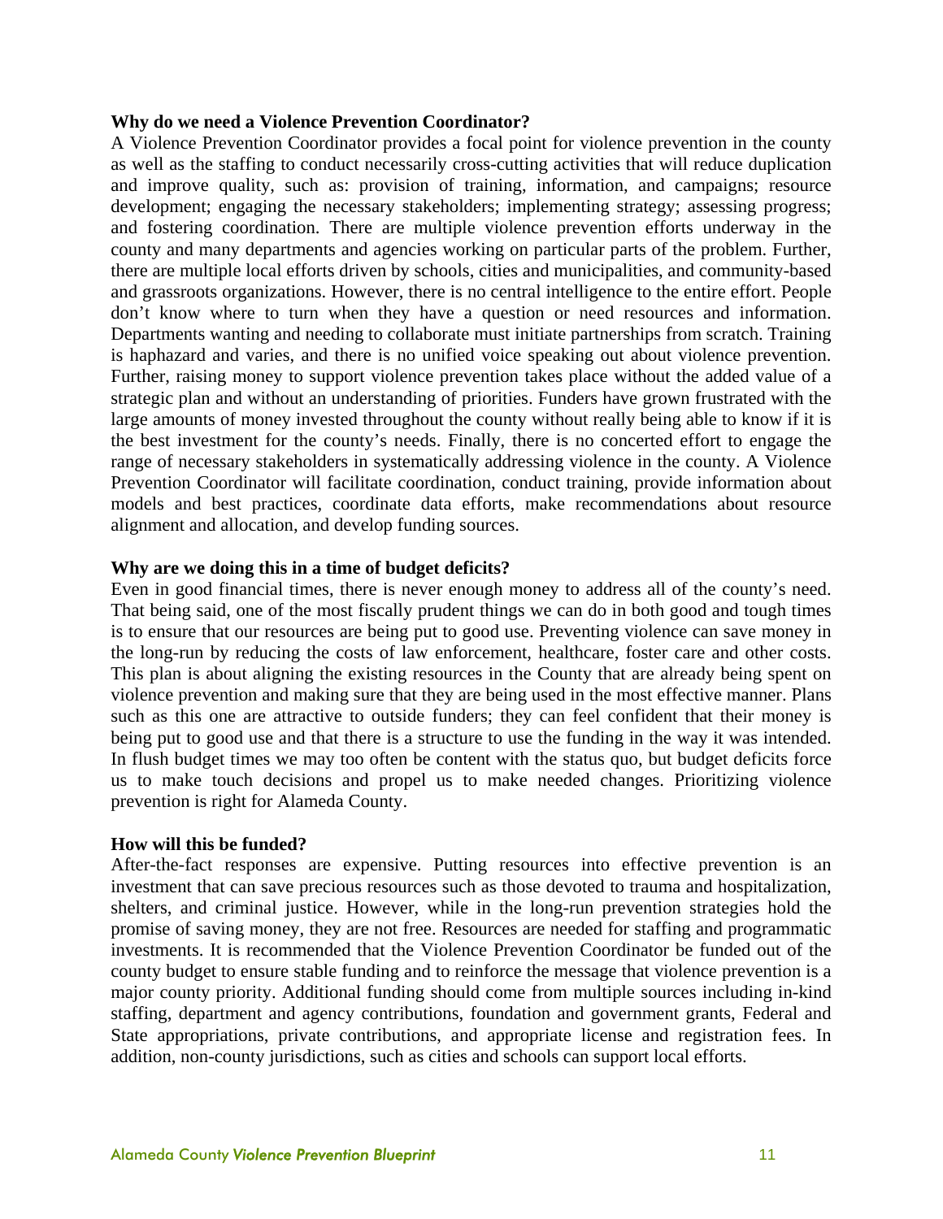**Why do we need a Violence Prevention Coordinator?**

A Violence Prevention Coordinator provides a focal point for violence prevention in the county as well as the staffing to conduct necessarily cross-cutting activities that will reduce duplication and improve quality, such as: provision of training, information, and campaigns; resource development; engaging the necessary stakeholders; implementing strategy; assessing progress; and fostering coordination. There are multiple violence prevention efforts underway in the county and many departments and agencies working on particular parts of the problem. Further, there are multiple local efforts driven by schools, cities and municipalities, and community-based and grassroots organizations. However, there is no central intelligence to the entire effort. People don't know where to turn when they have a question or need resources and information. Departments wanting and needing to collaborate must initiate partnerships from scratch. Training is haphazard and varies, and there is no unified voice speaking out about violence prevention. Further, raising money to support violence prevention takes place without the added value of a strategic plan and without an understanding of priorities. Funders have grown frustrated with the large amounts of money invested throughout the county without really being able to know if it is the best investment for the county's needs. Finally, there is no concerted effort to engage the range of necessary stakeholders in systematically addressing violence in the county. A Violence Prevention Coordinator will facilitate coordination, conduct training, provide information about models and best practices, coordinate data efforts, make recommendations about resource alignment and allocation, and develop funding sources.

**Why are we doing this in a time of budget deficits?**

Even in good financial times, there is never enough money to address all of the county's need. That being said, one of the most fiscally prudent things we can do in both good and tough times is to ensure that our resources are being put to good use. Preventing violence can save money in the long-run by reducing the costs of law enforcement, healthcare, foster care and other costs. This plan is about aligning the existing resources in the County that are already being spent on violence prevention and making sure that they are being used in the most effective manner. Plans such as this one are attractive to outside funders; they can feel confident that their money is being put to good use and that there is a structure to use the funding in the way it was intended. In flush budget times we may too often be content with the status quo, but budget deficits force us to make touch decisions and propel us to make needed changes. Prioritizing violence prevention is right for Alameda County.

**How will this be funded?**

After-the-fact responses are expensive. Putting resources into effective prevention is an investment that can save precious resources such as those devoted to trauma and hospitalization, shelters, and criminal justice. However, while in the long-run prevention strategies hold the promise of saving money, they are not free. Resources are needed for staffing and programmatic investments. It is recommended that the Violence Prevention Coordinator be funded out of the county budget to ensure stable funding and to reinforce the message that violence prevention is a major county priority. Additional funding should come from multiple sources including in-kind staffing, department and agency contributions, foundation and government grants, Federal and State appropriations, private contributions, and appropriate license and registration fees. In addition, non-county jurisdictions, such as cities and schools can support local efforts.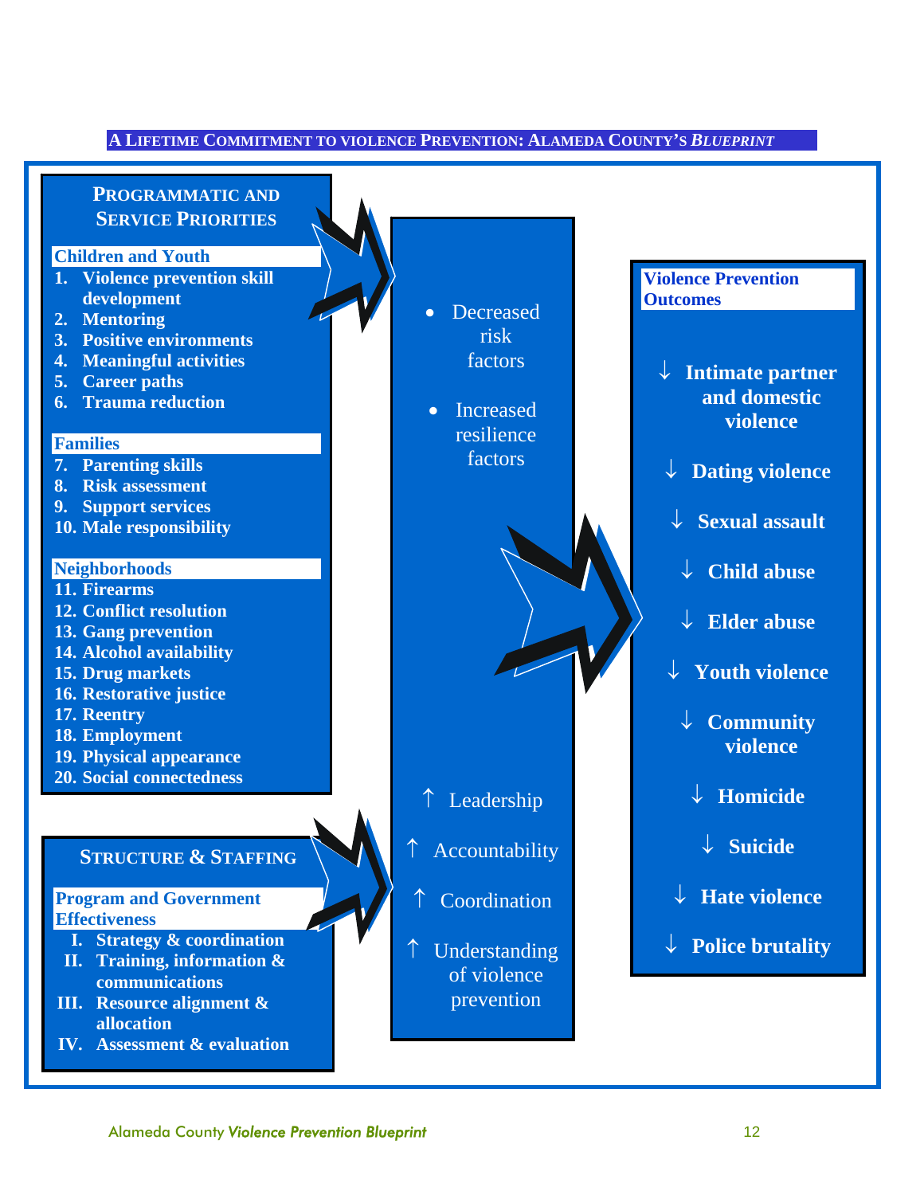## A Lifetime Commitment to Violence Prevention: Alameda County's *Blueprint*

### Programmatic and Service Priorities

**Children and Youth**

1. **Violence prevention skill development**
2. **Mentoring**
3. **Positive environments**
4. **Meaningful activities**
5. **Career paths**
6. **Trauma reduction**

**Families**

7. **Parenting skills**
8. **Risk assessment**
9. **Support services**
10. **Male responsibility**

**Neighborhoods**

11. **Firearms**
12. **Conflict resolution**
13. **Gang prevention**
14. **Alcohol availability**
15. **Drug markets**
16. **Restorative justice**
17. **Reentry**
18. **Employment**
19. **Physical appearance**
20. **Social connectedness**

### Structure & Staffing

**Program and Government Effectiveness**

- **I. Strategy & coordination**
- **II. Training, information & communications**
- **III. Resource alignment & allocation**
- **IV. Assessment & evaluation**

---

- Decreased risk factors
- Increased resilience factors

↑ Leadership

↑ Accountability

↑ Coordination

↑ Understanding of violence prevention

---

### Violence Prevention Outcomes

- ↓ **Intimate partner and domestic violence**
- ↓ **Dating violence**
- ↓ **Sexual assault**
- ↓ **Child abuse**
- ↓ **Elder abuse**
- ↓ **Youth violence**
- ↓ **Community violence**
- ↓ **Homicide**
- ↓ **Suicide**
- ↓ **Hate violence**
- ↓ **Police brutality**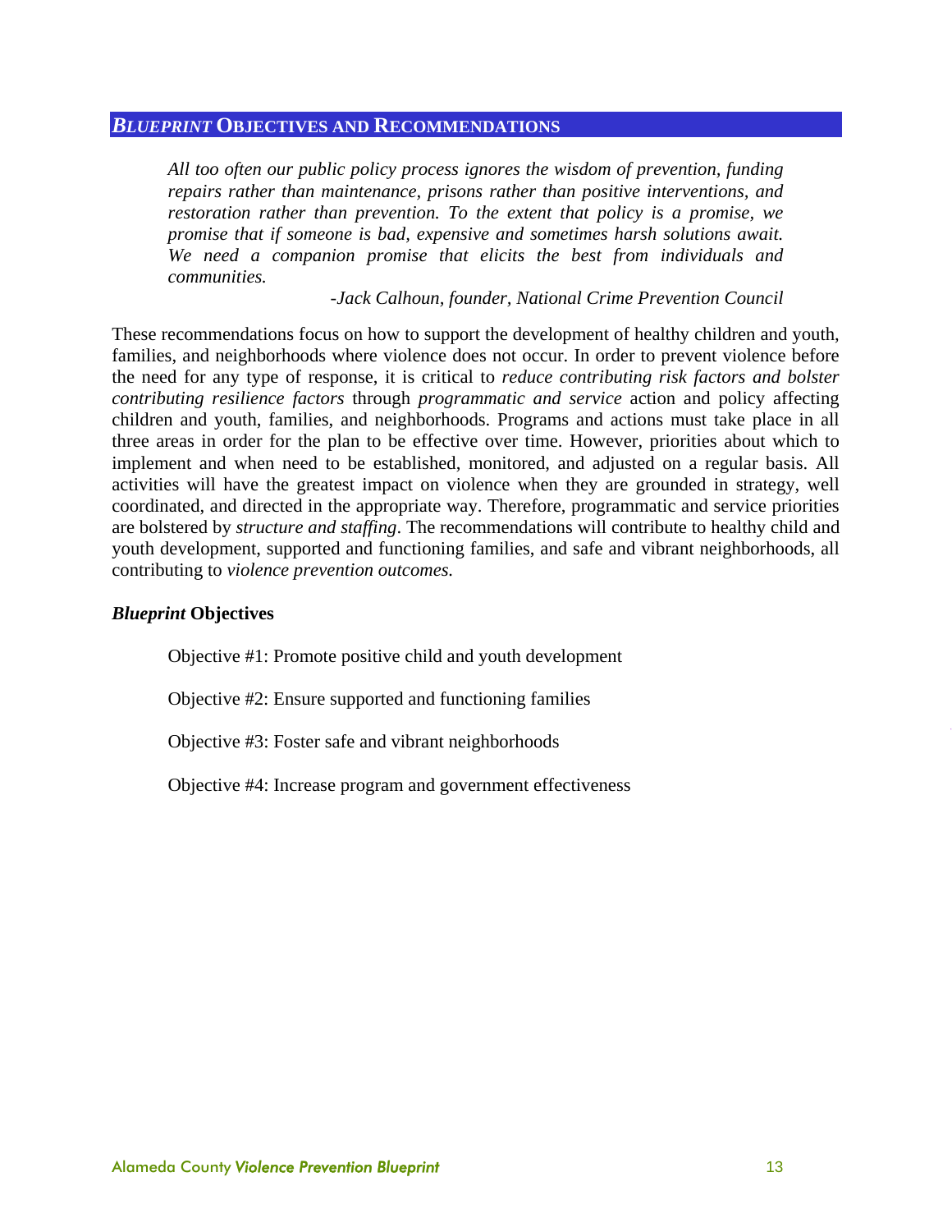## *BLUEPRINT* OBJECTIVES AND RECOMMENDATIONS

> *All too often our public policy process ignores the wisdom of prevention, funding repairs rather than maintenance, prisons rather than positive interventions, and restoration rather than prevention. To the extent that policy is a promise, we promise that if someone is bad, expensive and sometimes harsh solutions await. We need a companion promise that elicits the best from individuals and communities.*
>
> *-Jack Calhoun, founder, National Crime Prevention Council*

These recommendations focus on how to support the development of healthy children and youth, families, and neighborhoods where violence does not occur. In order to prevent violence before the need for any type of response, it is critical to *reduce contributing risk factors and bolster contributing resilience factors* through *programmatic and service* action and policy affecting children and youth, families, and neighborhoods. Programs and actions must take place in all three areas in order for the plan to be effective over time. However, priorities about which to implement and when need to be established, monitored, and adjusted on a regular basis. All activities will have the greatest impact on violence when they are grounded in strategy, well coordinated, and directed in the appropriate way. Therefore, programmatic and service priorities are bolstered by *structure and staffing*. The recommendations will contribute to healthy child and youth development, supported and functioning families, and safe and vibrant neighborhoods, all contributing to *violence prevention outcomes.*

### ***Blueprint* Objectives**

Objective #1: Promote positive child and youth development

Objective #2: Ensure supported and functioning families

Objective #3: Foster safe and vibrant neighborhoods

Objective #4: Increase program and government effectiveness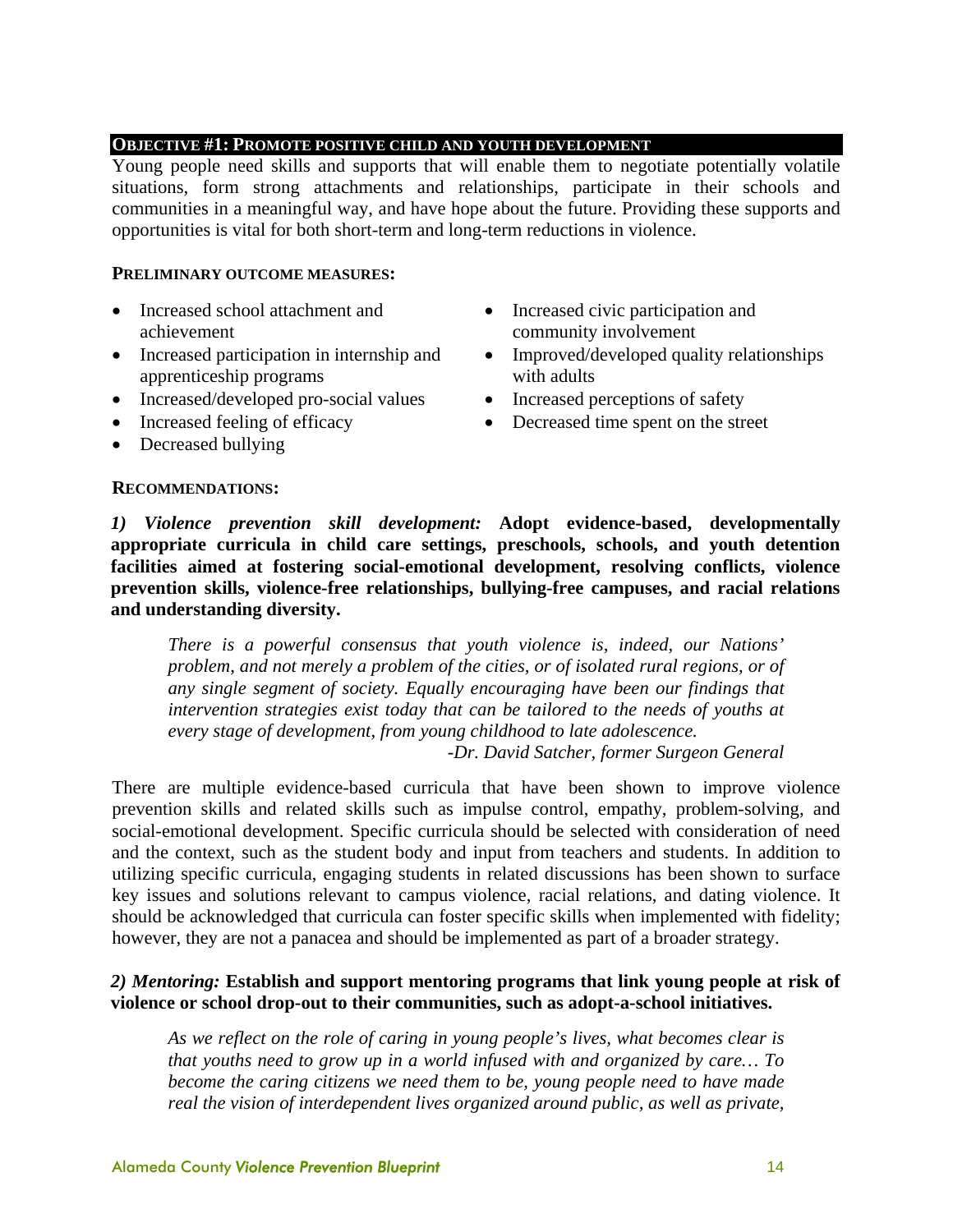## OBJECTIVE #1: PROMOTE POSITIVE CHILD AND YOUTH DEVELOPMENT

Young people need skills and supports that will enable them to negotiate potentially volatile situations, form strong attachments and relationships, participate in their schools and communities in a meaningful way, and have hope about the future. Providing these supports and opportunities is vital for both short-term and long-term reductions in violence.

**PRELIMINARY OUTCOME MEASURES:**

- Increased school attachment and achievement
- Increased participation in internship and apprenticeship programs
- Increased/developed pro-social values
- Increased feeling of efficacy
- Decreased bullying
- Increased civic participation and community involvement
- Improved/developed quality relationships with adults
- Increased perceptions of safety
- Decreased time spent on the street

**RECOMMENDATIONS:**

***1) Violence prevention skill development:*** **Adopt evidence-based, developmentally appropriate curricula in child care settings, preschools, schools, and youth detention facilities aimed at fostering social-emotional development, resolving conflicts, violence prevention skills, violence-free relationships, bullying-free campuses, and racial relations and understanding diversity.**

> *There is a powerful consensus that youth violence is, indeed, our Nations' problem, and not merely a problem of the cities, or of isolated rural regions, or of any single segment of society. Equally encouraging have been our findings that intervention strategies exist today that can be tailored to the needs of youths at every stage of development, from young childhood to late adolescence.*
>
> *-Dr. David Satcher, former Surgeon General*

There are multiple evidence-based curricula that have been shown to improve violence prevention skills and related skills such as impulse control, empathy, problem-solving, and social-emotional development. Specific curricula should be selected with consideration of need and the context, such as the student body and input from teachers and students. In addition to utilizing specific curricula, engaging students in related discussions has been shown to surface key issues and solutions relevant to campus violence, racial relations, and dating violence. It should be acknowledged that curricula can foster specific skills when implemented with fidelity; however, they are not a panacea and should be implemented as part of a broader strategy.

***2) Mentoring:*** **Establish and support mentoring programs that link young people at risk of violence or school drop-out to their communities, such as adopt-a-school initiatives.**

> *As we reflect on the role of caring in young people's lives, what becomes clear is that youths need to grow up in a world infused with and organized by care… To become the caring citizens we need them to be, young people need to have made real the vision of interdependent lives organized around public, as well as private,*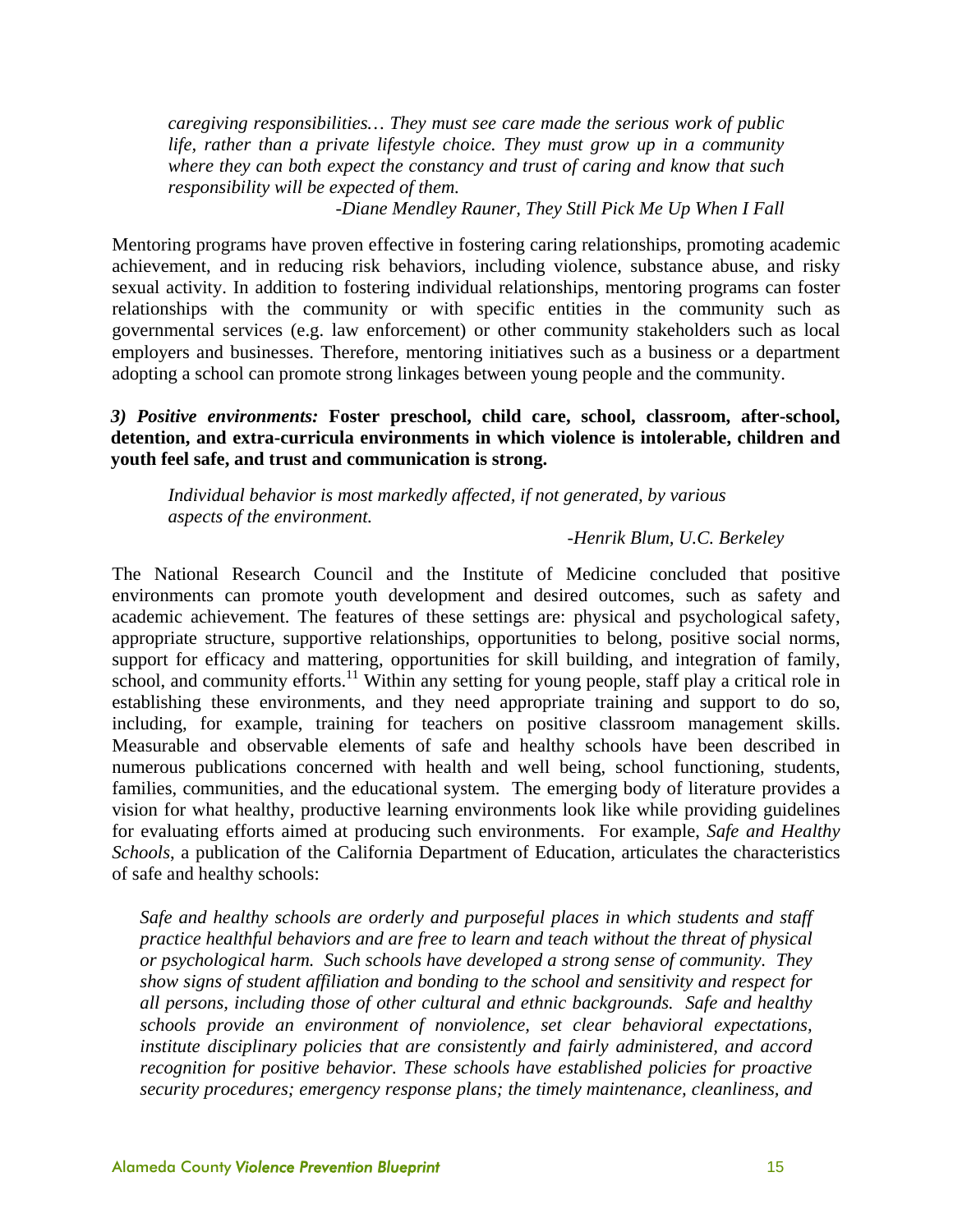*caregiving responsibilities… They must see care made the serious work of public life, rather than a private lifestyle choice. They must grow up in a community where they can both expect the constancy and trust of caring and know that such responsibility will be expected of them.*

*-Diane Mendley Rauner, They Still Pick Me Up When I Fall*

Mentoring programs have proven effective in fostering caring relationships, promoting academic achievement, and in reducing risk behaviors, including violence, substance abuse, and risky sexual activity. In addition to fostering individual relationships, mentoring programs can foster relationships with the community or with specific entities in the community such as governmental services (e.g. law enforcement) or other community stakeholders such as local employers and businesses. Therefore, mentoring initiatives such as a business or a department adopting a school can promote strong linkages between young people and the community.

***3) Positive environments:* Foster preschool, child care, school, classroom, after-school, detention, and extra-curricula environments in which violence is intolerable, children and youth feel safe, and trust and communication is strong.**

*Individual behavior is most markedly affected, if not generated, by various aspects of the environment.*

*-Henrik Blum, U.C. Berkeley*

The National Research Council and the Institute of Medicine concluded that positive environments can promote youth development and desired outcomes, such as safety and academic achievement. The features of these settings are: physical and psychological safety, appropriate structure, supportive relationships, opportunities to belong, positive social norms, support for efficacy and mattering, opportunities for skill building, and integration of family, school, and community efforts.[11] Within any setting for young people, staff play a critical role in establishing these environments, and they need appropriate training and support to do so, including, for example, training for teachers on positive classroom management skills. Measurable and observable elements of safe and healthy schools have been described in numerous publications concerned with health and well being, school functioning, students, families, communities, and the educational system. The emerging body of literature provides a vision for what healthy, productive learning environments look like while providing guidelines for evaluating efforts aimed at producing such environments. For example, *Safe and Healthy Schools*, a publication of the California Department of Education, articulates the characteristics of safe and healthy schools:

*Safe and healthy schools are orderly and purposeful places in which students and staff practice healthful behaviors and are free to learn and teach without the threat of physical or psychological harm. Such schools have developed a strong sense of community. They show signs of student affiliation and bonding to the school and sensitivity and respect for all persons, including those of other cultural and ethnic backgrounds. Safe and healthy schools provide an environment of nonviolence, set clear behavioral expectations, institute disciplinary policies that are consistently and fairly administered, and accord recognition for positive behavior. These schools have established policies for proactive security procedures; emergency response plans; the timely maintenance, cleanliness, and*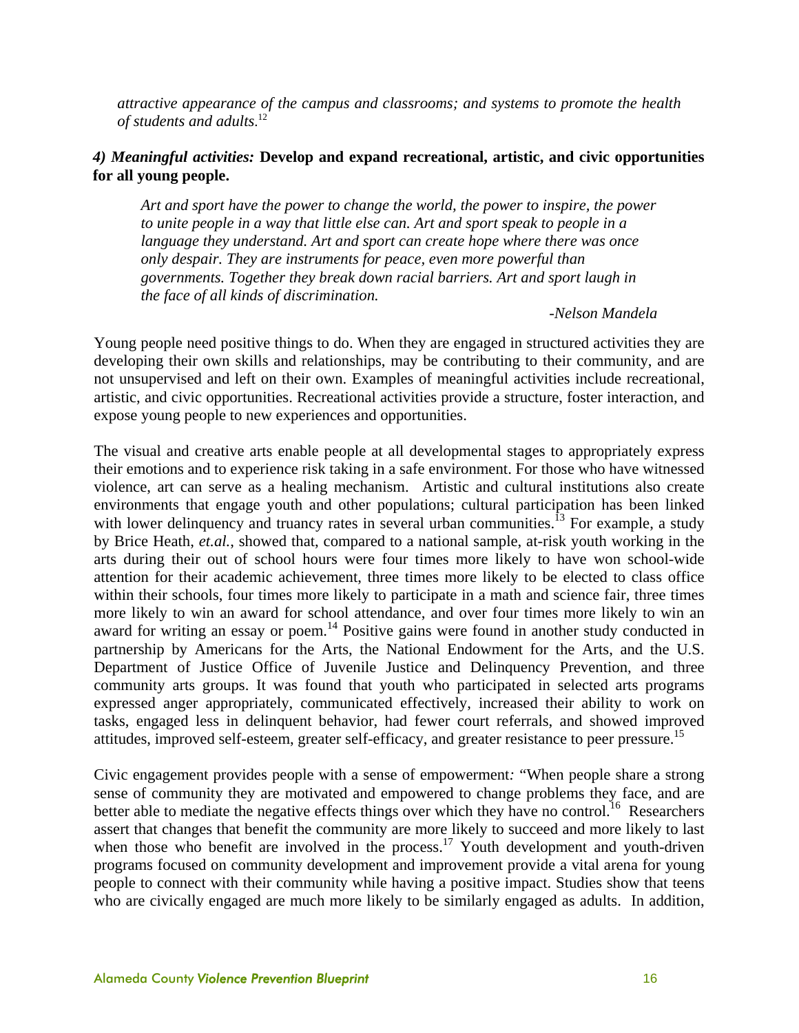*attractive appearance of the campus and classrooms; and systems to promote the health of students and adults.*[12]

***4) Meaningful activities:*** **Develop and expand recreational, artistic, and civic opportunities for all young people.**

> *Art and sport have the power to change the world, the power to inspire, the power to unite people in a way that little else can. Art and sport speak to people in a language they understand. Art and sport can create hope where there was once only despair. They are instruments for peace, even more powerful than governments. Together they break down racial barriers. Art and sport laugh in the face of all kinds of discrimination.*
>
> *-Nelson Mandela*

Young people need positive things to do. When they are engaged in structured activities they are developing their own skills and relationships, may be contributing to their community, and are not unsupervised and left on their own. Examples of meaningful activities include recreational, artistic, and civic opportunities. Recreational activities provide a structure, foster interaction, and expose young people to new experiences and opportunities.

The visual and creative arts enable people at all developmental stages to appropriately express their emotions and to experience risk taking in a safe environment. For those who have witnessed violence, art can serve as a healing mechanism. Artistic and cultural institutions also create environments that engage youth and other populations; cultural participation has been linked with lower delinquency and truancy rates in several urban communities.[13] For example, a study by Brice Heath, *et.al.*, showed that, compared to a national sample, at-risk youth working in the arts during their out of school hours were four times more likely to have won school-wide attention for their academic achievement, three times more likely to be elected to class office within their schools, four times more likely to participate in a math and science fair, three times more likely to win an award for school attendance, and over four times more likely to win an award for writing an essay or poem.[14] Positive gains were found in another study conducted in partnership by Americans for the Arts, the National Endowment for the Arts, and the U.S. Department of Justice Office of Juvenile Justice and Delinquency Prevention, and three community arts groups. It was found that youth who participated in selected arts programs expressed anger appropriately, communicated effectively, increased their ability to work on tasks, engaged less in delinquent behavior, had fewer court referrals, and showed improved attitudes, improved self-esteem, greater self-efficacy, and greater resistance to peer pressure.[15]

Civic engagement provides people with a sense of empowerment*:* "When people share a strong sense of community they are motivated and empowered to change problems they face, and are better able to mediate the negative effects things over which they have no control.[16] Researchers assert that changes that benefit the community are more likely to succeed and more likely to last when those who benefit are involved in the process.[17] Youth development and youth-driven programs focused on community development and improvement provide a vital arena for young people to connect with their community while having a positive impact. Studies show that teens who are civically engaged are much more likely to be similarly engaged as adults. In addition,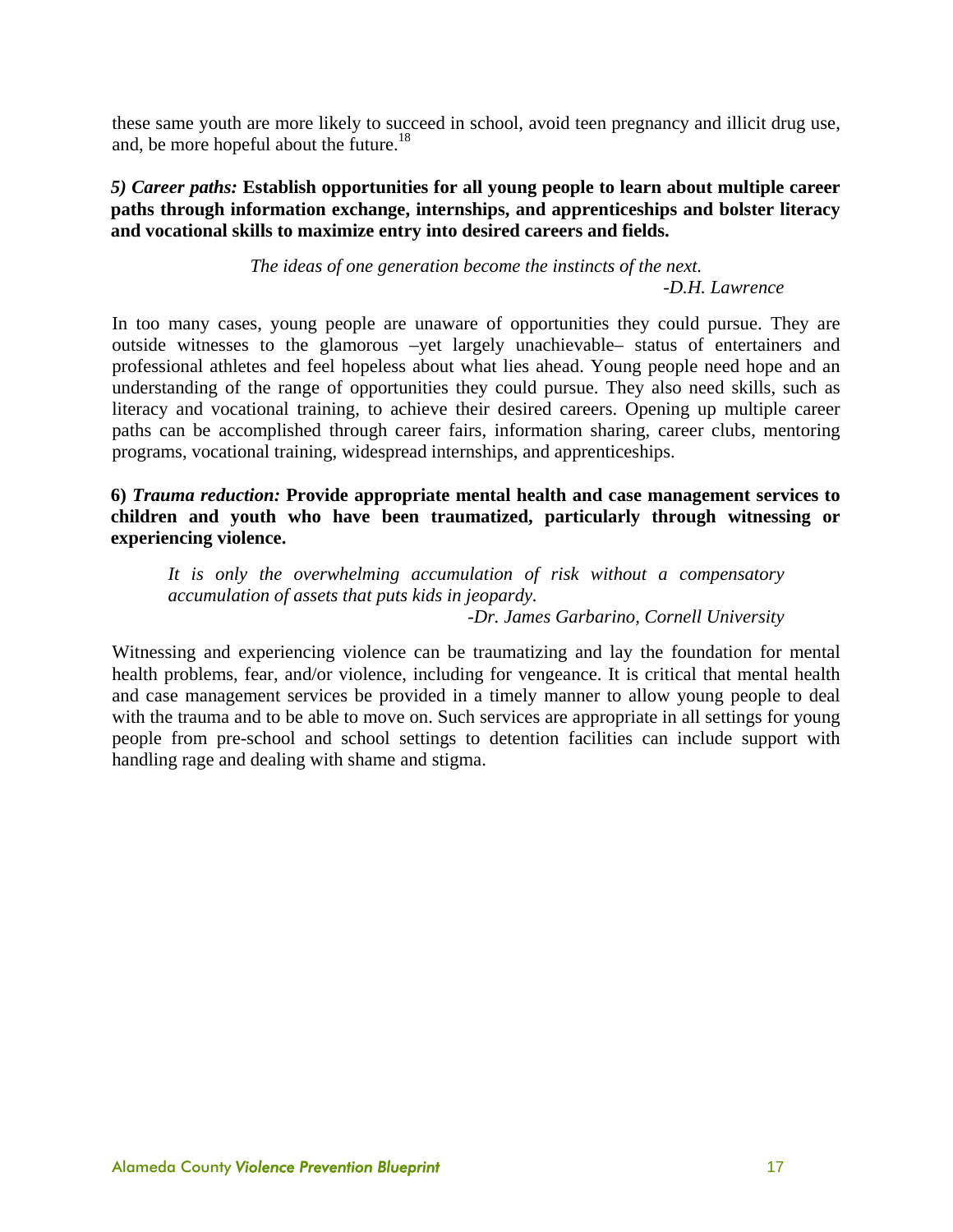these same youth are more likely to succeed in school, avoid teen pregnancy and illicit drug use, and, be more hopeful about the future.[18]

***5) Career paths:* Establish opportunities for all young people to learn about multiple career paths through information exchange, internships, and apprenticeships and bolster literacy and vocational skills to maximize entry into desired careers and fields.**

> *The ideas of one generation become the instincts of the next.*
>
> *-D.H. Lawrence*

In too many cases, young people are unaware of opportunities they could pursue. They are outside witnesses to the glamorous –yet largely unachievable– status of entertainers and professional athletes and feel hopeless about what lies ahead. Young people need hope and an understanding of the range of opportunities they could pursue. They also need skills, such as literacy and vocational training, to achieve their desired careers. Opening up multiple career paths can be accomplished through career fairs, information sharing, career clubs, mentoring programs, vocational training, widespread internships, and apprenticeships.

**6) *Trauma reduction:* Provide appropriate mental health and case management services to children and youth who have been traumatized, particularly through witnessing or experiencing violence.**

> *It is only the overwhelming accumulation of risk without a compensatory accumulation of assets that puts kids in jeopardy.*
>
> *-Dr. James Garbarino, Cornell University*

Witnessing and experiencing violence can be traumatizing and lay the foundation for mental health problems, fear, and/or violence, including for vengeance. It is critical that mental health and case management services be provided in a timely manner to allow young people to deal with the trauma and to be able to move on. Such services are appropriate in all settings for young people from pre-school and school settings to detention facilities can include support with handling rage and dealing with shame and stigma.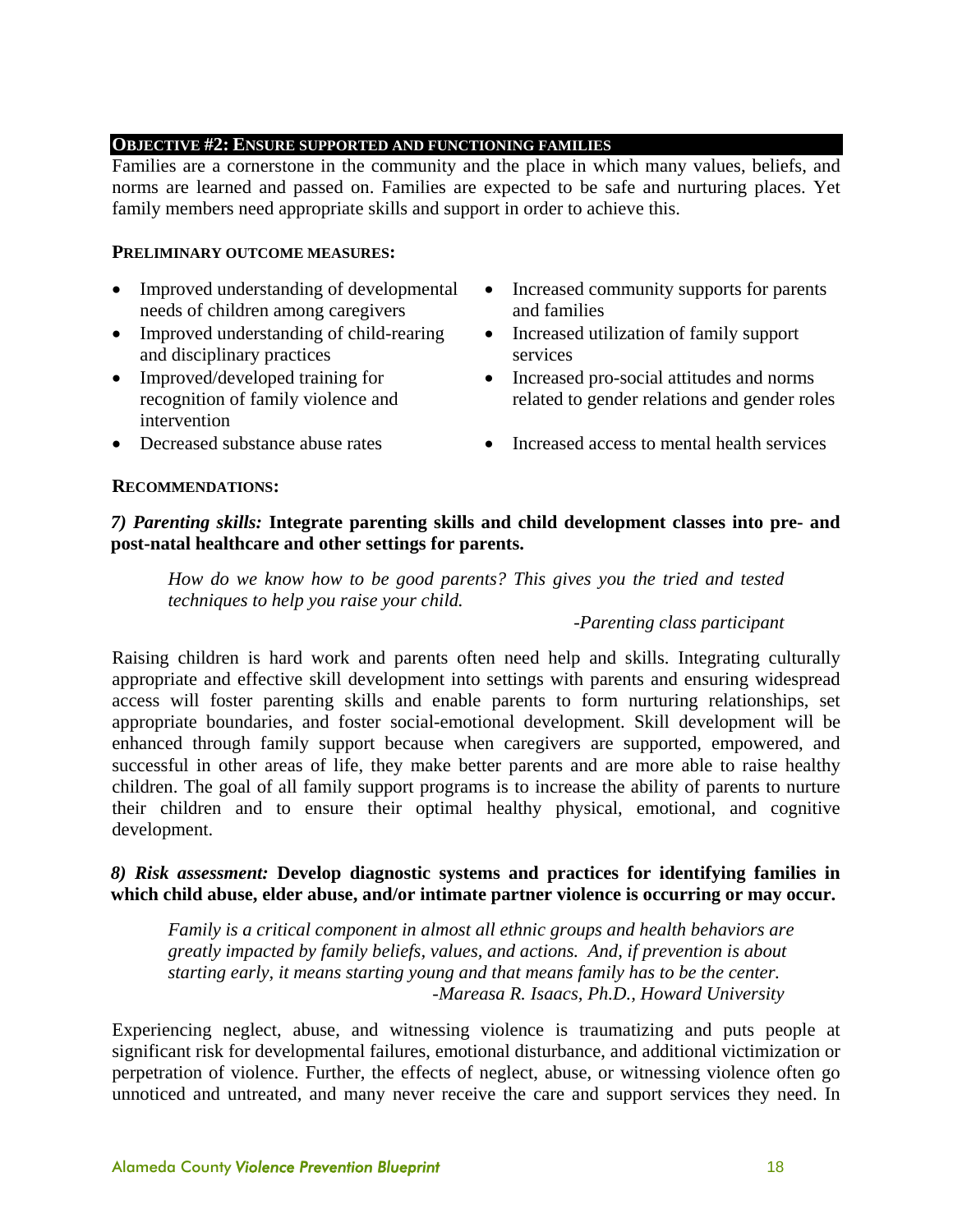## OBJECTIVE #2: ENSURE SUPPORTED AND FUNCTIONING FAMILIES

Families are a cornerstone in the community and the place in which many values, beliefs, and norms are learned and passed on. Families are expected to be safe and nurturing places. Yet family members need appropriate skills and support in order to achieve this.

**PRELIMINARY OUTCOME MEASURES:**

- Improved understanding of developmental needs of children among caregivers
- Improved understanding of child-rearing and disciplinary practices
- Improved/developed training for recognition of family violence and intervention
- Decreased substance abuse rates
- Increased community supports for parents and families
- Increased utilization of family support services
- Increased pro-social attitudes and norms related to gender relations and gender roles
- Increased access to mental health services

**RECOMMENDATIONS:**

***7) Parenting skills:*** **Integrate parenting skills and child development classes into pre- and post-natal healthcare and other settings for parents.**

> *How do we know how to be good parents? This gives you the tried and tested techniques to help you raise your child.*
>
> *-Parenting class participant*

Raising children is hard work and parents often need help and skills. Integrating culturally appropriate and effective skill development into settings with parents and ensuring widespread access will foster parenting skills and enable parents to form nurturing relationships, set appropriate boundaries, and foster social-emotional development. Skill development will be enhanced through family support because when caregivers are supported, empowered, and successful in other areas of life, they make better parents and are more able to raise healthy children. The goal of all family support programs is to increase the ability of parents to nurture their children and to ensure their optimal healthy physical, emotional, and cognitive development.

***8) Risk assessment:*** **Develop diagnostic systems and practices for identifying families in which child abuse, elder abuse, and/or intimate partner violence is occurring or may occur.**

> *Family is a critical component in almost all ethnic groups and health behaviors are greatly impacted by family beliefs, values, and actions. And, if prevention is about starting early, it means starting young and that means family has to be the center.*
>
> *-Mareasa R. Isaacs, Ph.D., Howard University*

Experiencing neglect, abuse, and witnessing violence is traumatizing and puts people at significant risk for developmental failures, emotional disturbance, and additional victimization or perpetration of violence. Further, the effects of neglect, abuse, or witnessing violence often go unnoticed and untreated, and many never receive the care and support services they need. In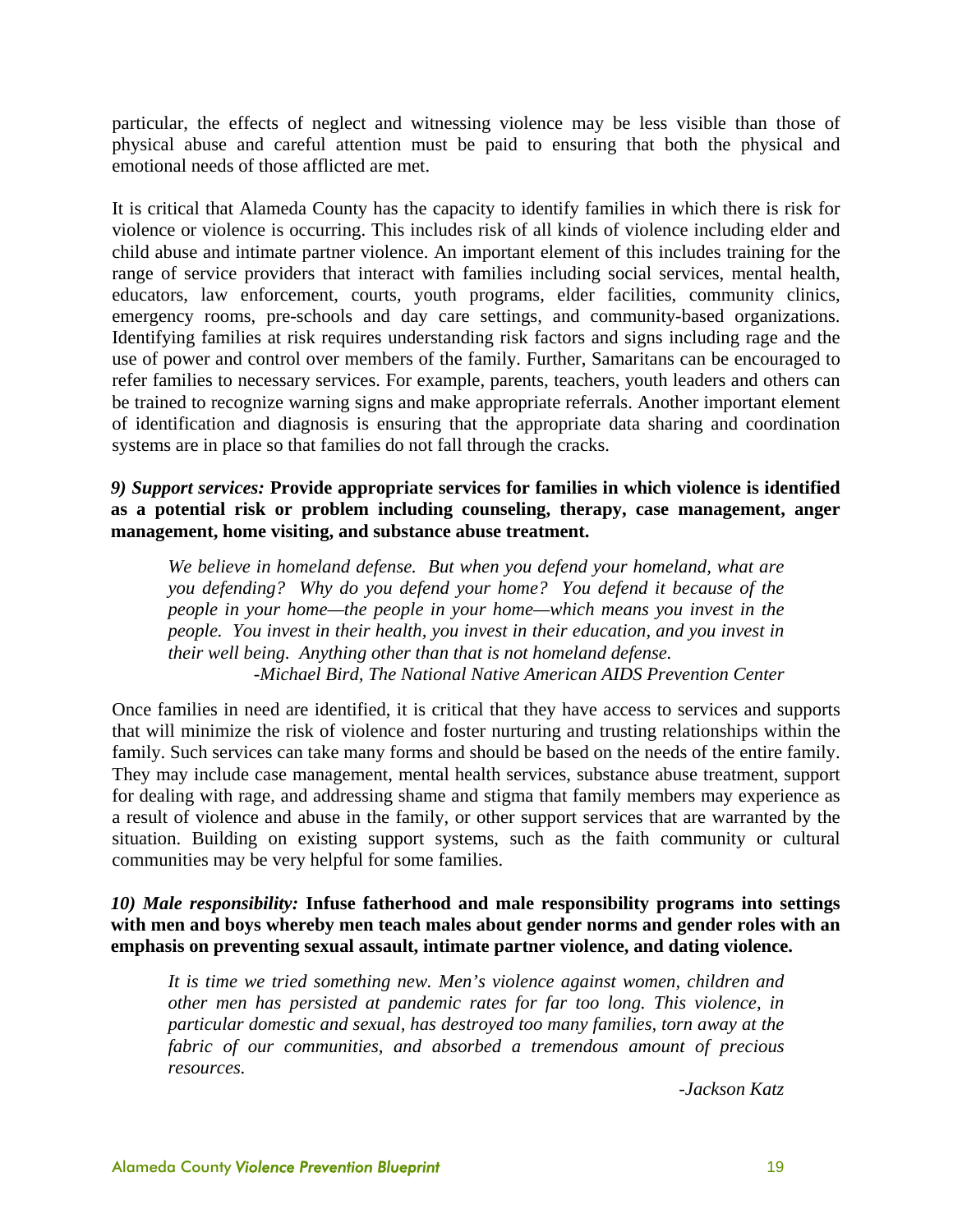particular, the effects of neglect and witnessing violence may be less visible than those of physical abuse and careful attention must be paid to ensuring that both the physical and emotional needs of those afflicted are met.

It is critical that Alameda County has the capacity to identify families in which there is risk for violence or violence is occurring. This includes risk of all kinds of violence including elder and child abuse and intimate partner violence. An important element of this includes training for the range of service providers that interact with families including social services, mental health, educators, law enforcement, courts, youth programs, elder facilities, community clinics, emergency rooms, pre-schools and day care settings, and community-based organizations. Identifying families at risk requires understanding risk factors and signs including rage and the use of power and control over members of the family. Further, Samaritans can be encouraged to refer families to necessary services. For example, parents, teachers, youth leaders and others can be trained to recognize warning signs and make appropriate referrals. Another important element of identification and diagnosis is ensuring that the appropriate data sharing and coordination systems are in place so that families do not fall through the cracks.

***9) Support services:* Provide appropriate services for families in which violence is identified as a potential risk or problem including counseling, therapy, case management, anger management, home visiting, and substance abuse treatment.**

> *We believe in homeland defense. But when you defend your homeland, what are you defending? Why do you defend your home? You defend it because of the people in your home—the people in your home—which means you invest in the people. You invest in their health, you invest in their education, and you invest in their well being. Anything other than that is not homeland defense.*
>
> *-Michael Bird, The National Native American AIDS Prevention Center*

Once families in need are identified, it is critical that they have access to services and supports that will minimize the risk of violence and foster nurturing and trusting relationships within the family. Such services can take many forms and should be based on the needs of the entire family. They may include case management, mental health services, substance abuse treatment, support for dealing with rage, and addressing shame and stigma that family members may experience as a result of violence and abuse in the family, or other support services that are warranted by the situation. Building on existing support systems, such as the faith community or cultural communities may be very helpful for some families.

***10) Male responsibility:* Infuse fatherhood and male responsibility programs into settings with men and boys whereby men teach males about gender norms and gender roles with an emphasis on preventing sexual assault, intimate partner violence, and dating violence.**

> *It is time we tried something new. Men's violence against women, children and other men has persisted at pandemic rates for far too long. This violence, in particular domestic and sexual, has destroyed too many families, torn away at the fabric of our communities, and absorbed a tremendous amount of precious resources.*
>
> *-Jackson Katz*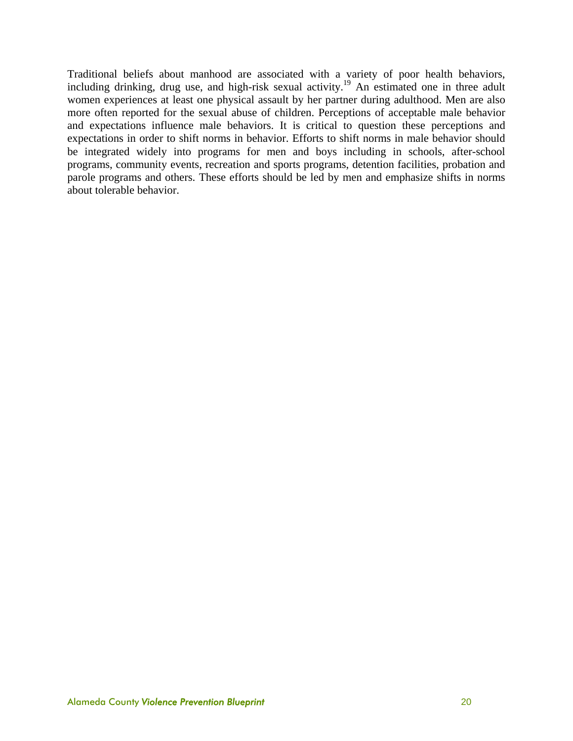Traditional beliefs about manhood are associated with a variety of poor health behaviors, including drinking, drug use, and high-risk sexual activity.[19] An estimated one in three adult women experiences at least one physical assault by her partner during adulthood. Men are also more often reported for the sexual abuse of children. Perceptions of acceptable male behavior and expectations influence male behaviors. It is critical to question these perceptions and expectations in order to shift norms in behavior. Efforts to shift norms in male behavior should be integrated widely into programs for men and boys including in schools, after-school programs, community events, recreation and sports programs, detention facilities, probation and parole programs and others. These efforts should be led by men and emphasize shifts in norms about tolerable behavior.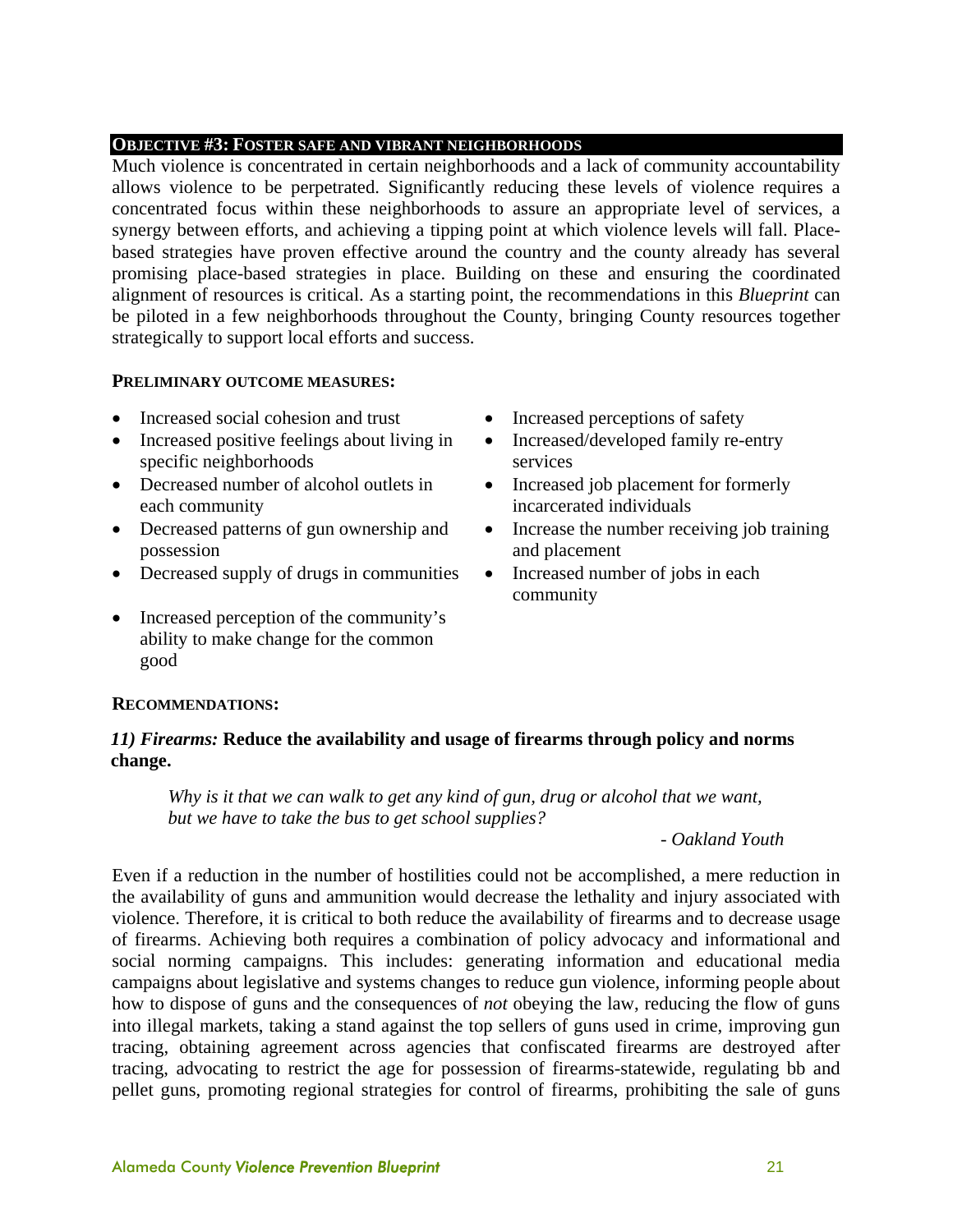## OBJECTIVE #3: FOSTER SAFE AND VIBRANT NEIGHBORHOODS

Much violence is concentrated in certain neighborhoods and a lack of community accountability allows violence to be perpetrated. Significantly reducing these levels of violence requires a concentrated focus within these neighborhoods to assure an appropriate level of services, a synergy between efforts, and achieving a tipping point at which violence levels will fall. Place-based strategies have proven effective around the country and the county already has several promising place-based strategies in place. Building on these and ensuring the coordinated alignment of resources is critical. As a starting point, the recommendations in this *Blueprint* can be piloted in a few neighborhoods throughout the County, bringing County resources together strategically to support local efforts and success.

### PRELIMINARY OUTCOME MEASURES:

- Increased social cohesion and trust
- Increased positive feelings about living in specific neighborhoods
- Decreased number of alcohol outlets in each community
- Decreased patterns of gun ownership and possession
- Decreased supply of drugs in communities
- Increased perception of the community's ability to make change for the common good
- Increased perceptions of safety
- Increased/developed family re-entry services
- Increased job placement for formerly incarcerated individuals
- Increase the number receiving job training and placement
- Increased number of jobs in each community

### RECOMMENDATIONS:

#### *11) Firearms:* Reduce the availability and usage of firearms through policy and norms change.

> *Why is it that we can walk to get any kind of gun, drug or alcohol that we want, but we have to take the bus to get school supplies?*
>
> *- Oakland Youth*

Even if a reduction in the number of hostilities could not be accomplished, a mere reduction in the availability of guns and ammunition would decrease the lethality and injury associated with violence. Therefore, it is critical to both reduce the availability of firearms and to decrease usage of firearms. Achieving both requires a combination of policy advocacy and informational and social norming campaigns. This includes: generating information and educational media campaigns about legislative and systems changes to reduce gun violence, informing people about how to dispose of guns and the consequences of *not* obeying the law, reducing the flow of guns into illegal markets, taking a stand against the top sellers of guns used in crime, improving gun tracing, obtaining agreement across agencies that confiscated firearms are destroyed after tracing, advocating to restrict the age for possession of firearms-statewide, regulating bb and pellet guns, promoting regional strategies for control of firearms, prohibiting the sale of guns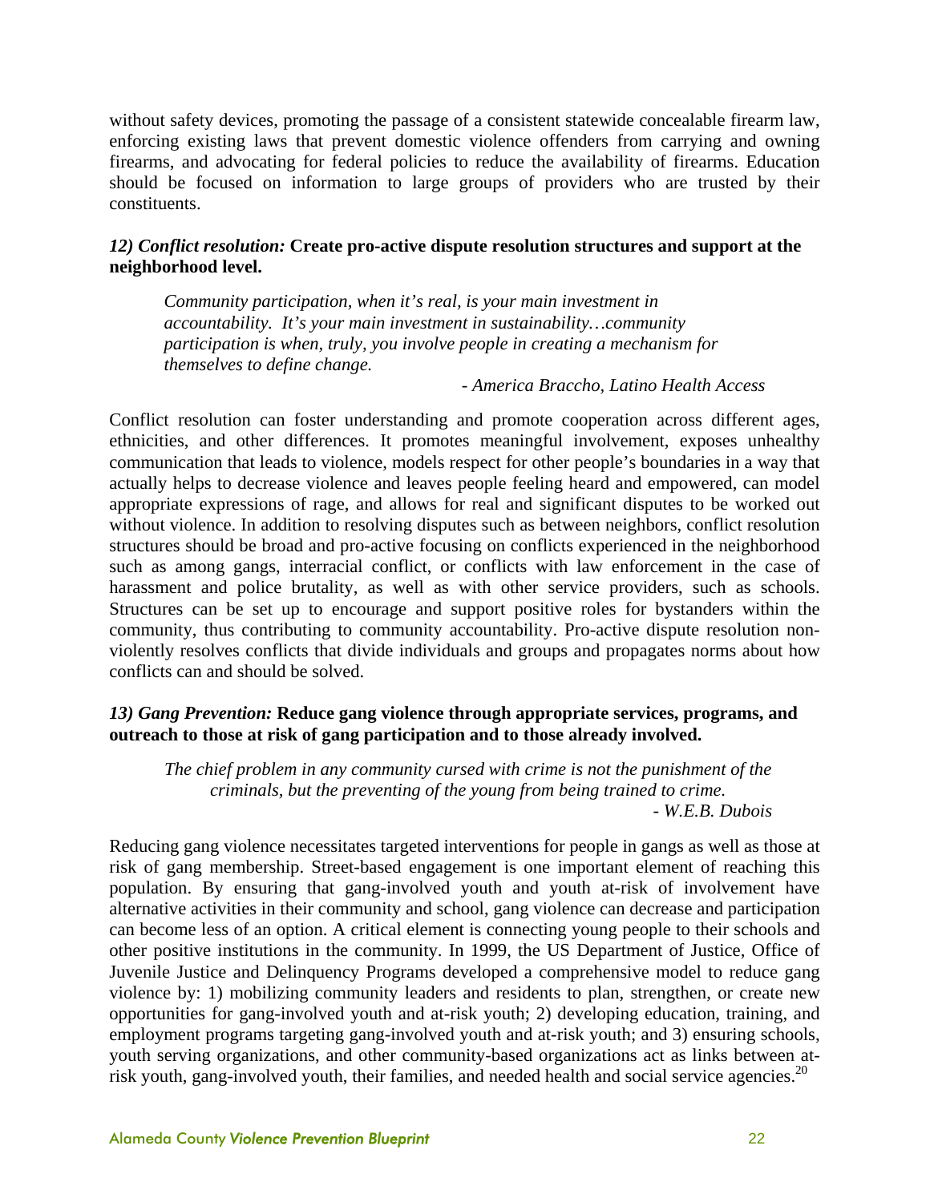without safety devices, promoting the passage of a consistent statewide concealable firearm law, enforcing existing laws that prevent domestic violence offenders from carrying and owning firearms, and advocating for federal policies to reduce the availability of firearms. Education should be focused on information to large groups of providers who are trusted by their constituents.

***12) Conflict resolution:*** **Create pro-active dispute resolution structures and support at the neighborhood level.**

> *Community participation, when it's real, is your main investment in accountability. It's your main investment in sustainability…community participation is when, truly, you involve people in creating a mechanism for themselves to define change.*
>
> *- America Braccho, Latino Health Access*

Conflict resolution can foster understanding and promote cooperation across different ages, ethnicities, and other differences. It promotes meaningful involvement, exposes unhealthy communication that leads to violence, models respect for other people's boundaries in a way that actually helps to decrease violence and leaves people feeling heard and empowered, can model appropriate expressions of rage, and allows for real and significant disputes to be worked out without violence. In addition to resolving disputes such as between neighbors, conflict resolution structures should be broad and pro-active focusing on conflicts experienced in the neighborhood such as among gangs, interracial conflict, or conflicts with law enforcement in the case of harassment and police brutality, as well as with other service providers, such as schools. Structures can be set up to encourage and support positive roles for bystanders within the community, thus contributing to community accountability. Pro-active dispute resolution non-violently resolves conflicts that divide individuals and groups and propagates norms about how conflicts can and should be solved.

***13) Gang Prevention:*** **Reduce gang violence through appropriate services, programs, and outreach to those at risk of gang participation and to those already involved.**

> *The chief problem in any community cursed with crime is not the punishment of the criminals, but the preventing of the young from being trained to crime.*
>
> *- W.E.B. Dubois*

Reducing gang violence necessitates targeted interventions for people in gangs as well as those at risk of gang membership. Street-based engagement is one important element of reaching this population. By ensuring that gang-involved youth and youth at-risk of involvement have alternative activities in their community and school, gang violence can decrease and participation can become less of an option. A critical element is connecting young people to their schools and other positive institutions in the community. In 1999, the US Department of Justice, Office of Juvenile Justice and Delinquency Programs developed a comprehensive model to reduce gang violence by: 1) mobilizing community leaders and residents to plan, strengthen, or create new opportunities for gang-involved youth and at-risk youth; 2) developing education, training, and employment programs targeting gang-involved youth and at-risk youth; and 3) ensuring schools, youth serving organizations, and other community-based organizations act as links between at-risk youth, gang-involved youth, their families, and needed health and social service agencies.[20]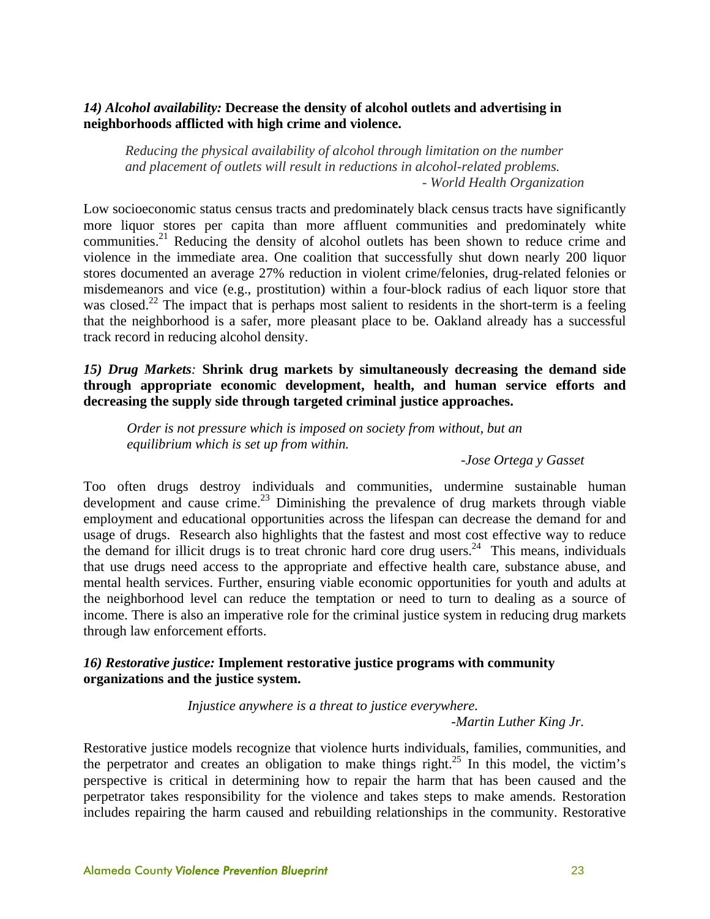***14) Alcohol availability:*** **Decrease the density of alcohol outlets and advertising in neighborhoods afflicted with high crime and violence.**

> *Reducing the physical availability of alcohol through limitation on the number and placement of outlets will result in reductions in alcohol-related problems.*
> *- World Health Organization*

Low socioeconomic status census tracts and predominately black census tracts have significantly more liquor stores per capita than more affluent communities and predominately white communities.[21] Reducing the density of alcohol outlets has been shown to reduce crime and violence in the immediate area. One coalition that successfully shut down nearly 200 liquor stores documented an average 27% reduction in violent crime/felonies, drug-related felonies or misdemeanors and vice (e.g., prostitution) within a four-block radius of each liquor store that was closed.[22] The impact that is perhaps most salient to residents in the short-term is a feeling that the neighborhood is a safer, more pleasant place to be. Oakland already has a successful track record in reducing alcohol density.

***15) Drug Markets:*** **Shrink drug markets by simultaneously decreasing the demand side through appropriate economic development, health, and human service efforts and decreasing the supply side through targeted criminal justice approaches.**

> *Order is not pressure which is imposed on society from without, but an equilibrium which is set up from within.*
> *-Jose Ortega y Gasset*

Too often drugs destroy individuals and communities, undermine sustainable human development and cause crime.[23] Diminishing the prevalence of drug markets through viable employment and educational opportunities across the lifespan can decrease the demand for and usage of drugs. Research also highlights that the fastest and most cost effective way to reduce the demand for illicit drugs is to treat chronic hard core drug users.[24] This means, individuals that use drugs need access to the appropriate and effective health care, substance abuse, and mental health services. Further, ensuring viable economic opportunities for youth and adults at the neighborhood level can reduce the temptation or need to turn to dealing as a source of income. There is also an imperative role for the criminal justice system in reducing drug markets through law enforcement efforts.

***16) Restorative justice:*** **Implement restorative justice programs with community organizations and the justice system.**

> *Injustice anywhere is a threat to justice everywhere.*
> *-Martin Luther King Jr.*

Restorative justice models recognize that violence hurts individuals, families, communities, and the perpetrator and creates an obligation to make things right.[25] In this model, the victim's perspective is critical in determining how to repair the harm that has been caused and the perpetrator takes responsibility for the violence and takes steps to make amends. Restoration includes repairing the harm caused and rebuilding relationships in the community. Restorative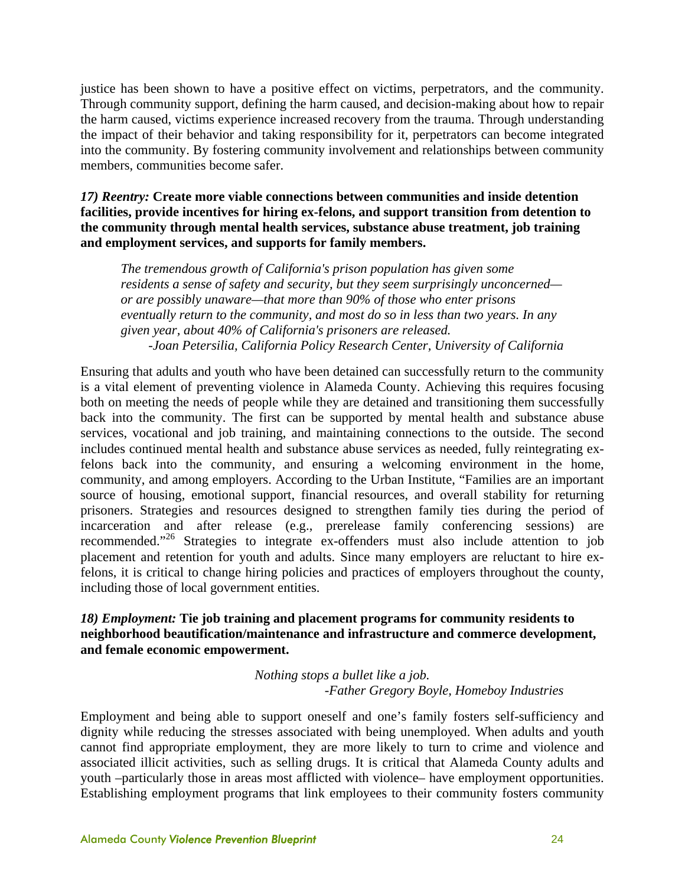justice has been shown to have a positive effect on victims, perpetrators, and the community. Through community support, defining the harm caused, and decision-making about how to repair the harm caused, victims experience increased recovery from the trauma. Through understanding the impact of their behavior and taking responsibility for it, perpetrators can become integrated into the community. By fostering community involvement and relationships between community members, communities become safer.

***17) Reentry:*** **Create more viable connections between communities and inside detention facilities, provide incentives for hiring ex-felons, and support transition from detention to the community through mental health services, substance abuse treatment, job training and employment services, and supports for family members.**

> *The tremendous growth of California's prison population has given some residents a sense of safety and security, but they seem surprisingly unconcerned—or are possibly unaware—that more than 90% of those who enter prisons eventually return to the community, and most do so in less than two years. In any given year, about 40% of California's prisoners are released.*
>
> *-Joan Petersilia, California Policy Research Center, University of California*

Ensuring that adults and youth who have been detained can successfully return to the community is a vital element of preventing violence in Alameda County. Achieving this requires focusing both on meeting the needs of people while they are detained and transitioning them successfully back into the community. The first can be supported by mental health and substance abuse services, vocational and job training, and maintaining connections to the outside. The second includes continued mental health and substance abuse services as needed, fully reintegrating ex-felons back into the community, and ensuring a welcoming environment in the home, community, and among employers. According to the Urban Institute, "Families are an important source of housing, emotional support, financial resources, and overall stability for returning prisoners. Strategies and resources designed to strengthen family ties during the period of incarceration and after release (e.g., prerelease family conferencing sessions) are recommended."[26] Strategies to integrate ex-offenders must also include attention to job placement and retention for youth and adults. Since many employers are reluctant to hire ex-felons, it is critical to change hiring policies and practices of employers throughout the county, including those of local government entities.

***18) Employment:*** **Tie job training and placement programs for community residents to neighborhood beautification/maintenance and infrastructure and commerce development, and female economic empowerment.**

> *Nothing stops a bullet like a job.*
>
> *-Father Gregory Boyle, Homeboy Industries*

Employment and being able to support oneself and one's family fosters self-sufficiency and dignity while reducing the stresses associated with being unemployed. When adults and youth cannot find appropriate employment, they are more likely to turn to crime and violence and associated illicit activities, such as selling drugs. It is critical that Alameda County adults and youth –particularly those in areas most afflicted with violence– have employment opportunities. Establishing employment programs that link employees to their community fosters community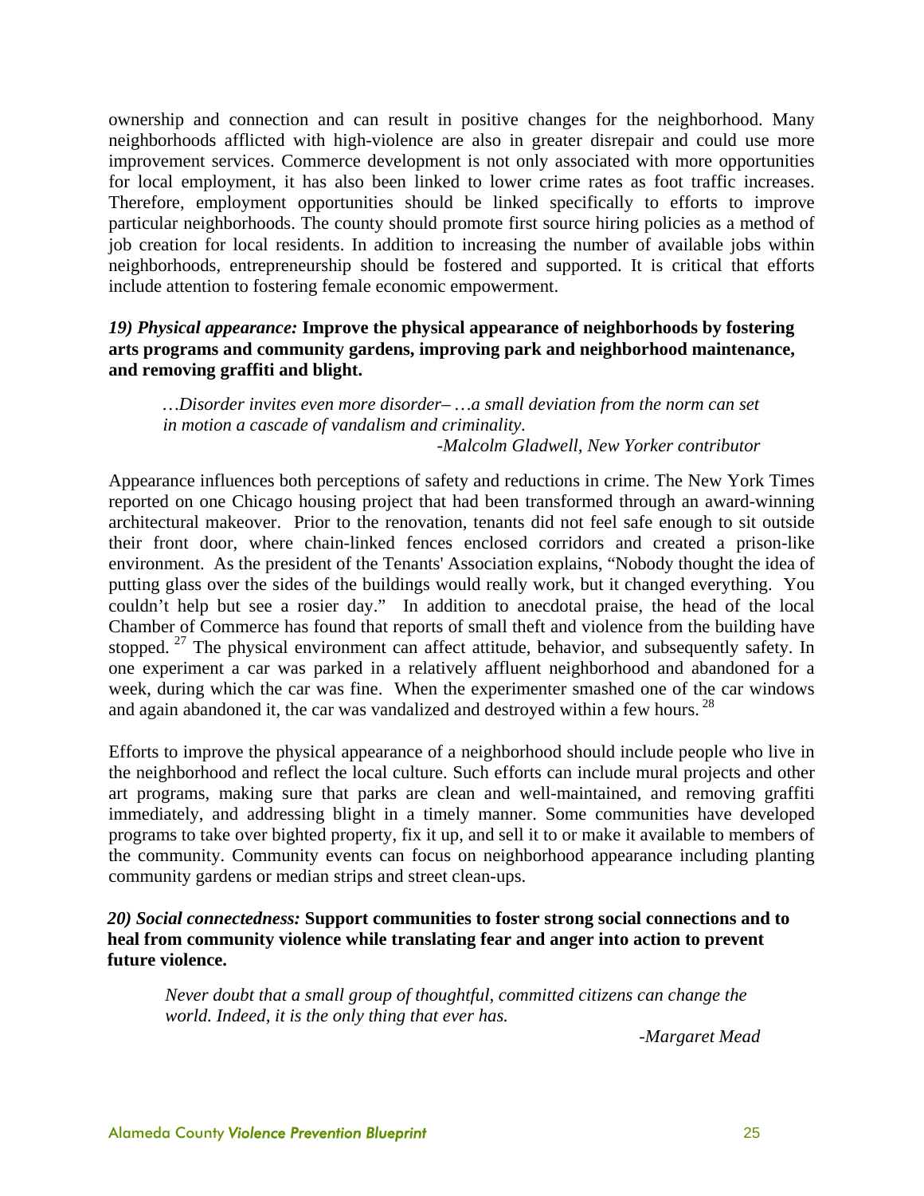ownership and connection and can result in positive changes for the neighborhood. Many neighborhoods afflicted with high-violence are also in greater disrepair and could use more improvement services. Commerce development is not only associated with more opportunities for local employment, it has also been linked to lower crime rates as foot traffic increases. Therefore, employment opportunities should be linked specifically to efforts to improve particular neighborhoods. The county should promote first source hiring policies as a method of job creation for local residents. In addition to increasing the number of available jobs within neighborhoods, entrepreneurship should be fostered and supported. It is critical that efforts include attention to fostering female economic empowerment.

***19) Physical appearance:* Improve the physical appearance of neighborhoods by fostering arts programs and community gardens, improving park and neighborhood maintenance, and removing graffiti and blight.**

> *…Disorder invites even more disorder– …a small deviation from the norm can set in motion a cascade of vandalism and criminality.*
>
> *-Malcolm Gladwell, New Yorker contributor*

Appearance influences both perceptions of safety and reductions in crime. The New York Times reported on one Chicago housing project that had been transformed through an award-winning architectural makeover. Prior to the renovation, tenants did not feel safe enough to sit outside their front door, where chain-linked fences enclosed corridors and created a prison-like environment. As the president of the Tenants' Association explains, "Nobody thought the idea of putting glass over the sides of the buildings would really work, but it changed everything. You couldn't help but see a rosier day." In addition to anecdotal praise, the head of the local Chamber of Commerce has found that reports of small theft and violence from the building have stopped.[27] The physical environment can affect attitude, behavior, and subsequently safety. In one experiment a car was parked in a relatively affluent neighborhood and abandoned for a week, during which the car was fine. When the experimenter smashed one of the car windows and again abandoned it, the car was vandalized and destroyed within a few hours.[28]

Efforts to improve the physical appearance of a neighborhood should include people who live in the neighborhood and reflect the local culture. Such efforts can include mural projects and other art programs, making sure that parks are clean and well-maintained, and removing graffiti immediately, and addressing blight in a timely manner. Some communities have developed programs to take over bighted property, fix it up, and sell it to or make it available to members of the community. Community events can focus on neighborhood appearance including planting community gardens or median strips and street clean-ups.

***20) Social connectedness:* Support communities to foster strong social connections and to heal from community violence while translating fear and anger into action to prevent future violence.**

> *Never doubt that a small group of thoughtful, committed citizens can change the world. Indeed, it is the only thing that ever has.*
>
> *-Margaret Mead*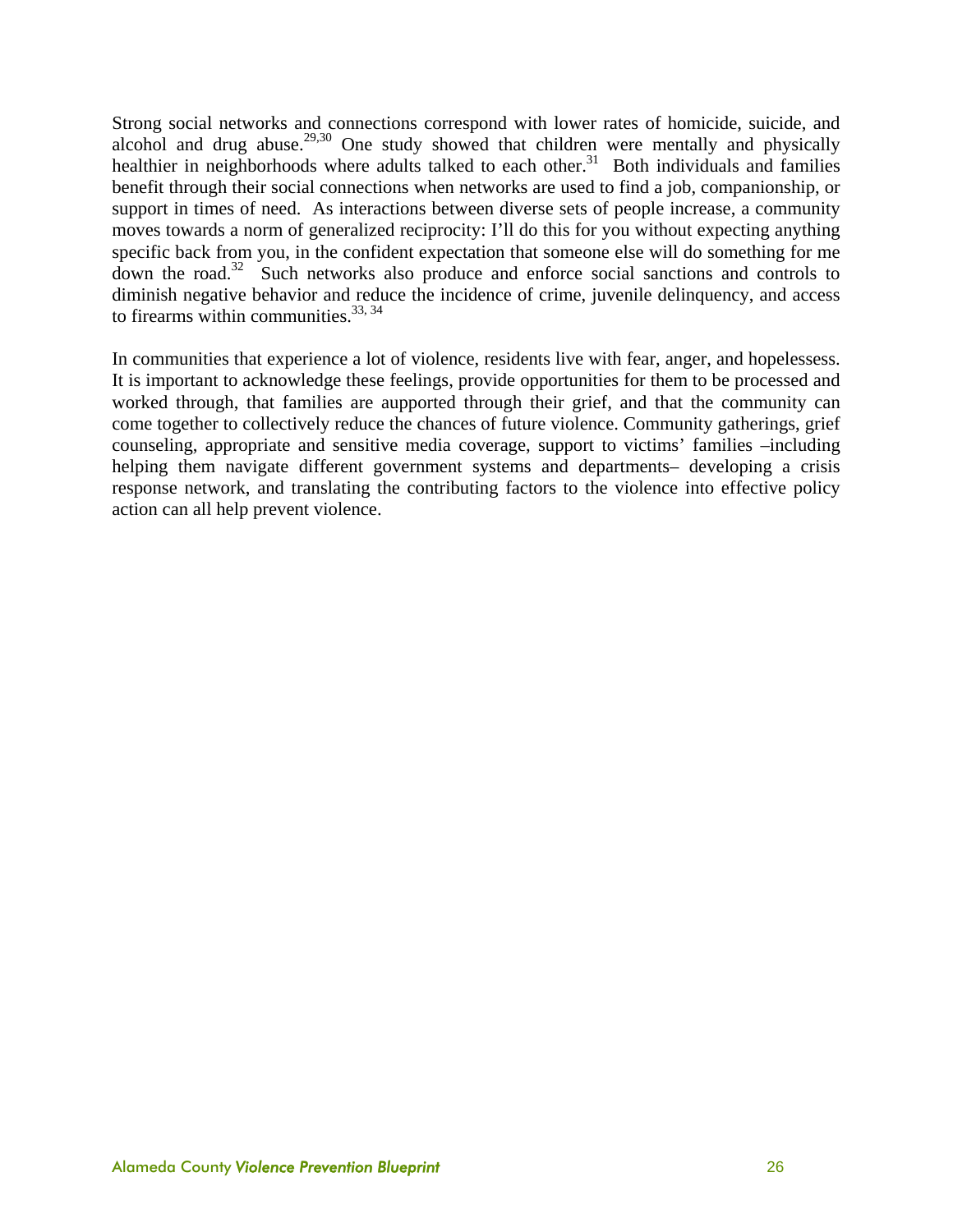Strong social networks and connections correspond with lower rates of homicide, suicide, and alcohol and drug abuse.[29,30] One study showed that children were mentally and physically healthier in neighborhoods where adults talked to each other.[31] Both individuals and families benefit through their social connections when networks are used to find a job, companionship, or support in times of need. As interactions between diverse sets of people increase, a community moves towards a norm of generalized reciprocity: I'll do this for you without expecting anything specific back from you, in the confident expectation that someone else will do something for me down the road.[32] Such networks also produce and enforce social sanctions and controls to diminish negative behavior and reduce the incidence of crime, juvenile delinquency, and access to firearms within communities.[33, 34]

In communities that experience a lot of violence, residents live with fear, anger, and hopelessess. It is important to acknowledge these feelings, provide opportunities for them to be processed and worked through, that families are aupported through their grief, and that the community can come together to collectively reduce the chances of future violence. Community gatherings, grief counseling, appropriate and sensitive media coverage, support to victims' families –including helping them navigate different government systems and departments– developing a crisis response network, and translating the contributing factors to the violence into effective policy action can all help prevent violence.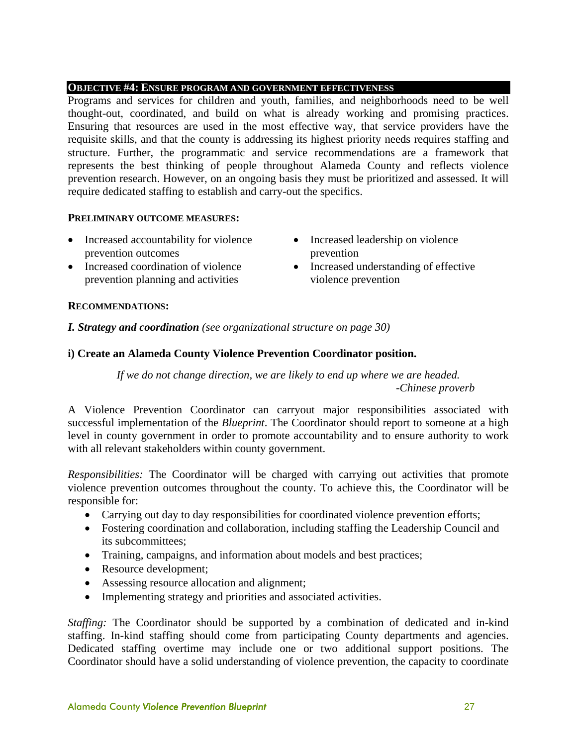## OBJECTIVE #4: ENSURE PROGRAM AND GOVERNMENT EFFECTIVENESS

Programs and services for children and youth, families, and neighborhoods need to be well thought-out, coordinated, and build on what is already working and promising practices. Ensuring that resources are used in the most effective way, that service providers have the requisite skills, and that the county is addressing its highest priority needs requires staffing and structure. Further, the programmatic and service recommendations are a framework that represents the best thinking of people throughout Alameda County and reflects violence prevention research. However, on an ongoing basis they must be prioritized and assessed. It will require dedicated staffing to establish and carry-out the specifics.

**PRELIMINARY OUTCOME MEASURES:**

- Increased accountability for violence prevention outcomes
- Increased coordination of violence prevention planning and activities
- Increased leadership on violence prevention
- Increased understanding of effective violence prevention

**RECOMMENDATIONS:**

***I. Strategy and coordination*** *(see organizational structure on page 30)*

**i) Create an Alameda County Violence Prevention Coordinator position.**

*If we do not change direction, we are likely to end up where we are headed.*
*-Chinese proverb*

A Violence Prevention Coordinator can carryout major responsibilities associated with successful implementation of the *Blueprint*. The Coordinator should report to someone at a high level in county government in order to promote accountability and to ensure authority to work with all relevant stakeholders within county government.

*Responsibilities:* The Coordinator will be charged with carrying out activities that promote violence prevention outcomes throughout the county. To achieve this, the Coordinator will be responsible for:

- Carrying out day to day responsibilities for coordinated violence prevention efforts;
- Fostering coordination and collaboration, including staffing the Leadership Council and its subcommittees;
- Training, campaigns, and information about models and best practices;
- Resource development;
- Assessing resource allocation and alignment;
- Implementing strategy and priorities and associated activities.

*Staffing:* The Coordinator should be supported by a combination of dedicated and in-kind staffing. In-kind staffing should come from participating County departments and agencies. Dedicated staffing overtime may include one or two additional support positions. The Coordinator should have a solid understanding of violence prevention, the capacity to coordinate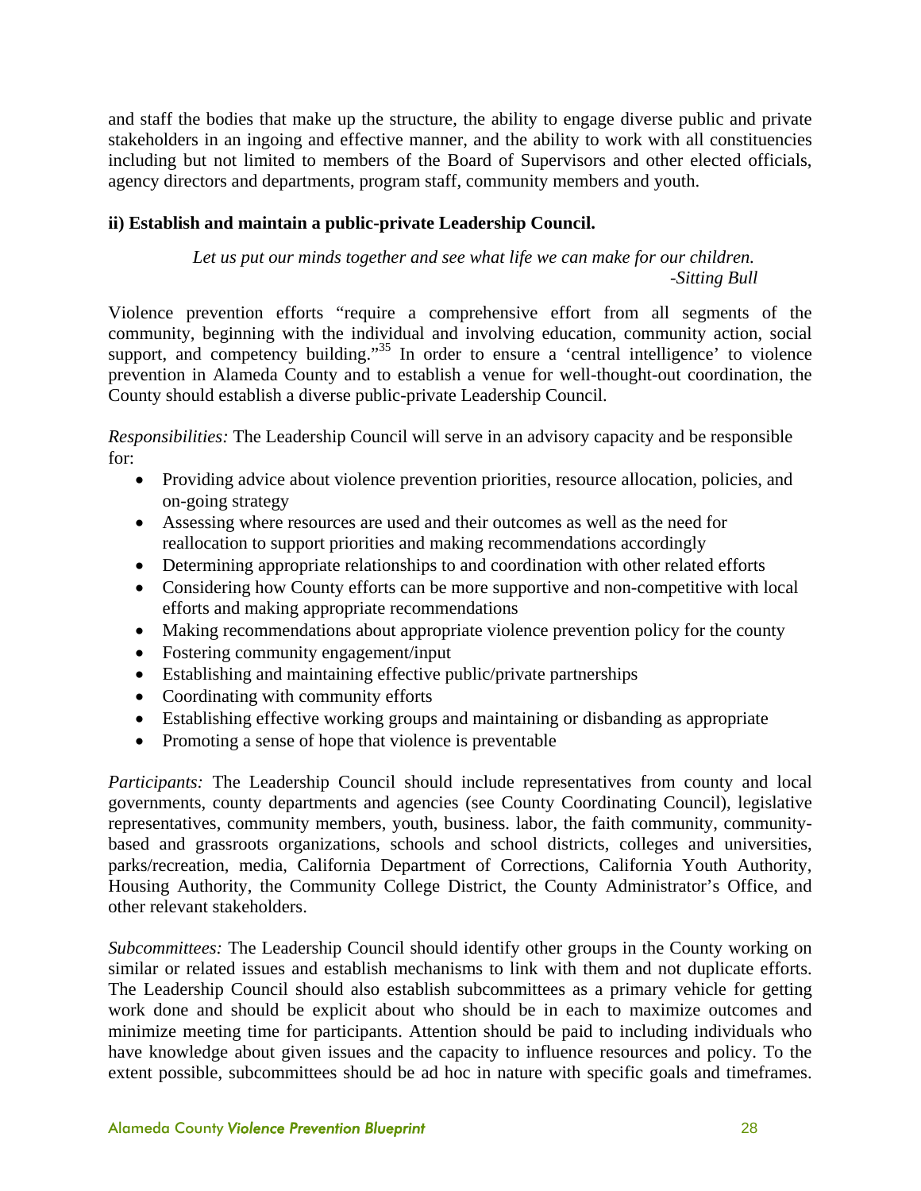and staff the bodies that make up the structure, the ability to engage diverse public and private stakeholders in an ingoing and effective manner, and the ability to work with all constituencies including but not limited to members of the Board of Supervisors and other elected officials, agency directors and departments, program staff, community members and youth.

**ii) Establish and maintain a public-private Leadership Council.**

*Let us put our minds together and see what life we can make for our children.*
*-Sitting Bull*

Violence prevention efforts "require a comprehensive effort from all segments of the community, beginning with the individual and involving education, community action, social support, and competency building."[35] In order to ensure a 'central intelligence' to violence prevention in Alameda County and to establish a venue for well-thought-out coordination, the County should establish a diverse public-private Leadership Council.

*Responsibilities:* The Leadership Council will serve in an advisory capacity and be responsible for:

- Providing advice about violence prevention priorities, resource allocation, policies, and on-going strategy
- Assessing where resources are used and their outcomes as well as the need for reallocation to support priorities and making recommendations accordingly
- Determining appropriate relationships to and coordination with other related efforts
- Considering how County efforts can be more supportive and non-competitive with local efforts and making appropriate recommendations
- Making recommendations about appropriate violence prevention policy for the county
- Fostering community engagement/input
- Establishing and maintaining effective public/private partnerships
- Coordinating with community efforts
- Establishing effective working groups and maintaining or disbanding as appropriate
- Promoting a sense of hope that violence is preventable

*Participants:* The Leadership Council should include representatives from county and local governments, county departments and agencies (see County Coordinating Council), legislative representatives, community members, youth, business. labor, the faith community, community-based and grassroots organizations, schools and school districts, colleges and universities, parks/recreation, media, California Department of Corrections, California Youth Authority, Housing Authority, the Community College District, the County Administrator's Office, and other relevant stakeholders.

*Subcommittees:* The Leadership Council should identify other groups in the County working on similar or related issues and establish mechanisms to link with them and not duplicate efforts. The Leadership Council should also establish subcommittees as a primary vehicle for getting work done and should be explicit about who should be in each to maximize outcomes and minimize meeting time for participants. Attention should be paid to including individuals who have knowledge about given issues and the capacity to influence resources and policy. To the extent possible, subcommittees should be ad hoc in nature with specific goals and timeframes.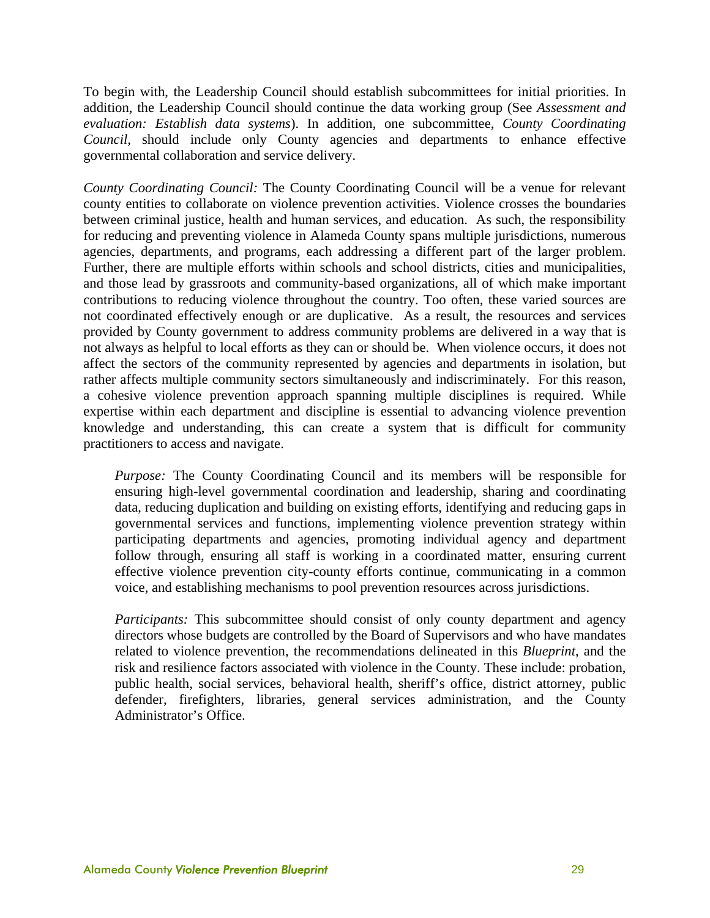To begin with, the Leadership Council should establish subcommittees for initial priorities. In addition, the Leadership Council should continue the data working group (See *Assessment and evaluation: Establish data systems*). In addition, one subcommittee, *County Coordinating Council,* should include only County agencies and departments to enhance effective governmental collaboration and service delivery.

*County Coordinating Council:* The County Coordinating Council will be a venue for relevant county entities to collaborate on violence prevention activities. Violence crosses the boundaries between criminal justice, health and human services, and education. As such, the responsibility for reducing and preventing violence in Alameda County spans multiple jurisdictions, numerous agencies, departments, and programs, each addressing a different part of the larger problem. Further, there are multiple efforts within schools and school districts, cities and municipalities, and those lead by grassroots and community-based organizations, all of which make important contributions to reducing violence throughout the country. Too often, these varied sources are not coordinated effectively enough or are duplicative. As a result, the resources and services provided by County government to address community problems are delivered in a way that is not always as helpful to local efforts as they can or should be. When violence occurs, it does not affect the sectors of the community represented by agencies and departments in isolation, but rather affects multiple community sectors simultaneously and indiscriminately. For this reason, a cohesive violence prevention approach spanning multiple disciplines is required. While expertise within each department and discipline is essential to advancing violence prevention knowledge and understanding, this can create a system that is difficult for community practitioners to access and navigate.

> *Purpose:* The County Coordinating Council and its members will be responsible for ensuring high-level governmental coordination and leadership, sharing and coordinating data, reducing duplication and building on existing efforts, identifying and reducing gaps in governmental services and functions, implementing violence prevention strategy within participating departments and agencies, promoting individual agency and department follow through, ensuring all staff is working in a coordinated matter, ensuring current effective violence prevention city-county efforts continue, communicating in a common voice, and establishing mechanisms to pool prevention resources across jurisdictions.
>
> *Participants:* This subcommittee should consist of only county department and agency directors whose budgets are controlled by the Board of Supervisors and who have mandates related to violence prevention, the recommendations delineated in this *Blueprint*, and the risk and resilience factors associated with violence in the County. These include: probation, public health, social services, behavioral health, sheriff's office, district attorney, public defender, firefighters, libraries, general services administration, and the County Administrator's Office.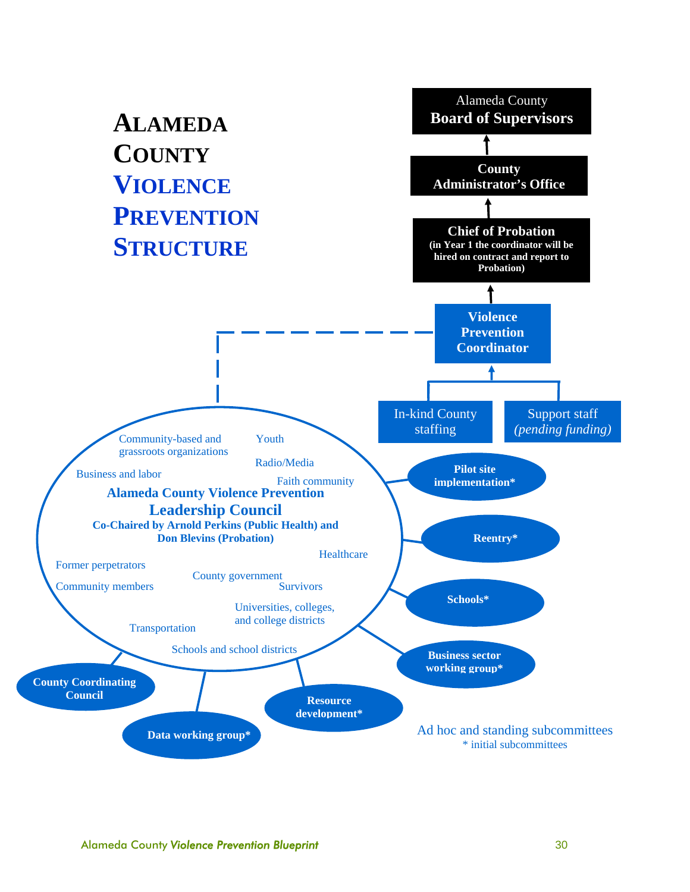# Alameda County Violence Prevention Structure

**Alameda County Board of Supervisors**

↑

**County Administrator's Office**

↑

**Chief of Probation**
**(in Year 1 the coordinator will be hired on contract and report to Probation)**

↑

**Violence Prevention Coordinator**

↑

- In-kind County staffing
- Support staff *(pending funding)*

## Alameda County Violence Prevention Leadership Council

**Co-Chaired by Arnold Perkins (Public Health) and Don Blevins (Probation)**

- Community-based and grassroots organizations
- Youth
- Radio/Media
- Business and labor
- Faith community
- Healthcare
- Former perpetrators
- Community members
- County government
- Survivors
- Universities, colleges, and college districts
- Transportation
- Schools and school districts

### Ad hoc and standing subcommittees

- Pilot site implementation*
- Reentry*
- Schools*
- Business sector working group*
- Resource development*
- Data working group*
- County Coordinating Council

\* initial subcommittees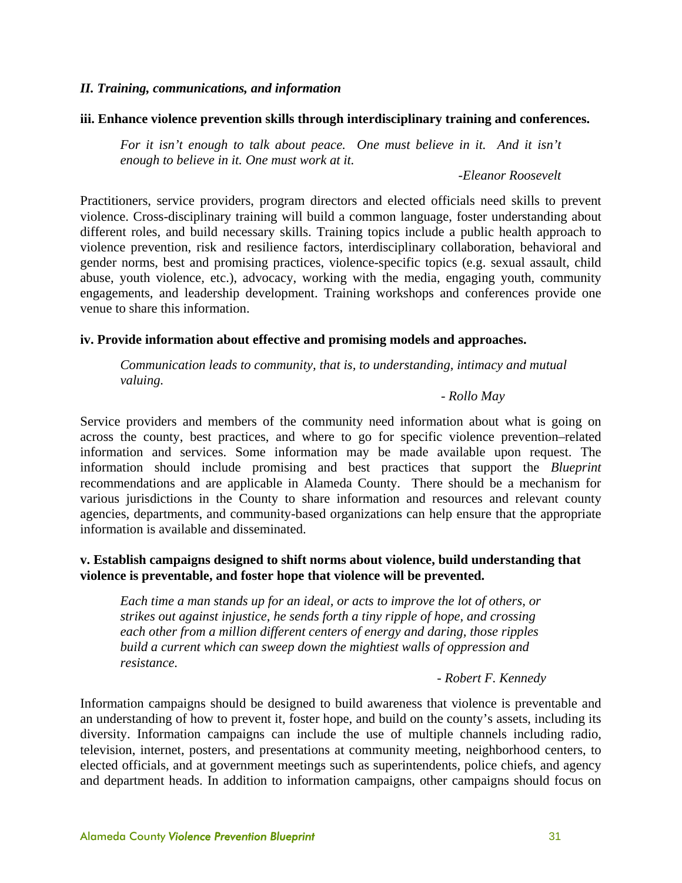*II. Training, communications, and information*

**iii. Enhance violence prevention skills through interdisciplinary training and conferences.**

> *For it isn't enough to talk about peace. One must believe in it. And it isn't enough to believe in it. One must work at it.*
>
> *-Eleanor Roosevelt*

Practitioners, service providers, program directors and elected officials need skills to prevent violence. Cross-disciplinary training will build a common language, foster understanding about different roles, and build necessary skills. Training topics include a public health approach to violence prevention, risk and resilience factors, interdisciplinary collaboration, behavioral and gender norms, best and promising practices, violence-specific topics (e.g. sexual assault, child abuse, youth violence, etc.), advocacy, working with the media, engaging youth, community engagements, and leadership development. Training workshops and conferences provide one venue to share this information.

**iv. Provide information about effective and promising models and approaches.**

> *Communication leads to community, that is, to understanding, intimacy and mutual valuing.*
>
> *- Rollo May*

Service providers and members of the community need information about what is going on across the county, best practices, and where to go for specific violence prevention–related information and services. Some information may be made available upon request. The information should include promising and best practices that support the *Blueprint* recommendations and are applicable in Alameda County. There should be a mechanism for various jurisdictions in the County to share information and resources and relevant county agencies, departments, and community-based organizations can help ensure that the appropriate information is available and disseminated.

**v. Establish campaigns designed to shift norms about violence, build understanding that violence is preventable, and foster hope that violence will be prevented.**

> *Each time a man stands up for an ideal, or acts to improve the lot of others, or strikes out against injustice, he sends forth a tiny ripple of hope, and crossing each other from a million different centers of energy and daring, those ripples build a current which can sweep down the mightiest walls of oppression and resistance.*
>
> *- Robert F. Kennedy*

Information campaigns should be designed to build awareness that violence is preventable and an understanding of how to prevent it, foster hope, and build on the county's assets, including its diversity. Information campaigns can include the use of multiple channels including radio, television, internet, posters, and presentations at community meeting, neighborhood centers, to elected officials, and at government meetings such as superintendents, police chiefs, and agency and department heads. In addition to information campaigns, other campaigns should focus on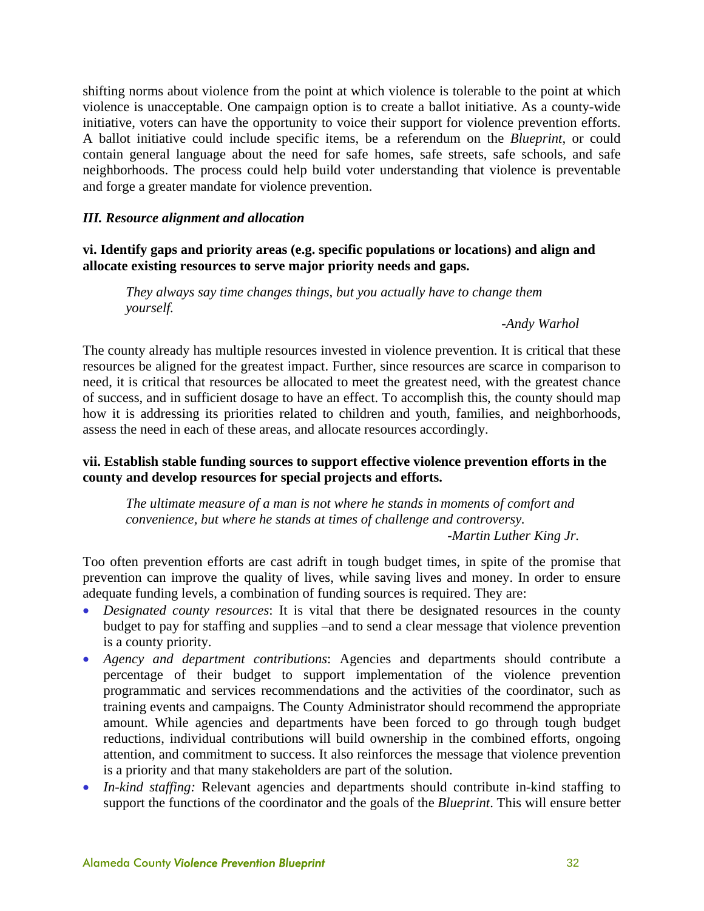shifting norms about violence from the point at which violence is tolerable to the point at which violence is unacceptable. One campaign option is to create a ballot initiative. As a county-wide initiative, voters can have the opportunity to voice their support for violence prevention efforts. A ballot initiative could include specific items, be a referendum on the *Blueprint*, or could contain general language about the need for safe homes, safe streets, safe schools, and safe neighborhoods. The process could help build voter understanding that violence is preventable and forge a greater mandate for violence prevention.

### *III. Resource alignment and allocation*

**vi. Identify gaps and priority areas (e.g. specific populations or locations) and align and allocate existing resources to serve major priority needs and gaps.**

> *They always say time changes things, but you actually have to change them yourself.*
>
> *-Andy Warhol*

The county already has multiple resources invested in violence prevention. It is critical that these resources be aligned for the greatest impact. Further, since resources are scarce in comparison to need, it is critical that resources be allocated to meet the greatest need, with the greatest chance of success, and in sufficient dosage to have an effect. To accomplish this, the county should map how it is addressing its priorities related to children and youth, families, and neighborhoods, assess the need in each of these areas, and allocate resources accordingly.

**vii. Establish stable funding sources to support effective violence prevention efforts in the county and develop resources for special projects and efforts.**

> *The ultimate measure of a man is not where he stands in moments of comfort and convenience, but where he stands at times of challenge and controversy.*
>
> *-Martin Luther King Jr.*

Too often prevention efforts are cast adrift in tough budget times, in spite of the promise that prevention can improve the quality of lives, while saving lives and money. In order to ensure adequate funding levels, a combination of funding sources is required. They are:

- *Designated county resources*: It is vital that there be designated resources in the county budget to pay for staffing and supplies –and to send a clear message that violence prevention is a county priority.
- *Agency and department contributions*: Agencies and departments should contribute a percentage of their budget to support implementation of the violence prevention programmatic and services recommendations and the activities of the coordinator, such as training events and campaigns. The County Administrator should recommend the appropriate amount. While agencies and departments have been forced to go through tough budget reductions, individual contributions will build ownership in the combined efforts, ongoing attention, and commitment to success. It also reinforces the message that violence prevention is a priority and that many stakeholders are part of the solution.
- *In-kind staffing:* Relevant agencies and departments should contribute in-kind staffing to support the functions of the coordinator and the goals of the *Blueprint*. This will ensure better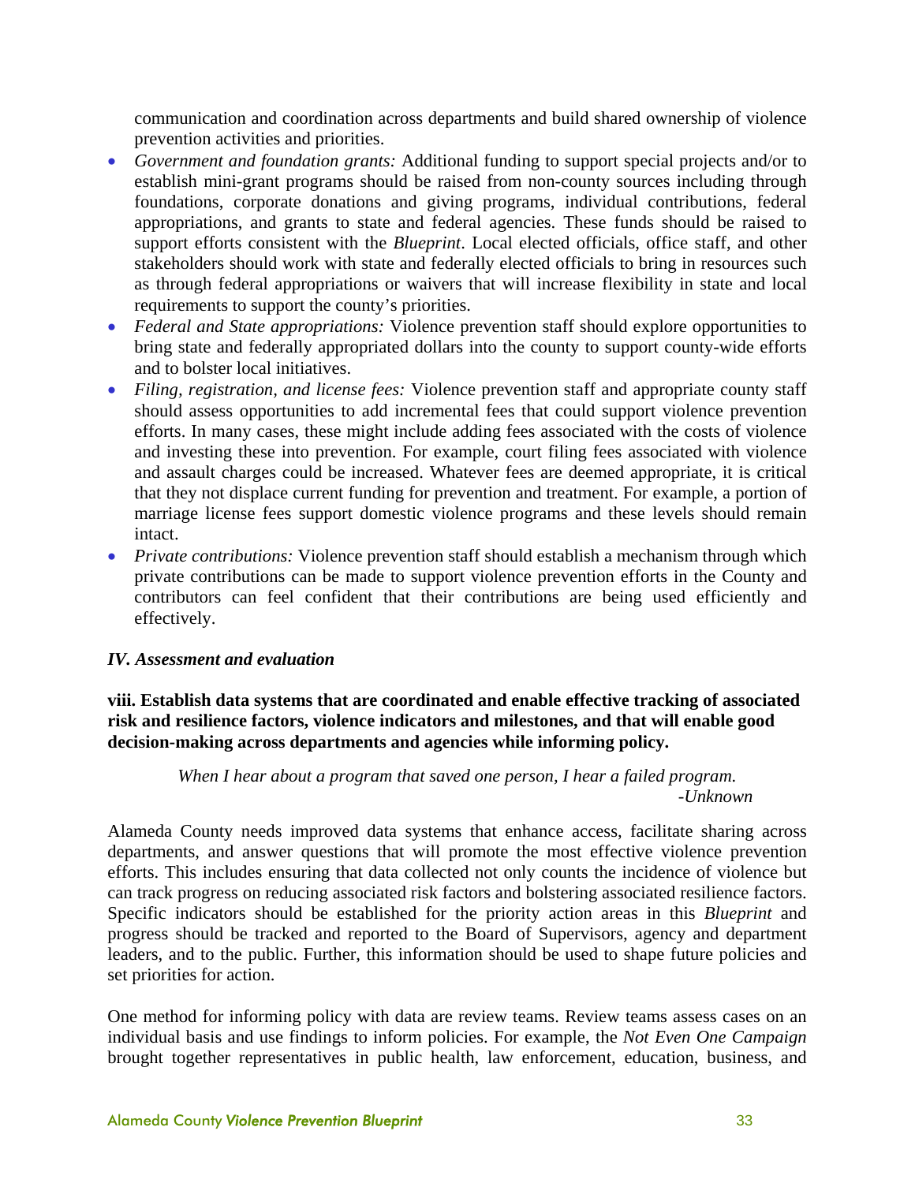communication and coordination across departments and build shared ownership of violence prevention activities and priorities.

- *Government and foundation grants:* Additional funding to support special projects and/or to establish mini-grant programs should be raised from non-county sources including through foundations, corporate donations and giving programs, individual contributions, federal appropriations, and grants to state and federal agencies. These funds should be raised to support efforts consistent with the *Blueprint*. Local elected officials, office staff, and other stakeholders should work with state and federally elected officials to bring in resources such as through federal appropriations or waivers that will increase flexibility in state and local requirements to support the county's priorities.
- *Federal and State appropriations:* Violence prevention staff should explore opportunities to bring state and federally appropriated dollars into the county to support county-wide efforts and to bolster local initiatives.
- *Filing, registration, and license fees:* Violence prevention staff and appropriate county staff should assess opportunities to add incremental fees that could support violence prevention efforts. In many cases, these might include adding fees associated with the costs of violence and investing these into prevention. For example, court filing fees associated with violence and assault charges could be increased. Whatever fees are deemed appropriate, it is critical that they not displace current funding for prevention and treatment. For example, a portion of marriage license fees support domestic violence programs and these levels should remain intact.
- *Private contributions:* Violence prevention staff should establish a mechanism through which private contributions can be made to support violence prevention efforts in the County and contributors can feel confident that their contributions are being used efficiently and effectively.

### *IV. Assessment and evaluation*

**viii. Establish data systems that are coordinated and enable effective tracking of associated risk and resilience factors, violence indicators and milestones, and that will enable good decision-making across departments and agencies while informing policy.**

> *When I hear about a program that saved one person, I hear a failed program.*
> *-Unknown*

Alameda County needs improved data systems that enhance access, facilitate sharing across departments, and answer questions that will promote the most effective violence prevention efforts. This includes ensuring that data collected not only counts the incidence of violence but can track progress on reducing associated risk factors and bolstering associated resilience factors. Specific indicators should be established for the priority action areas in this *Blueprint* and progress should be tracked and reported to the Board of Supervisors, agency and department leaders, and to the public. Further, this information should be used to shape future policies and set priorities for action.

One method for informing policy with data are review teams. Review teams assess cases on an individual basis and use findings to inform policies. For example, the *Not Even One Campaign* brought together representatives in public health, law enforcement, education, business, and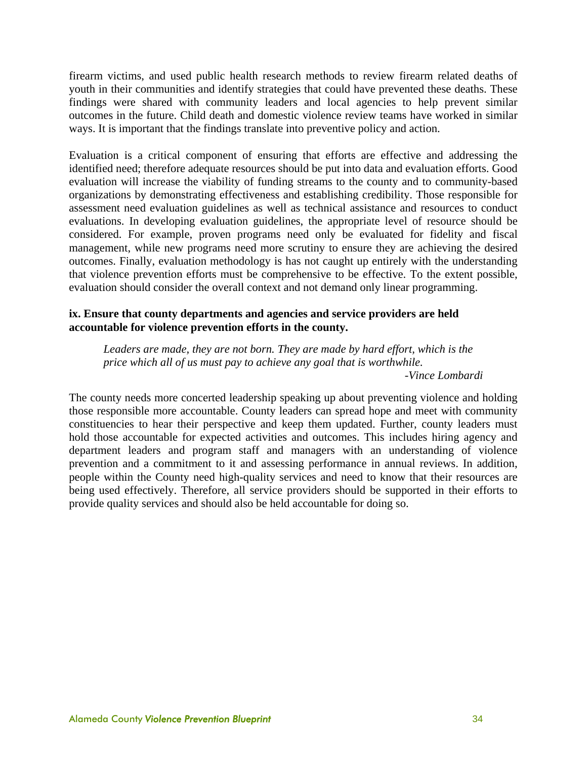firearm victims, and used public health research methods to review firearm related deaths of youth in their communities and identify strategies that could have prevented these deaths. These findings were shared with community leaders and local agencies to help prevent similar outcomes in the future. Child death and domestic violence review teams have worked in similar ways. It is important that the findings translate into preventive policy and action.

Evaluation is a critical component of ensuring that efforts are effective and addressing the identified need; therefore adequate resources should be put into data and evaluation efforts. Good evaluation will increase the viability of funding streams to the county and to community-based organizations by demonstrating effectiveness and establishing credibility. Those responsible for assessment need evaluation guidelines as well as technical assistance and resources to conduct evaluations. In developing evaluation guidelines, the appropriate level of resource should be considered. For example, proven programs need only be evaluated for fidelity and fiscal management, while new programs need more scrutiny to ensure they are achieving the desired outcomes. Finally, evaluation methodology is has not caught up entirely with the understanding that violence prevention efforts must be comprehensive to be effective. To the extent possible, evaluation should consider the overall context and not demand only linear programming.

**ix. Ensure that county departments and agencies and service providers are held accountable for violence prevention efforts in the county.**

> *Leaders are made, they are not born. They are made by hard effort, which is the price which all of us must pay to achieve any goal that is worthwhile.*
>
> *-Vince Lombardi*

The county needs more concerted leadership speaking up about preventing violence and holding those responsible more accountable. County leaders can spread hope and meet with community constituencies to hear their perspective and keep them updated. Further, county leaders must hold those accountable for expected activities and outcomes. This includes hiring agency and department leaders and program staff and managers with an understanding of violence prevention and a commitment to it and assessing performance in annual reviews. In addition, people within the County need high-quality services and need to know that their resources are being used effectively. Therefore, all service providers should be supported in their efforts to provide quality services and should also be held accountable for doing so.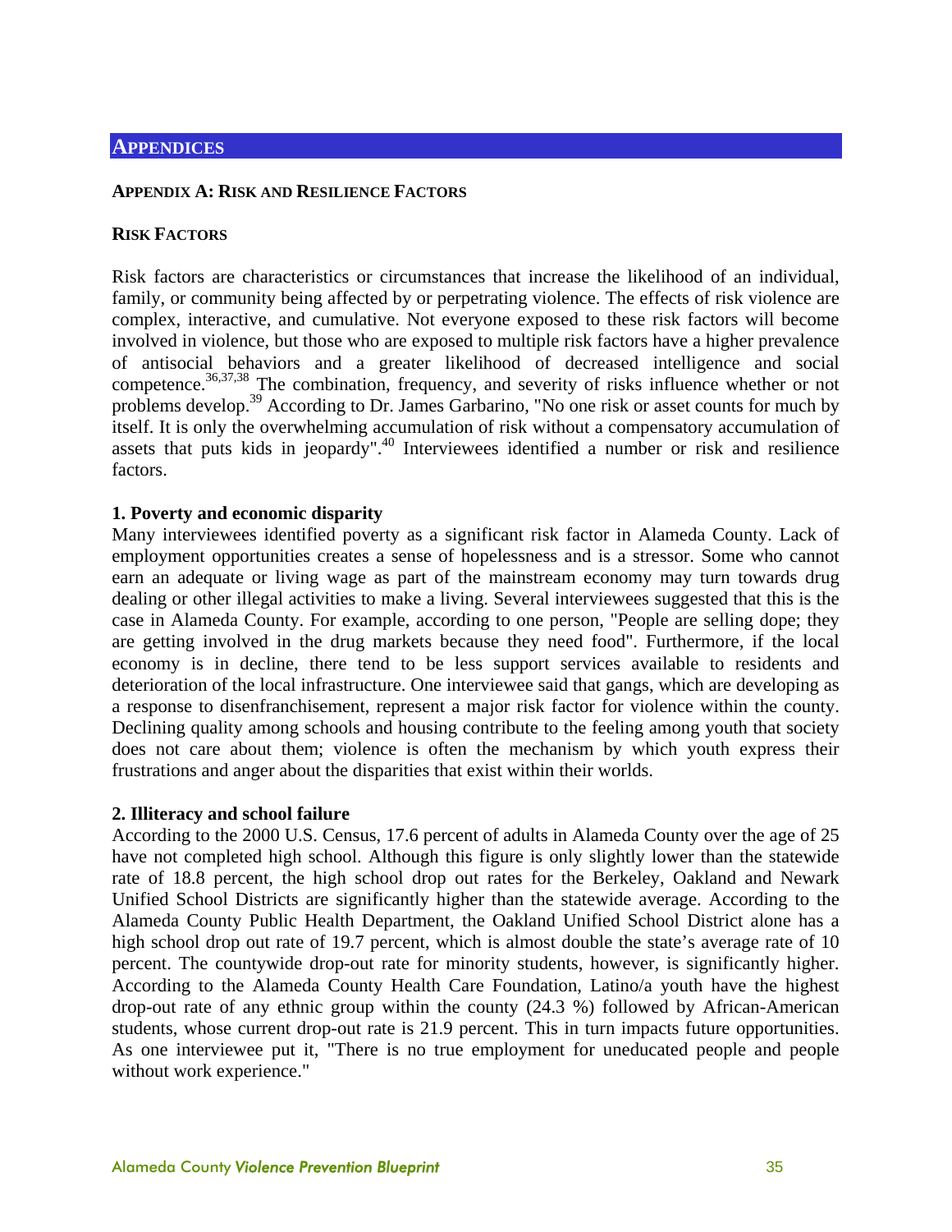# APPENDICES

## APPENDIX A: RISK AND RESILIENCE FACTORS

### RISK FACTORS

Risk factors are characteristics or circumstances that increase the likelihood of an individual, family, or community being affected by or perpetrating violence. The effects of risk violence are complex, interactive, and cumulative. Not everyone exposed to these risk factors will become involved in violence, but those who are exposed to multiple risk factors have a higher prevalence of antisocial behaviors and a greater likelihood of decreased intelligence and social competence.[36,37,38] The combination, frequency, and severity of risks influence whether or not problems develop.[39] According to Dr. James Garbarino, "No one risk or asset counts for much by itself. It is only the overwhelming accumulation of risk without a compensatory accumulation of assets that puts kids in jeopardy".[40] Interviewees identified a number or risk and resilience factors.

**1. Poverty and economic disparity**

Many interviewees identified poverty as a significant risk factor in Alameda County. Lack of employment opportunities creates a sense of hopelessness and is a stressor. Some who cannot earn an adequate or living wage as part of the mainstream economy may turn towards drug dealing or other illegal activities to make a living. Several interviewees suggested that this is the case in Alameda County. For example, according to one person, "People are selling dope; they are getting involved in the drug markets because they need food". Furthermore, if the local economy is in decline, there tend to be less support services available to residents and deterioration of the local infrastructure. One interviewee said that gangs, which are developing as a response to disenfranchisement, represent a major risk factor for violence within the county. Declining quality among schools and housing contribute to the feeling among youth that society does not care about them; violence is often the mechanism by which youth express their frustrations and anger about the disparities that exist within their worlds.

**2. Illiteracy and school failure**

According to the 2000 U.S. Census, 17.6 percent of adults in Alameda County over the age of 25 have not completed high school. Although this figure is only slightly lower than the statewide rate of 18.8 percent, the high school drop out rates for the Berkeley, Oakland and Newark Unified School Districts are significantly higher than the statewide average. According to the Alameda County Public Health Department, the Oakland Unified School District alone has a high school drop out rate of 19.7 percent, which is almost double the state's average rate of 10 percent. The countywide drop-out rate for minority students, however, is significantly higher. According to the Alameda County Health Care Foundation, Latino/a youth have the highest drop-out rate of any ethnic group within the county (24.3 %) followed by African-American students, whose current drop-out rate is 21.9 percent. This in turn impacts future opportunities. As one interviewee put it, "There is no true employment for uneducated people and people without work experience."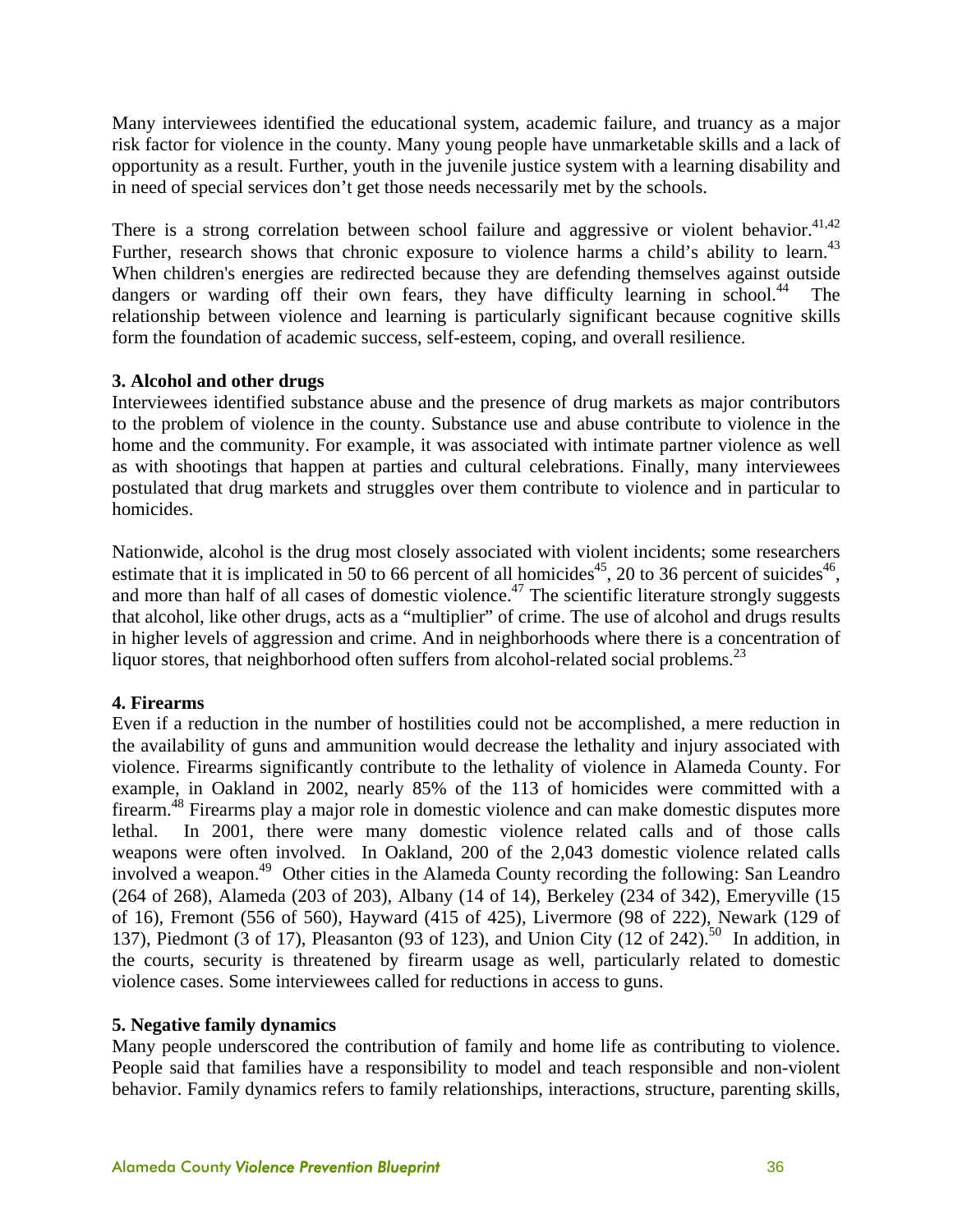Many interviewees identified the educational system, academic failure, and truancy as a major risk factor for violence in the county. Many young people have unmarketable skills and a lack of opportunity as a result. Further, youth in the juvenile justice system with a learning disability and in need of special services don't get those needs necessarily met by the schools.

There is a strong correlation between school failure and aggressive or violent behavior.[41,42] Further, research shows that chronic exposure to violence harms a child's ability to learn.[43] When children's energies are redirected because they are defending themselves against outside dangers or warding off their own fears, they have difficulty learning in school.[44] The relationship between violence and learning is particularly significant because cognitive skills form the foundation of academic success, self-esteem, coping, and overall resilience.

**3. Alcohol and other drugs**

Interviewees identified substance abuse and the presence of drug markets as major contributors to the problem of violence in the county. Substance use and abuse contribute to violence in the home and the community. For example, it was associated with intimate partner violence as well as with shootings that happen at parties and cultural celebrations. Finally, many interviewees postulated that drug markets and struggles over them contribute to violence and in particular to homicides.

Nationwide, alcohol is the drug most closely associated with violent incidents; some researchers estimate that it is implicated in 50 to 66 percent of all homicides[45], 20 to 36 percent of suicides[46], and more than half of all cases of domestic violence.[47] The scientific literature strongly suggests that alcohol, like other drugs, acts as a "multiplier" of crime. The use of alcohol and drugs results in higher levels of aggression and crime. And in neighborhoods where there is a concentration of liquor stores, that neighborhood often suffers from alcohol-related social problems.[23]

**4. Firearms**

Even if a reduction in the number of hostilities could not be accomplished, a mere reduction in the availability of guns and ammunition would decrease the lethality and injury associated with violence. Firearms significantly contribute to the lethality of violence in Alameda County. For example, in Oakland in 2002, nearly 85% of the 113 of homicides were committed with a firearm.[48] Firearms play a major role in domestic violence and can make domestic disputes more lethal. In 2001, there were many domestic violence related calls and of those calls weapons were often involved. In Oakland, 200 of the 2,043 domestic violence related calls involved a weapon.[49] Other cities in the Alameda County recording the following: San Leandro (264 of 268), Alameda (203 of 203), Albany (14 of 14), Berkeley (234 of 342), Emeryville (15 of 16), Fremont (556 of 560), Hayward (415 of 425), Livermore (98 of 222), Newark (129 of 137), Piedmont (3 of 17), Pleasanton (93 of 123), and Union City (12 of 242).[50] In addition, in the courts, security is threatened by firearm usage as well, particularly related to domestic violence cases. Some interviewees called for reductions in access to guns.

**5. Negative family dynamics**

Many people underscored the contribution of family and home life as contributing to violence. People said that families have a responsibility to model and teach responsible and non-violent behavior. Family dynamics refers to family relationships, interactions, structure, parenting skills,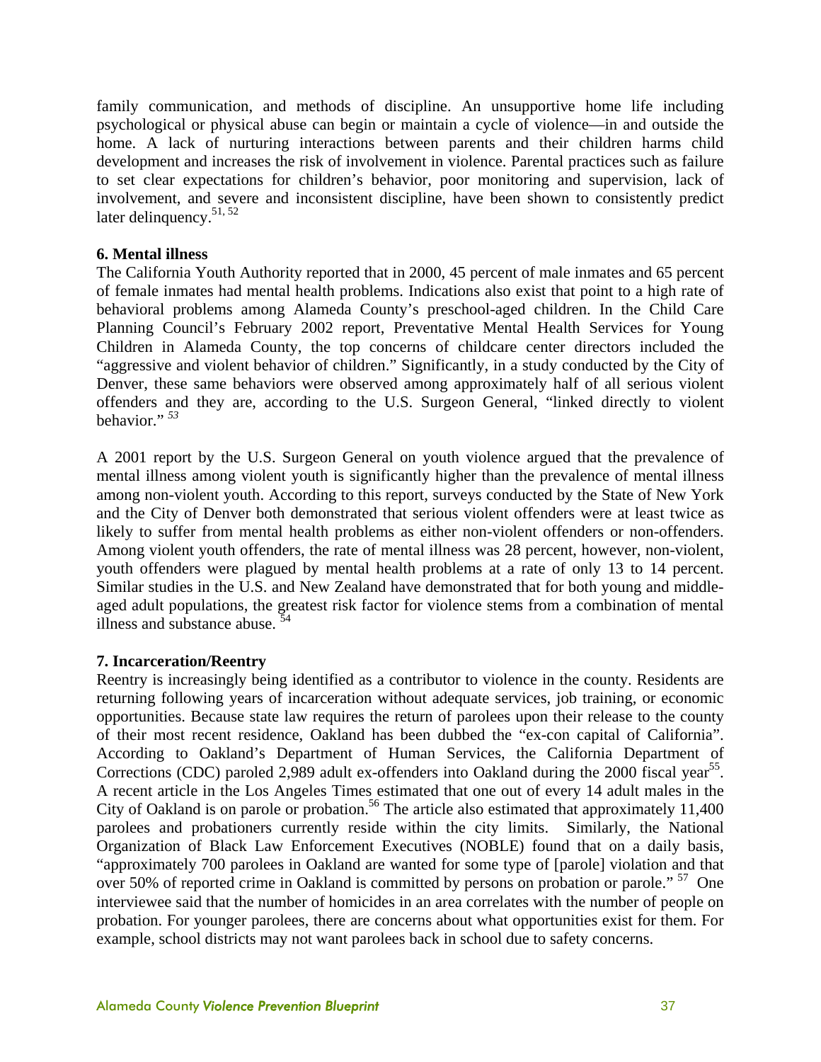family communication, and methods of discipline. An unsupportive home life including psychological or physical abuse can begin or maintain a cycle of violence—in and outside the home. A lack of nurturing interactions between parents and their children harms child development and increases the risk of involvement in violence. Parental practices such as failure to set clear expectations for children's behavior, poor monitoring and supervision, lack of involvement, and severe and inconsistent discipline, have been shown to consistently predict later delinquency.[51, 52]

**6. Mental illness**

The California Youth Authority reported that in 2000, 45 percent of male inmates and 65 percent of female inmates had mental health problems. Indications also exist that point to a high rate of behavioral problems among Alameda County's preschool-aged children. In the Child Care Planning Council's February 2002 report, Preventative Mental Health Services for Young Children in Alameda County, the top concerns of childcare center directors included the "aggressive and violent behavior of children." Significantly, in a study conducted by the City of Denver, these same behaviors were observed among approximately half of all serious violent offenders and they are, according to the U.S. Surgeon General, "linked directly to violent behavior."[53]

A 2001 report by the U.S. Surgeon General on youth violence argued that the prevalence of mental illness among violent youth is significantly higher than the prevalence of mental illness among non-violent youth. According to this report, surveys conducted by the State of New York and the City of Denver both demonstrated that serious violent offenders were at least twice as likely to suffer from mental health problems as either non-violent offenders or non-offenders. Among violent youth offenders, the rate of mental illness was 28 percent, however, non-violent, youth offenders were plagued by mental health problems at a rate of only 13 to 14 percent. Similar studies in the U.S. and New Zealand have demonstrated that for both young and middle-aged adult populations, the greatest risk factor for violence stems from a combination of mental illness and substance abuse.[54]

**7. Incarceration/Reentry**

Reentry is increasingly being identified as a contributor to violence in the county. Residents are returning following years of incarceration without adequate services, job training, or economic opportunities. Because state law requires the return of parolees upon their release to the county of their most recent residence, Oakland has been dubbed the "ex-con capital of California". According to Oakland's Department of Human Services, the California Department of Corrections (CDC) paroled 2,989 adult ex-offenders into Oakland during the 2000 fiscal year[55]. A recent article in the Los Angeles Times estimated that one out of every 14 adult males in the City of Oakland is on parole or probation.[56] The article also estimated that approximately 11,400 parolees and probationers currently reside within the city limits. Similarly, the National Organization of Black Law Enforcement Executives (NOBLE) found that on a daily basis, "approximately 700 parolees in Oakland are wanted for some type of [parole] violation and that over 50% of reported crime in Oakland is committed by persons on probation or parole."[57] One interviewee said that the number of homicides in an area correlates with the number of people on probation. For younger parolees, there are concerns about what opportunities exist for them. For example, school districts may not want parolees back in school due to safety concerns.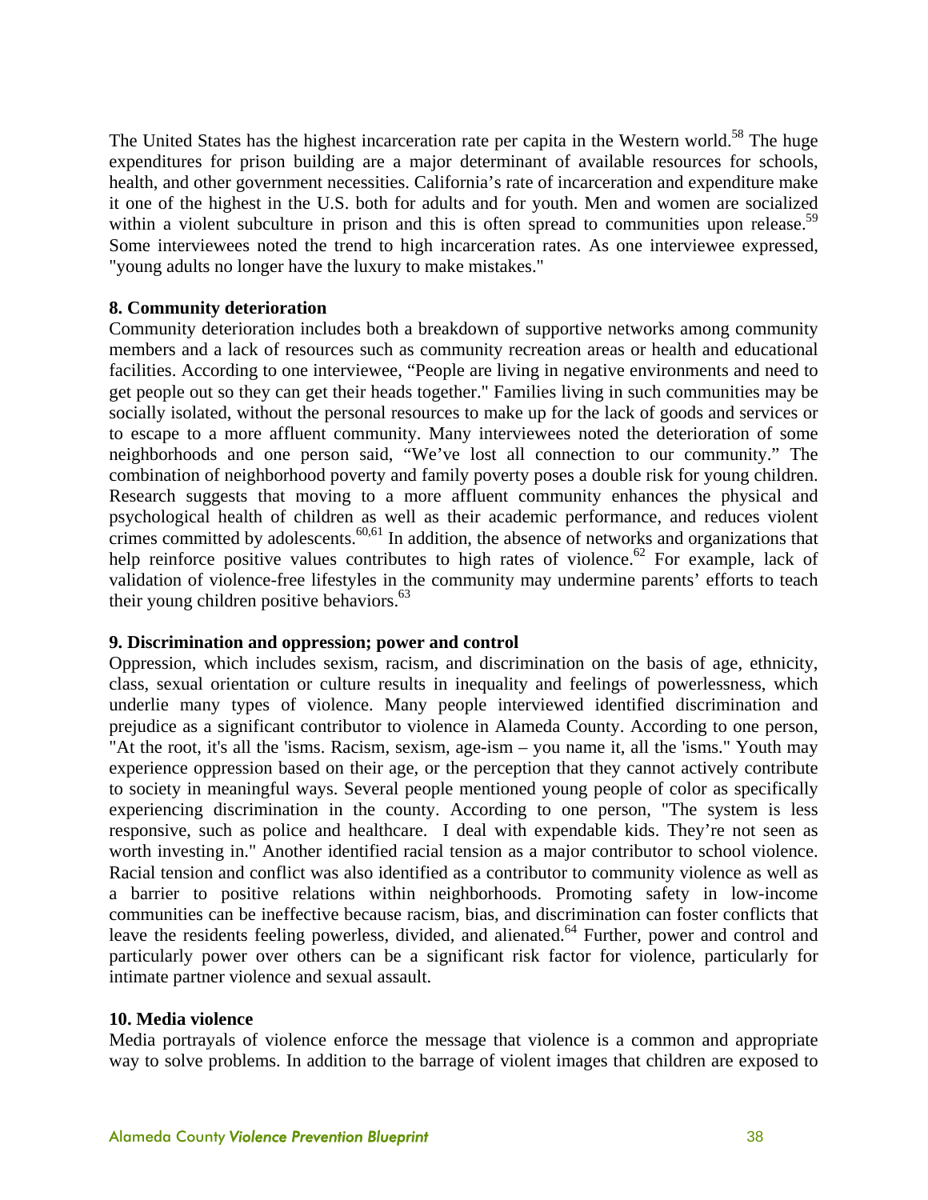The United States has the highest incarceration rate per capita in the Western world.[58] The huge expenditures for prison building are a major determinant of available resources for schools, health, and other government necessities. California's rate of incarceration and expenditure make it one of the highest in the U.S. both for adults and for youth. Men and women are socialized within a violent subculture in prison and this is often spread to communities upon release.[59] Some interviewees noted the trend to high incarceration rates. As one interviewee expressed, "young adults no longer have the luxury to make mistakes."

**8. Community deterioration**

Community deterioration includes both a breakdown of supportive networks among community members and a lack of resources such as community recreation areas or health and educational facilities. According to one interviewee, "People are living in negative environments and need to get people out so they can get their heads together." Families living in such communities may be socially isolated, without the personal resources to make up for the lack of goods and services or to escape to a more affluent community. Many interviewees noted the deterioration of some neighborhoods and one person said, "We've lost all connection to our community." The combination of neighborhood poverty and family poverty poses a double risk for young children. Research suggests that moving to a more affluent community enhances the physical and psychological health of children as well as their academic performance, and reduces violent crimes committed by adolescents.[60,61] In addition, the absence of networks and organizations that help reinforce positive values contributes to high rates of violence.[62] For example, lack of validation of violence-free lifestyles in the community may undermine parents' efforts to teach their young children positive behaviors.[63]

**9. Discrimination and oppression; power and control**

Oppression, which includes sexism, racism, and discrimination on the basis of age, ethnicity, class, sexual orientation or culture results in inequality and feelings of powerlessness, which underlie many types of violence. Many people interviewed identified discrimination and prejudice as a significant contributor to violence in Alameda County. According to one person, "At the root, it's all the 'isms. Racism, sexism, age-ism – you name it, all the 'isms." Youth may experience oppression based on their age, or the perception that they cannot actively contribute to society in meaningful ways. Several people mentioned young people of color as specifically experiencing discrimination in the county. According to one person, "The system is less responsive, such as police and healthcare. I deal with expendable kids. They're not seen as worth investing in." Another identified racial tension as a major contributor to school violence. Racial tension and conflict was also identified as a contributor to community violence as well as a barrier to positive relations within neighborhoods. Promoting safety in low-income communities can be ineffective because racism, bias, and discrimination can foster conflicts that leave the residents feeling powerless, divided, and alienated.[64] Further, power and control and particularly power over others can be a significant risk factor for violence, particularly for intimate partner violence and sexual assault.

**10. Media violence**

Media portrayals of violence enforce the message that violence is a common and appropriate way to solve problems. In addition to the barrage of violent images that children are exposed to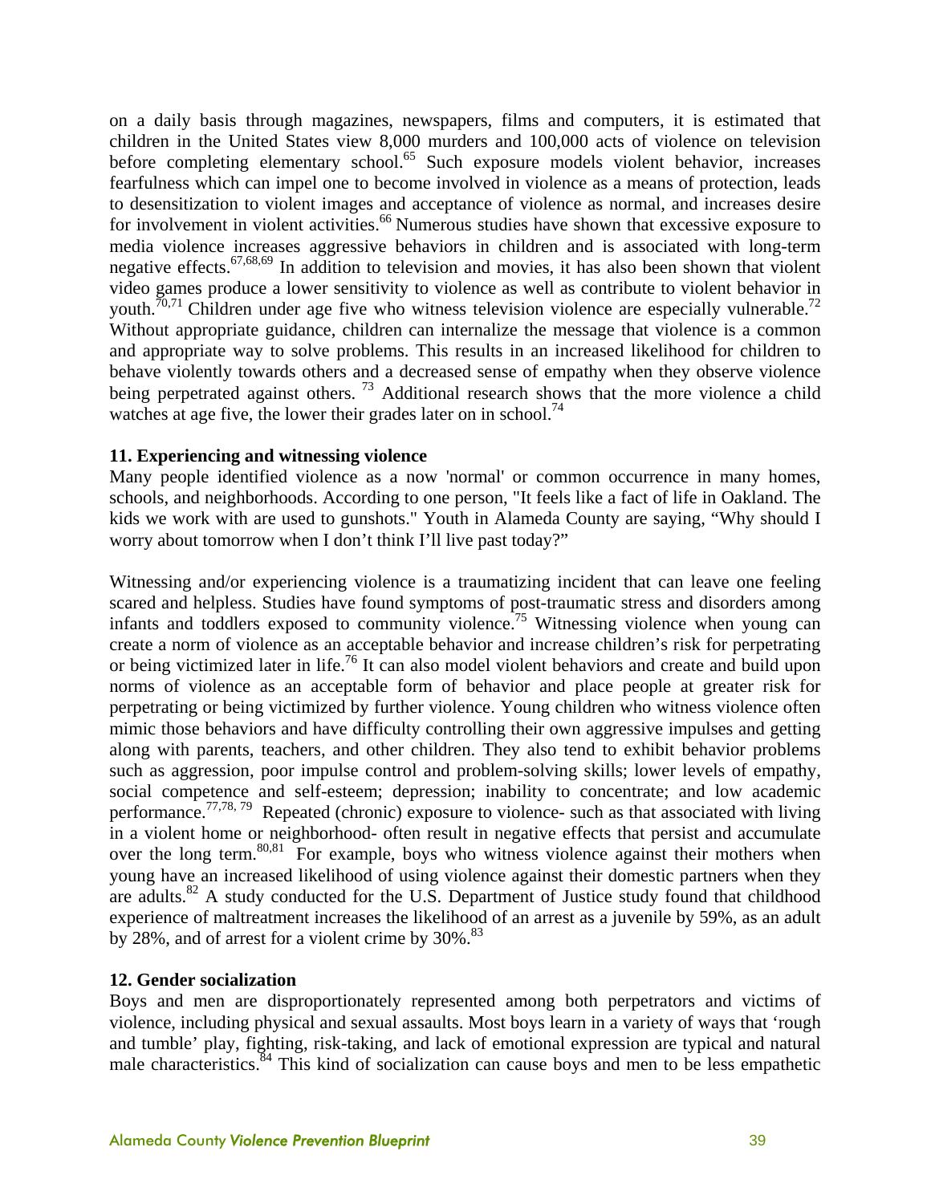on a daily basis through magazines, newspapers, films and computers, it is estimated that children in the United States view 8,000 murders and 100,000 acts of violence on television before completing elementary school.[65] Such exposure models violent behavior, increases fearfulness which can impel one to become involved in violence as a means of protection, leads to desensitization to violent images and acceptance of violence as normal, and increases desire for involvement in violent activities.[66] Numerous studies have shown that excessive exposure to media violence increases aggressive behaviors in children and is associated with long-term negative effects.[67,68,69] In addition to television and movies, it has also been shown that violent video games produce a lower sensitivity to violence as well as contribute to violent behavior in youth.[70,71] Children under age five who witness television violence are especially vulnerable.[72] Without appropriate guidance, children can internalize the message that violence is a common and appropriate way to solve problems. This results in an increased likelihood for children to behave violently towards others and a decreased sense of empathy when they observe violence being perpetrated against others. [73] Additional research shows that the more violence a child watches at age five, the lower their grades later on in school.[74]

**11. Experiencing and witnessing violence**

Many people identified violence as a now 'normal' or common occurrence in many homes, schools, and neighborhoods. According to one person, "It feels like a fact of life in Oakland. The kids we work with are used to gunshots." Youth in Alameda County are saying, “Why should I worry about tomorrow when I don’t think I’ll live past today?”

Witnessing and/or experiencing violence is a traumatizing incident that can leave one feeling scared and helpless. Studies have found symptoms of post-traumatic stress and disorders among infants and toddlers exposed to community violence.[75] Witnessing violence when young can create a norm of violence as an acceptable behavior and increase children’s risk for perpetrating or being victimized later in life.[76] It can also model violent behaviors and create and build upon norms of violence as an acceptable form of behavior and place people at greater risk for perpetrating or being victimized by further violence. Young children who witness violence often mimic those behaviors and have difficulty controlling their own aggressive impulses and getting along with parents, teachers, and other children. They also tend to exhibit behavior problems such as aggression, poor impulse control and problem-solving skills; lower levels of empathy, social competence and self-esteem; depression; inability to concentrate; and low academic performance.[77,78, 79] Repeated (chronic) exposure to violence- such as that associated with living in a violent home or neighborhood- often result in negative effects that persist and accumulate over the long term.[80,81] For example, boys who witness violence against their mothers when young have an increased likelihood of using violence against their domestic partners when they are adults.[82] A study conducted for the U.S. Department of Justice study found that childhood experience of maltreatment increases the likelihood of an arrest as a juvenile by 59%, as an adult by 28%, and of arrest for a violent crime by 30%.[83]

**12. Gender socialization**

Boys and men are disproportionately represented among both perpetrators and victims of violence, including physical and sexual assaults. Most boys learn in a variety of ways that ‘rough and tumble’ play, fighting, risk-taking, and lack of emotional expression are typical and natural male characteristics.[84] This kind of socialization can cause boys and men to be less empathetic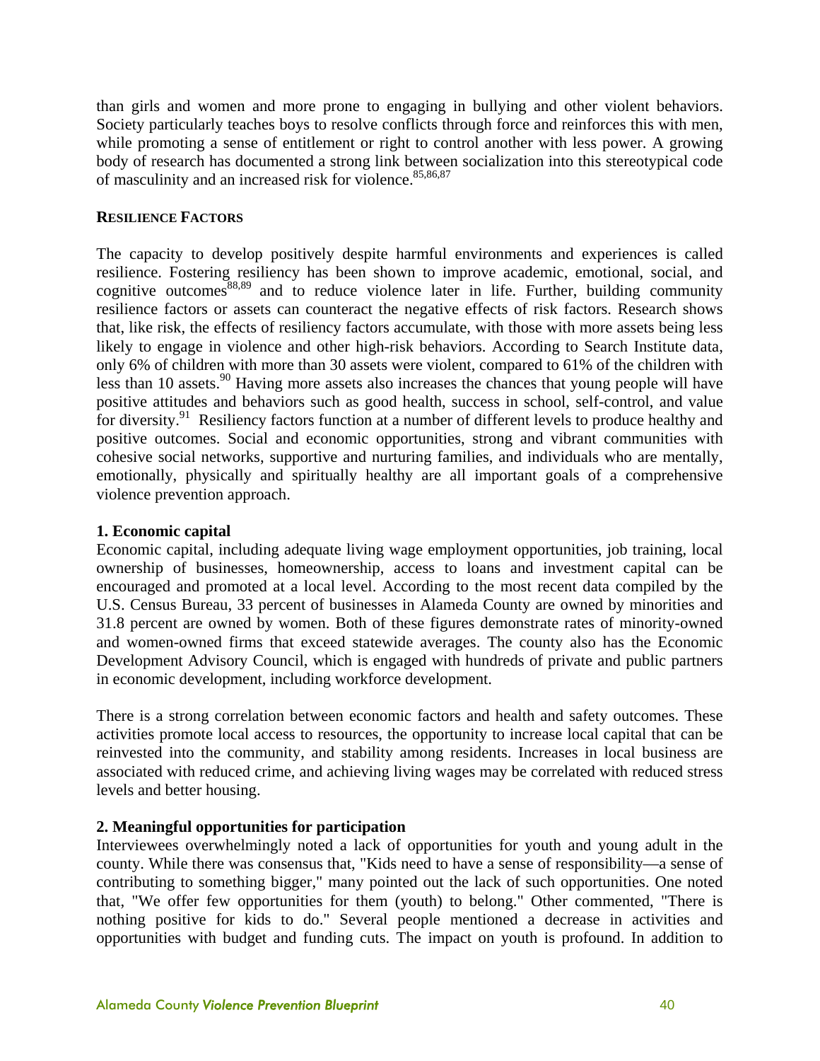than girls and women and more prone to engaging in bullying and other violent behaviors. Society particularly teaches boys to resolve conflicts through force and reinforces this with men, while promoting a sense of entitlement or right to control another with less power. A growing body of research has documented a strong link between socialization into this stereotypical code of masculinity and an increased risk for violence.[85,86,87]

**RESILIENCE FACTORS**

The capacity to develop positively despite harmful environments and experiences is called resilience. Fostering resiliency has been shown to improve academic, emotional, social, and cognitive outcomes[88,89] and to reduce violence later in life. Further, building community resilience factors or assets can counteract the negative effects of risk factors. Research shows that, like risk, the effects of resiliency factors accumulate, with those with more assets being less likely to engage in violence and other high-risk behaviors. According to Search Institute data, only 6% of children with more than 30 assets were violent, compared to 61% of the children with less than 10 assets.[90] Having more assets also increases the chances that young people will have positive attitudes and behaviors such as good health, success in school, self-control, and value for diversity.[91] Resiliency factors function at a number of different levels to produce healthy and positive outcomes. Social and economic opportunities, strong and vibrant communities with cohesive social networks, supportive and nurturing families, and individuals who are mentally, emotionally, physically and spiritually healthy are all important goals of a comprehensive violence prevention approach.

**1. Economic capital**

Economic capital, including adequate living wage employment opportunities, job training, local ownership of businesses, homeownership, access to loans and investment capital can be encouraged and promoted at a local level. According to the most recent data compiled by the U.S. Census Bureau, 33 percent of businesses in Alameda County are owned by minorities and 31.8 percent are owned by women. Both of these figures demonstrate rates of minority-owned and women-owned firms that exceed statewide averages. The county also has the Economic Development Advisory Council, which is engaged with hundreds of private and public partners in economic development, including workforce development.

There is a strong correlation between economic factors and health and safety outcomes. These activities promote local access to resources, the opportunity to increase local capital that can be reinvested into the community, and stability among residents. Increases in local business are associated with reduced crime, and achieving living wages may be correlated with reduced stress levels and better housing.

**2. Meaningful opportunities for participation**

Interviewees overwhelmingly noted a lack of opportunities for youth and young adult in the county. While there was consensus that, "Kids need to have a sense of responsibility—a sense of contributing to something bigger," many pointed out the lack of such opportunities. One noted that, "We offer few opportunities for them (youth) to belong." Other commented, "There is nothing positive for kids to do." Several people mentioned a decrease in activities and opportunities with budget and funding cuts. The impact on youth is profound. In addition to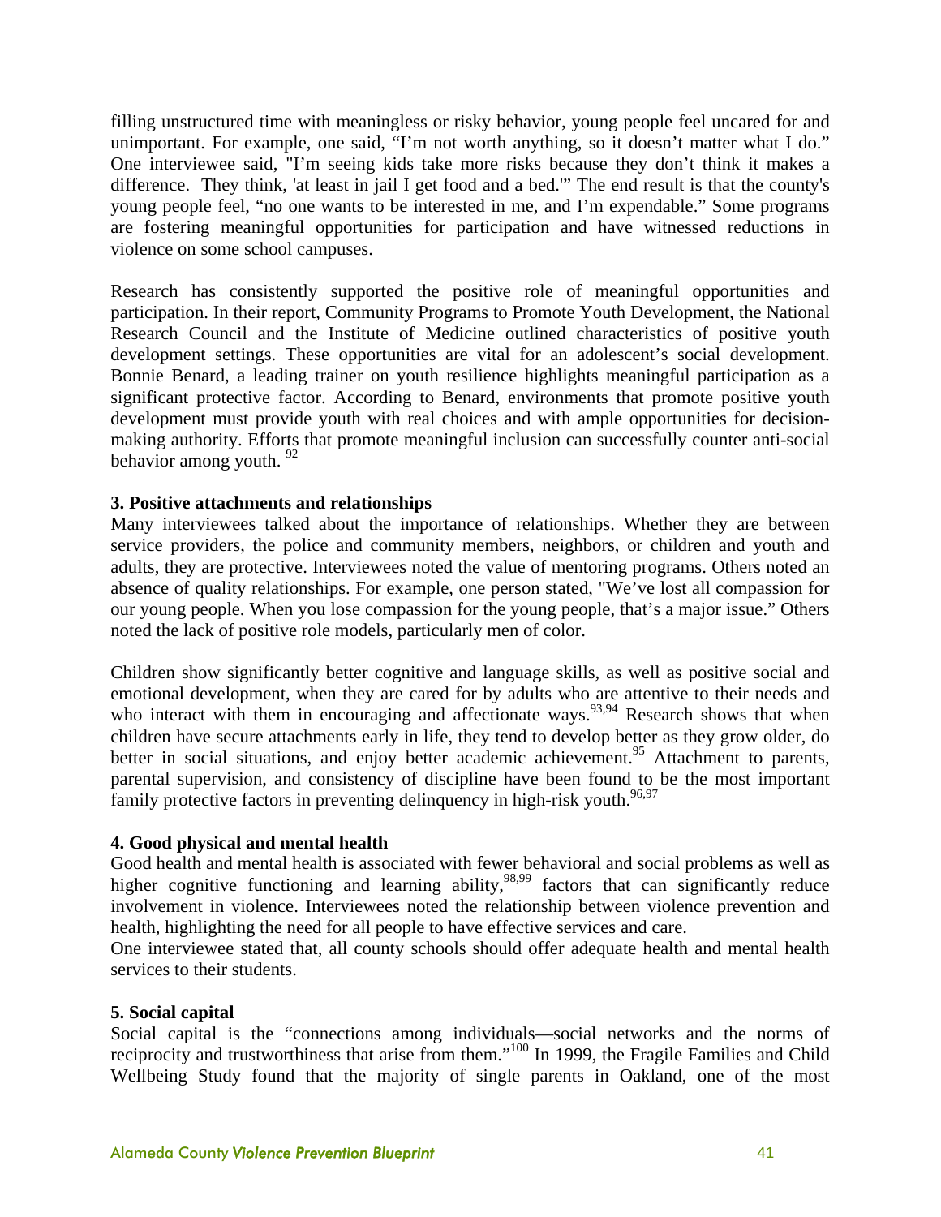filling unstructured time with meaningless or risky behavior, young people feel uncared for and unimportant. For example, one said, "I'm not worth anything, so it doesn't matter what I do." One interviewee said, "I'm seeing kids take more risks because they don't think it makes a difference. They think, 'at least in jail I get food and a bed.'" The end result is that the county's young people feel, "no one wants to be interested in me, and I'm expendable." Some programs are fostering meaningful opportunities for participation and have witnessed reductions in violence on some school campuses.

Research has consistently supported the positive role of meaningful opportunities and participation. In their report, Community Programs to Promote Youth Development, the National Research Council and the Institute of Medicine outlined characteristics of positive youth development settings. These opportunities are vital for an adolescent's social development. Bonnie Benard, a leading trainer on youth resilience highlights meaningful participation as a significant protective factor. According to Benard, environments that promote positive youth development must provide youth with real choices and with ample opportunities for decision-making authority. Efforts that promote meaningful inclusion can successfully counter anti-social behavior among youth. [92]

**3. Positive attachments and relationships**

Many interviewees talked about the importance of relationships. Whether they are between service providers, the police and community members, neighbors, or children and youth and adults, they are protective. Interviewees noted the value of mentoring programs. Others noted an absence of quality relationships. For example, one person stated, "We've lost all compassion for our young people. When you lose compassion for the young people, that's a major issue." Others noted the lack of positive role models, particularly men of color.

Children show significantly better cognitive and language skills, as well as positive social and emotional development, when they are cared for by adults who are attentive to their needs and who interact with them in encouraging and affectionate ways.[93,94] Research shows that when children have secure attachments early in life, they tend to develop better as they grow older, do better in social situations, and enjoy better academic achievement.[95] Attachment to parents, parental supervision, and consistency of discipline have been found to be the most important family protective factors in preventing delinquency in high-risk youth.[96,97]

**4. Good physical and mental health**

Good health and mental health is associated with fewer behavioral and social problems as well as higher cognitive functioning and learning ability,[98,99] factors that can significantly reduce involvement in violence. Interviewees noted the relationship between violence prevention and health, highlighting the need for all people to have effective services and care.

One interviewee stated that, all county schools should offer adequate health and mental health services to their students.

**5. Social capital**

Social capital is the "connections among individuals—social networks and the norms of reciprocity and trustworthiness that arise from them."[100] In 1999, the Fragile Families and Child Wellbeing Study found that the majority of single parents in Oakland, one of the most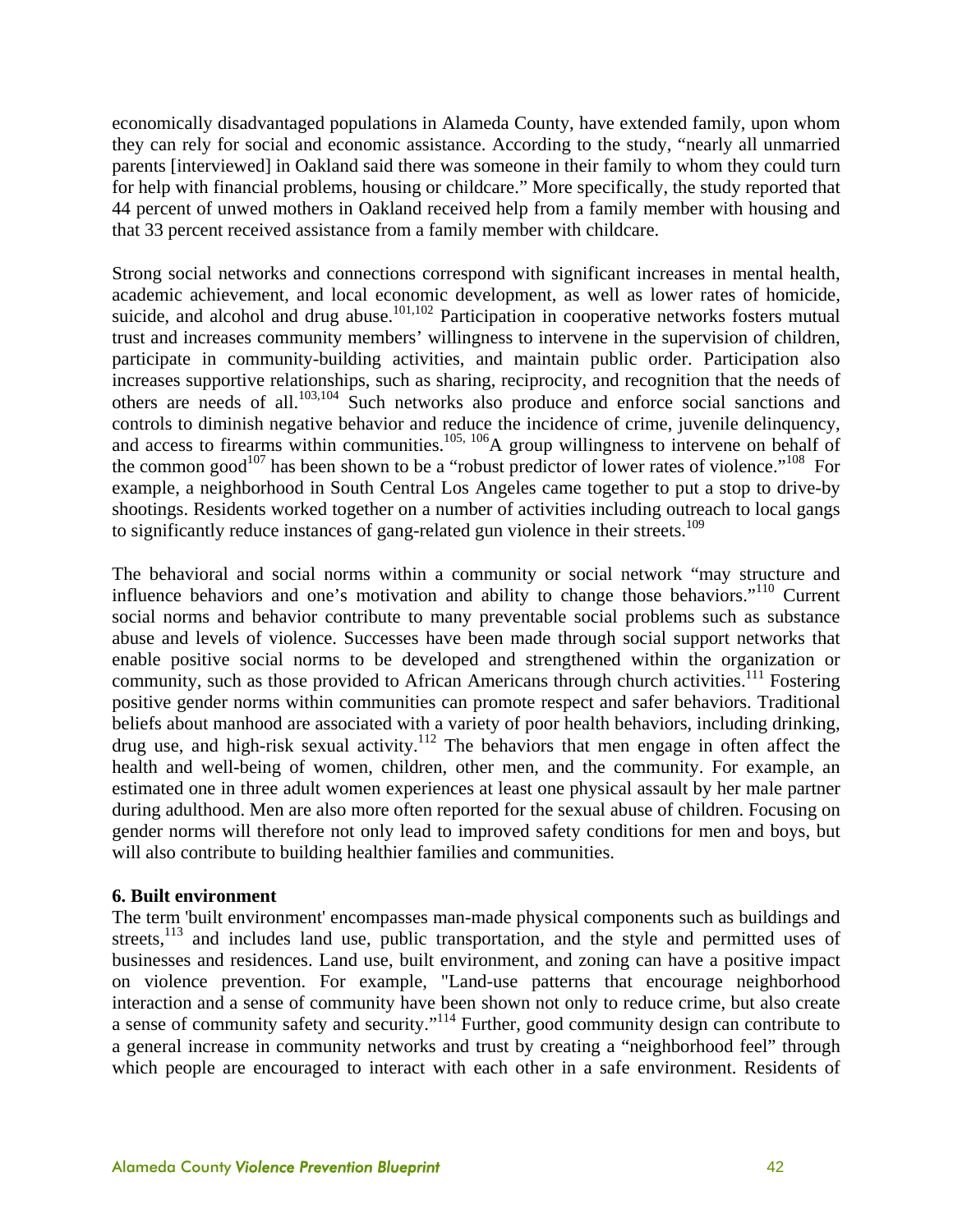economically disadvantaged populations in Alameda County, have extended family, upon whom they can rely for social and economic assistance. According to the study, "nearly all unmarried parents [interviewed] in Oakland said there was someone in their family to whom they could turn for help with financial problems, housing or childcare." More specifically, the study reported that 44 percent of unwed mothers in Oakland received help from a family member with housing and that 33 percent received assistance from a family member with childcare.

Strong social networks and connections correspond with significant increases in mental health, academic achievement, and local economic development, as well as lower rates of homicide, suicide, and alcohol and drug abuse.[101,102] Participation in cooperative networks fosters mutual trust and increases community members' willingness to intervene in the supervision of children, participate in community-building activities, and maintain public order. Participation also increases supportive relationships, such as sharing, reciprocity, and recognition that the needs of others are needs of all.[103,104] Such networks also produce and enforce social sanctions and controls to diminish negative behavior and reduce the incidence of crime, juvenile delinquency, and access to firearms within communities.[105, 106] A group willingness to intervene on behalf of the common good[107] has been shown to be a "robust predictor of lower rates of violence."[108] For example, a neighborhood in South Central Los Angeles came together to put a stop to drive-by shootings. Residents worked together on a number of activities including outreach to local gangs to significantly reduce instances of gang-related gun violence in their streets.[109]

The behavioral and social norms within a community or social network "may structure and influence behaviors and one's motivation and ability to change those behaviors."[110] Current social norms and behavior contribute to many preventable social problems such as substance abuse and levels of violence. Successes have been made through social support networks that enable positive social norms to be developed and strengthened within the organization or community, such as those provided to African Americans through church activities.[111] Fostering positive gender norms within communities can promote respect and safer behaviors. Traditional beliefs about manhood are associated with a variety of poor health behaviors, including drinking, drug use, and high-risk sexual activity.[112] The behaviors that men engage in often affect the health and well-being of women, children, other men, and the community. For example, an estimated one in three adult women experiences at least one physical assault by her male partner during adulthood. Men are also more often reported for the sexual abuse of children. Focusing on gender norms will therefore not only lead to improved safety conditions for men and boys, but will also contribute to building healthier families and communities.

**6. Built environment**

The term 'built environment' encompasses man-made physical components such as buildings and streets,[113] and includes land use, public transportation, and the style and permitted uses of businesses and residences. Land use, built environment, and zoning can have a positive impact on violence prevention. For example, "Land-use patterns that encourage neighborhood interaction and a sense of community have been shown not only to reduce crime, but also create a sense of community safety and security."[114] Further, good community design can contribute to a general increase in community networks and trust by creating a "neighborhood feel" through which people are encouraged to interact with each other in a safe environment. Residents of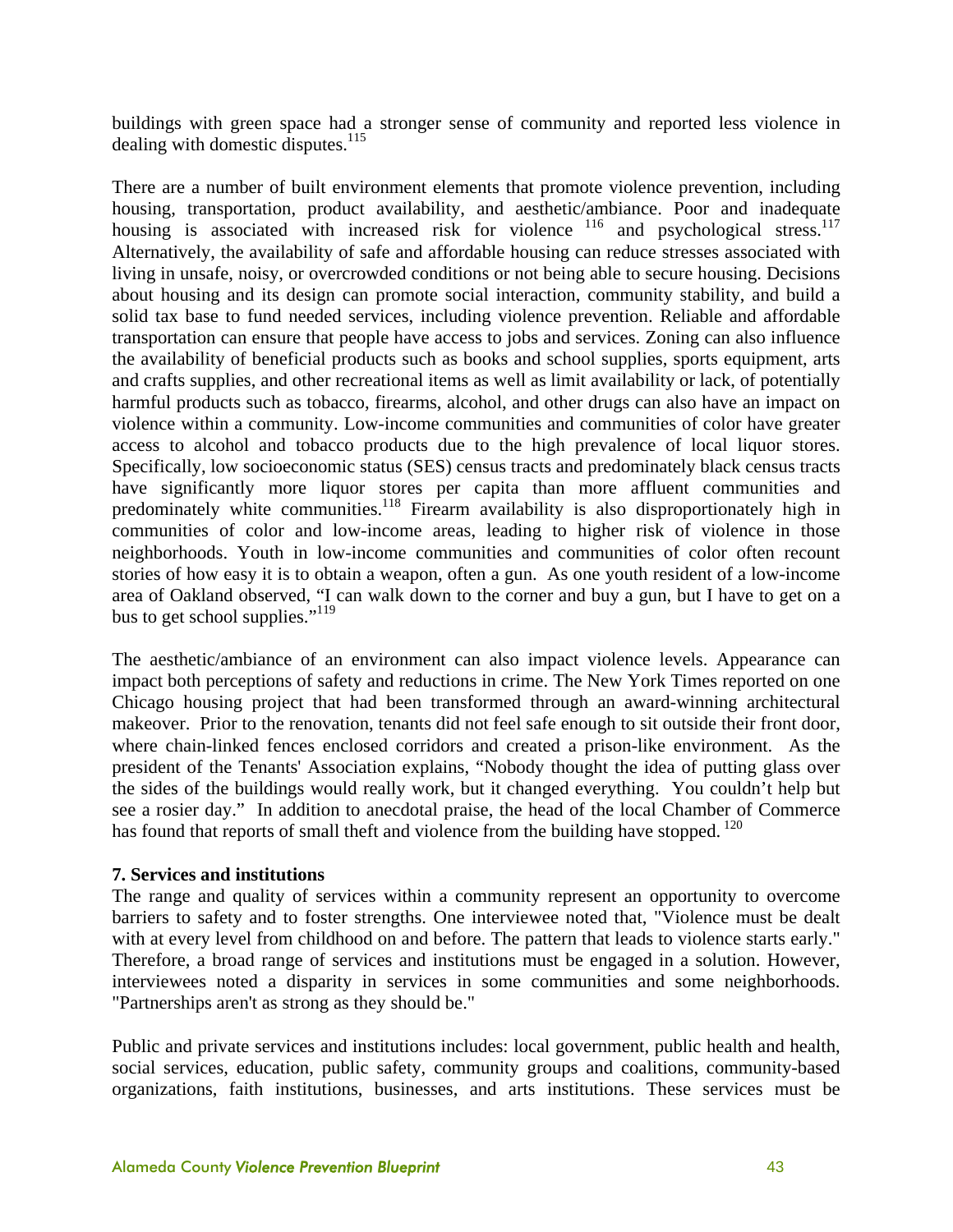buildings with green space had a stronger sense of community and reported less violence in dealing with domestic disputes.[115]

There are a number of built environment elements that promote violence prevention, including housing, transportation, product availability, and aesthetic/ambiance. Poor and inadequate housing is associated with increased risk for violence [116] and psychological stress.[117] Alternatively, the availability of safe and affordable housing can reduce stresses associated with living in unsafe, noisy, or overcrowded conditions or not being able to secure housing. Decisions about housing and its design can promote social interaction, community stability, and build a solid tax base to fund needed services, including violence prevention. Reliable and affordable transportation can ensure that people have access to jobs and services. Zoning can also influence the availability of beneficial products such as books and school supplies, sports equipment, arts and crafts supplies, and other recreational items as well as limit availability or lack, of potentially harmful products such as tobacco, firearms, alcohol, and other drugs can also have an impact on violence within a community. Low-income communities and communities of color have greater access to alcohol and tobacco products due to the high prevalence of local liquor stores. Specifically, low socioeconomic status (SES) census tracts and predominately black census tracts have significantly more liquor stores per capita than more affluent communities and predominately white communities.[118] Firearm availability is also disproportionately high in communities of color and low-income areas, leading to higher risk of violence in those neighborhoods. Youth in low-income communities and communities of color often recount stories of how easy it is to obtain a weapon, often a gun. As one youth resident of a low-income area of Oakland observed, "I can walk down to the corner and buy a gun, but I have to get on a bus to get school supplies."[119]

The aesthetic/ambiance of an environment can also impact violence levels. Appearance can impact both perceptions of safety and reductions in crime. The New York Times reported on one Chicago housing project that had been transformed through an award-winning architectural makeover. Prior to the renovation, tenants did not feel safe enough to sit outside their front door, where chain-linked fences enclosed corridors and created a prison-like environment. As the president of the Tenants' Association explains, "Nobody thought the idea of putting glass over the sides of the buildings would really work, but it changed everything. You couldn't help but see a rosier day." In addition to anecdotal praise, the head of the local Chamber of Commerce has found that reports of small theft and violence from the building have stopped. [120]

**7. Services and institutions**

The range and quality of services within a community represent an opportunity to overcome barriers to safety and to foster strengths. One interviewee noted that, "Violence must be dealt with at every level from childhood on and before. The pattern that leads to violence starts early." Therefore, a broad range of services and institutions must be engaged in a solution. However, interviewees noted a disparity in services in some communities and some neighborhoods. "Partnerships aren't as strong as they should be."

Public and private services and institutions includes: local government, public health and health, social services, education, public safety, community groups and coalitions, community-based organizations, faith institutions, businesses, and arts institutions. These services must be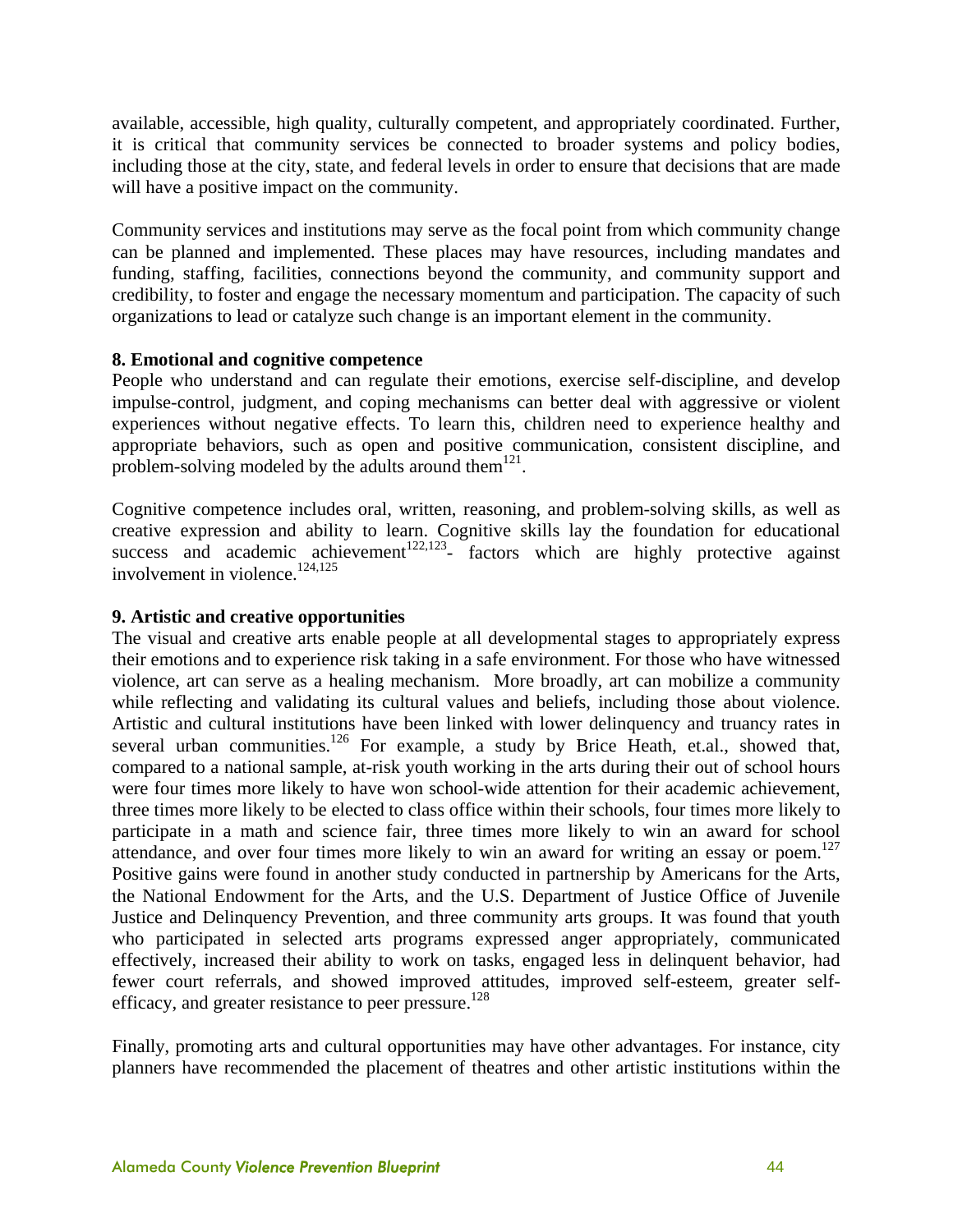available, accessible, high quality, culturally competent, and appropriately coordinated. Further, it is critical that community services be connected to broader systems and policy bodies, including those at the city, state, and federal levels in order to ensure that decisions that are made will have a positive impact on the community.

Community services and institutions may serve as the focal point from which community change can be planned and implemented. These places may have resources, including mandates and funding, staffing, facilities, connections beyond the community, and community support and credibility, to foster and engage the necessary momentum and participation. The capacity of such organizations to lead or catalyze such change is an important element in the community.

**8. Emotional and cognitive competence**

People who understand and can regulate their emotions, exercise self-discipline, and develop impulse-control, judgment, and coping mechanisms can better deal with aggressive or violent experiences without negative effects. To learn this, children need to experience healthy and appropriate behaviors, such as open and positive communication, consistent discipline, and problem-solving modeled by the adults around them[121].

Cognitive competence includes oral, written, reasoning, and problem-solving skills, as well as creative expression and ability to learn. Cognitive skills lay the foundation for educational success and academic achievement[122,123]- factors which are highly protective against involvement in violence.[124,125]

**9. Artistic and creative opportunities**

The visual and creative arts enable people at all developmental stages to appropriately express their emotions and to experience risk taking in a safe environment. For those who have witnessed violence, art can serve as a healing mechanism. More broadly, art can mobilize a community while reflecting and validating its cultural values and beliefs, including those about violence. Artistic and cultural institutions have been linked with lower delinquency and truancy rates in several urban communities.[126] For example, a study by Brice Heath, et.al., showed that, compared to a national sample, at-risk youth working in the arts during their out of school hours were four times more likely to have won school-wide attention for their academic achievement, three times more likely to be elected to class office within their schools, four times more likely to participate in a math and science fair, three times more likely to win an award for school attendance, and over four times more likely to win an award for writing an essay or poem.[127] Positive gains were found in another study conducted in partnership by Americans for the Arts, the National Endowment for the Arts, and the U.S. Department of Justice Office of Juvenile Justice and Delinquency Prevention, and three community arts groups. It was found that youth who participated in selected arts programs expressed anger appropriately, communicated effectively, increased their ability to work on tasks, engaged less in delinquent behavior, had fewer court referrals, and showed improved attitudes, improved self-esteem, greater self-efficacy, and greater resistance to peer pressure.[128]

Finally, promoting arts and cultural opportunities may have other advantages. For instance, city planners have recommended the placement of theatres and other artistic institutions within the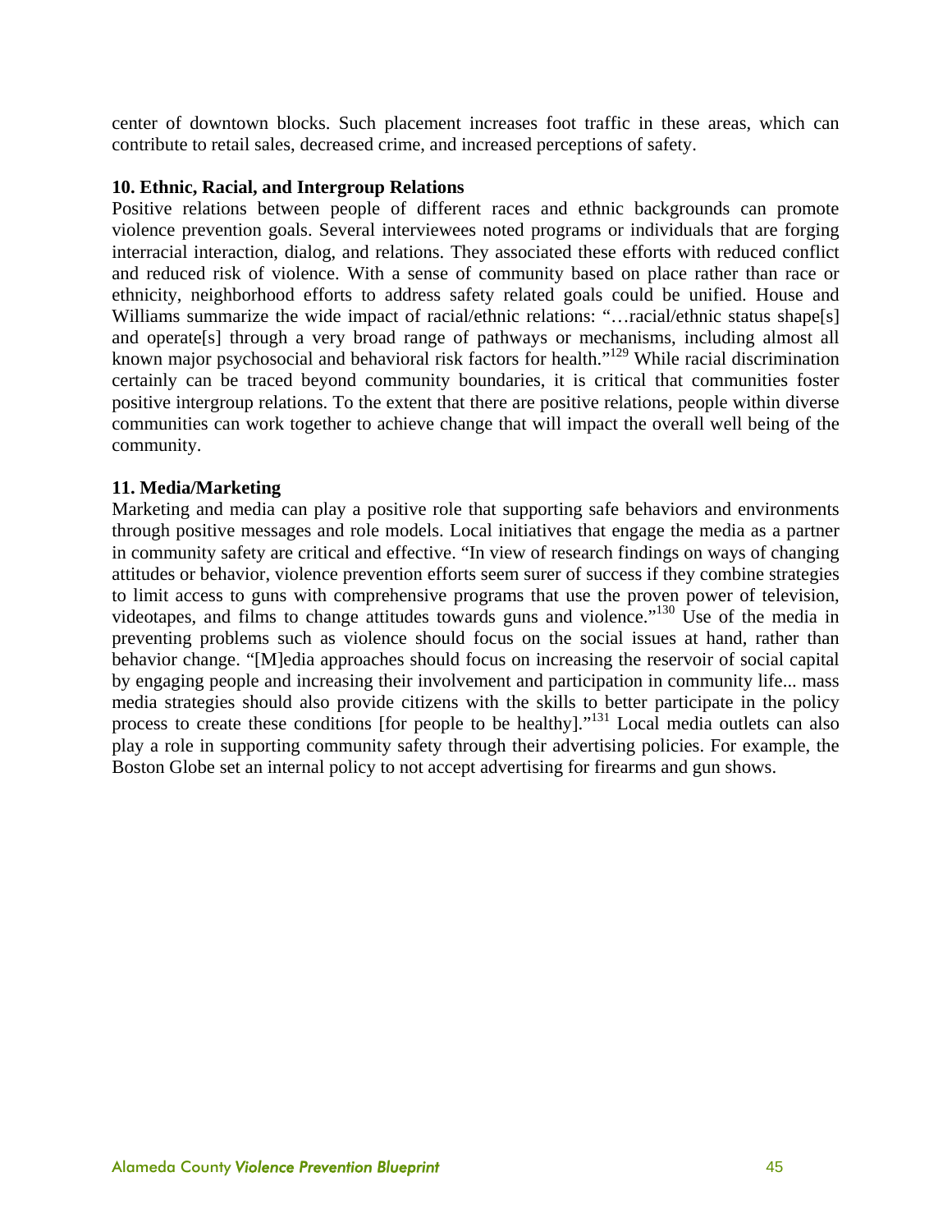center of downtown blocks. Such placement increases foot traffic in these areas, which can contribute to retail sales, decreased crime, and increased perceptions of safety.

**10. Ethnic, Racial, and Intergroup Relations**

Positive relations between people of different races and ethnic backgrounds can promote violence prevention goals. Several interviewees noted programs or individuals that are forging interracial interaction, dialog, and relations. They associated these efforts with reduced conflict and reduced risk of violence. With a sense of community based on place rather than race or ethnicity, neighborhood efforts to address safety related goals could be unified. House and Williams summarize the wide impact of racial/ethnic relations: "…racial/ethnic status shape[s] and operate[s] through a very broad range of pathways or mechanisms, including almost all known major psychosocial and behavioral risk factors for health."[129] While racial discrimination certainly can be traced beyond community boundaries, it is critical that communities foster positive intergroup relations. To the extent that there are positive relations, people within diverse communities can work together to achieve change that will impact the overall well being of the community.

**11. Media/Marketing**

Marketing and media can play a positive role that supporting safe behaviors and environments through positive messages and role models. Local initiatives that engage the media as a partner in community safety are critical and effective. "In view of research findings on ways of changing attitudes or behavior, violence prevention efforts seem surer of success if they combine strategies to limit access to guns with comprehensive programs that use the proven power of television, videotapes, and films to change attitudes towards guns and violence."[130] Use of the media in preventing problems such as violence should focus on the social issues at hand, rather than behavior change. "[M]edia approaches should focus on increasing the reservoir of social capital by engaging people and increasing their involvement and participation in community life... mass media strategies should also provide citizens with the skills to better participate in the policy process to create these conditions [for people to be healthy]."[131] Local media outlets can also play a role in supporting community safety through their advertising policies. For example, the Boston Globe set an internal policy to not accept advertising for firearms and gun shows.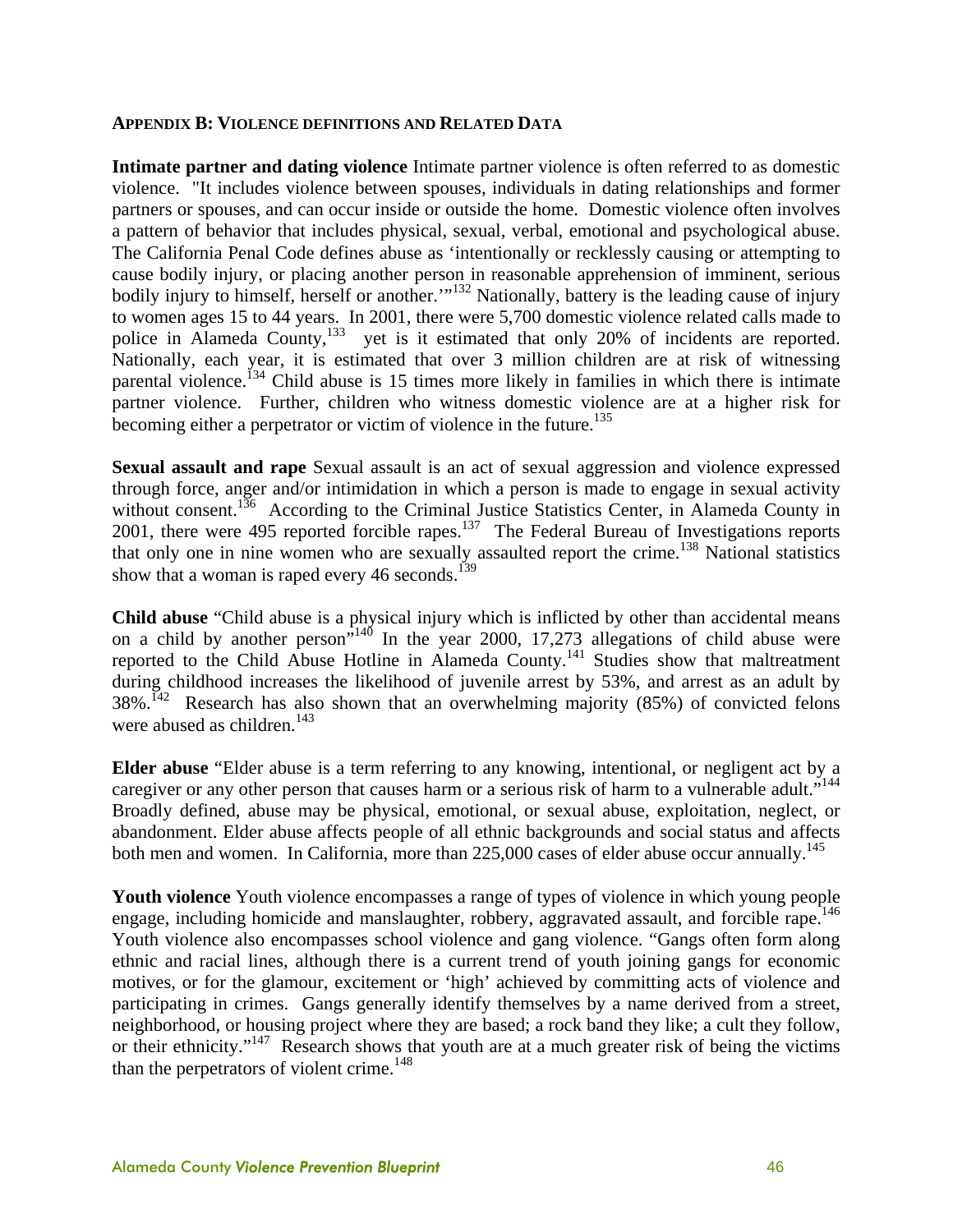## Appendix B: Violence definitions and Related Data

**Intimate partner and dating violence** Intimate partner violence is often referred to as domestic violence. "It includes violence between spouses, individuals in dating relationships and former partners or spouses, and can occur inside or outside the home. Domestic violence often involves a pattern of behavior that includes physical, sexual, verbal, emotional and psychological abuse. The California Penal Code defines abuse as 'intentionally or recklessly causing or attempting to cause bodily injury, or placing another person in reasonable apprehension of imminent, serious bodily injury to himself, herself or another.'"[132] Nationally, battery is the leading cause of injury to women ages 15 to 44 years. In 2001, there were 5,700 domestic violence related calls made to police in Alameda County,[133] yet is it estimated that only 20% of incidents are reported. Nationally, each year, it is estimated that over 3 million children are at risk of witnessing parental violence.[134] Child abuse is 15 times more likely in families in which there is intimate partner violence. Further, children who witness domestic violence are at a higher risk for becoming either a perpetrator or victim of violence in the future.[135]

**Sexual assault and rape** Sexual assault is an act of sexual aggression and violence expressed through force, anger and/or intimidation in which a person is made to engage in sexual activity without consent.[136] According to the Criminal Justice Statistics Center, in Alameda County in 2001, there were 495 reported forcible rapes.[137] The Federal Bureau of Investigations reports that only one in nine women who are sexually assaulted report the crime.[138] National statistics show that a woman is raped every 46 seconds.[139]

**Child abuse** "Child abuse is a physical injury which is inflicted by other than accidental means on a child by another person"[140] In the year 2000, 17,273 allegations of child abuse were reported to the Child Abuse Hotline in Alameda County.[141] Studies show that maltreatment during childhood increases the likelihood of juvenile arrest by 53%, and arrest as an adult by 38%.[142] Research has also shown that an overwhelming majority (85%) of convicted felons were abused as children.[143]

**Elder abuse** "Elder abuse is a term referring to any knowing, intentional, or negligent act by a caregiver or any other person that causes harm or a serious risk of harm to a vulnerable adult."[144] Broadly defined, abuse may be physical, emotional, or sexual abuse, exploitation, neglect, or abandonment. Elder abuse affects people of all ethnic backgrounds and social status and affects both men and women. In California, more than 225,000 cases of elder abuse occur annually.[145]

**Youth violence** Youth violence encompasses a range of types of violence in which young people engage, including homicide and manslaughter, robbery, aggravated assault, and forcible rape.[146] Youth violence also encompasses school violence and gang violence. "Gangs often form along ethnic and racial lines, although there is a current trend of youth joining gangs for economic motives, or for the glamour, excitement or 'high' achieved by committing acts of violence and participating in crimes. Gangs generally identify themselves by a name derived from a street, neighborhood, or housing project where they are based; a rock band they like; a cult they follow, or their ethnicity."[147] Research shows that youth are at a much greater risk of being the victims than the perpetrators of violent crime.[148]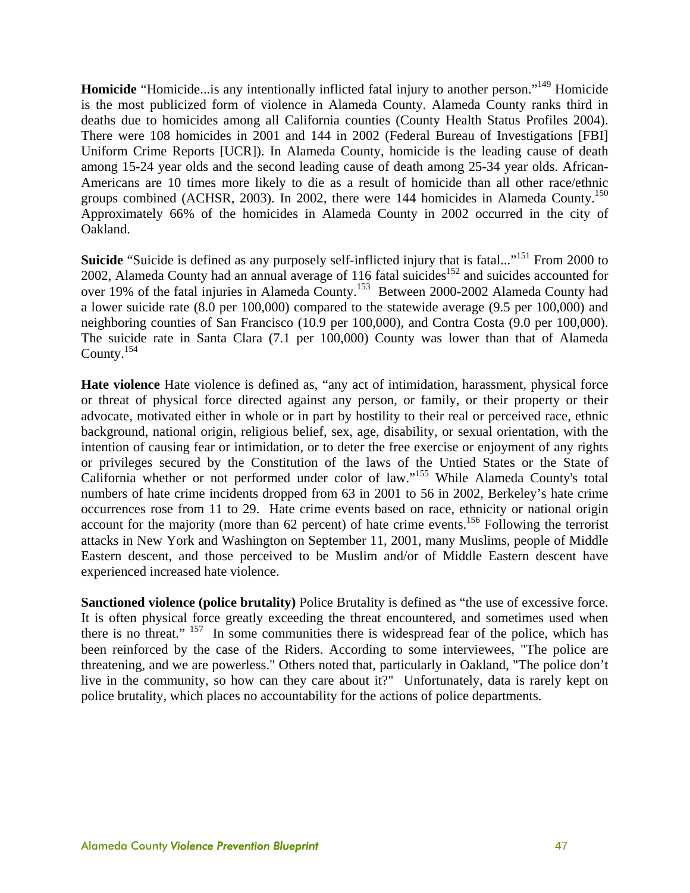**Homicide** "Homicide...is any intentionally inflicted fatal injury to another person."[149] Homicide is the most publicized form of violence in Alameda County. Alameda County ranks third in deaths due to homicides among all California counties (County Health Status Profiles 2004). There were 108 homicides in 2001 and 144 in 2002 (Federal Bureau of Investigations [FBI] Uniform Crime Reports [UCR]). In Alameda County, homicide is the leading cause of death among 15-24 year olds and the second leading cause of death among 25-34 year olds. African-Americans are 10 times more likely to die as a result of homicide than all other race/ethnic groups combined (ACHSR, 2003). In 2002, there were 144 homicides in Alameda County.[150] Approximately 66% of the homicides in Alameda County in 2002 occurred in the city of Oakland.

**Suicide** "Suicide is defined as any purposely self-inflicted injury that is fatal..."[151] From 2000 to 2002, Alameda County had an annual average of 116 fatal suicides[152] and suicides accounted for over 19% of the fatal injuries in Alameda County.[153] Between 2000-2002 Alameda County had a lower suicide rate (8.0 per 100,000) compared to the statewide average (9.5 per 100,000) and neighboring counties of San Francisco (10.9 per 100,000), and Contra Costa (9.0 per 100,000). The suicide rate in Santa Clara (7.1 per 100,000) County was lower than that of Alameda County.[154]

**Hate violence** Hate violence is defined as, "any act of intimidation, harassment, physical force or threat of physical force directed against any person, or family, or their property or their advocate, motivated either in whole or in part by hostility to their real or perceived race, ethnic background, national origin, religious belief, sex, age, disability, or sexual orientation, with the intention of causing fear or intimidation, or to deter the free exercise or enjoyment of any rights or privileges secured by the Constitution of the laws of the Untied States or the State of California whether or not performed under color of law."[155] While Alameda County's total numbers of hate crime incidents dropped from 63 in 2001 to 56 in 2002, Berkeley's hate crime occurrences rose from 11 to 29. Hate crime events based on race, ethnicity or national origin account for the majority (more than 62 percent) of hate crime events.[156] Following the terrorist attacks in New York and Washington on September 11, 2001, many Muslims, people of Middle Eastern descent, and those perceived to be Muslim and/or of Middle Eastern descent have experienced increased hate violence.

**Sanctioned violence (police brutality)** Police Brutality is defined as "the use of excessive force. It is often physical force greatly exceeding the threat encountered, and sometimes used when there is no threat."[157] In some communities there is widespread fear of the police, which has been reinforced by the case of the Riders. According to some interviewees, "The police are threatening, and we are powerless." Others noted that, particularly in Oakland, "The police don't live in the community, so how can they care about it?" Unfortunately, data is rarely kept on police brutality, which places no accountability for the actions of police departments.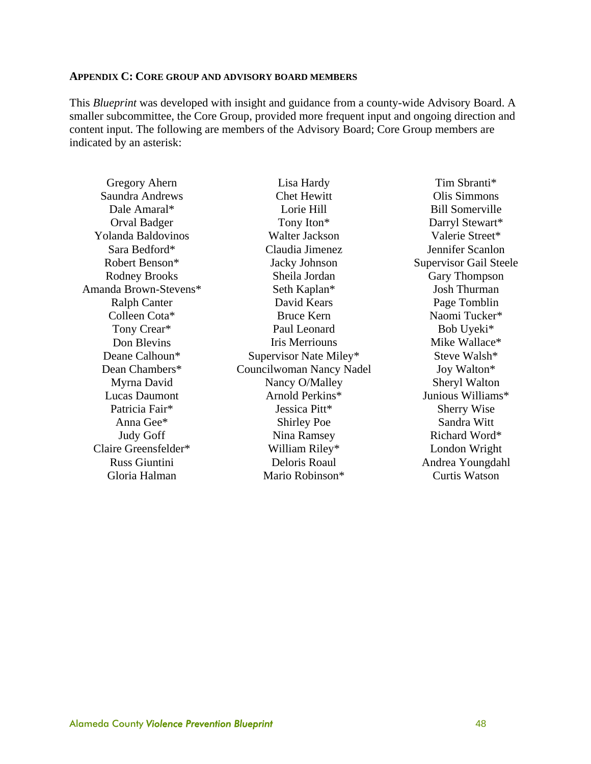## APPENDIX C: CORE GROUP AND ADVISORY BOARD MEMBERS

This *Blueprint* was developed with insight and guidance from a county-wide Advisory Board. A smaller subcommittee, the Core Group, provided more frequent input and ongoing direction and content input. The following are members of the Advisory Board; Core Group members are indicated by an asterisk:

Gregory Ahern
Saundra Andrews
Dale Amaral*
Orval Badger
Yolanda Baldovinos
Sara Bedford*
Robert Benson*
Rodney Brooks
Amanda Brown-Stevens*
Ralph Canter
Colleen Cota*
Tony Crear*
Don Blevins
Deane Calhoun*
Dean Chambers*
Myrna David
Lucas Daumont
Patricia Fair*
Anna Gee*
Judy Goff
Claire Greensfelder*
Russ Giuntini
Gloria Halman

Lisa Hardy
Chet Hewitt
Lorie Hill
Tony Iton*
Walter Jackson
Claudia Jimenez
Jacky Johnson
Sheila Jordan
Seth Kaplan*
David Kears
Bruce Kern
Paul Leonard
Iris Merriouns
Supervisor Nate Miley*
Councilwoman Nancy Nadel
Nancy O/Malley
Arnold Perkins*
Jessica Pitt*
Shirley Poe
Nina Ramsey
William Riley*
Deloris Roaul
Mario Robinson*

Tim Sbranti*
Olis Simmons
Bill Somerville
Darryl Stewart*
Valerie Street*
Jennifer Scanlon
Supervisor Gail Steele
Gary Thompson
Josh Thurman
Page Tomblin
Naomi Tucker*
Bob Uyeki*
Mike Wallace*
Steve Walsh*
Joy Walton*
Sheryl Walton
Junious Williams*
Sherry Wise
Sandra Witt
Richard Word*
London Wright
Andrea Youngdahl
Curtis Watson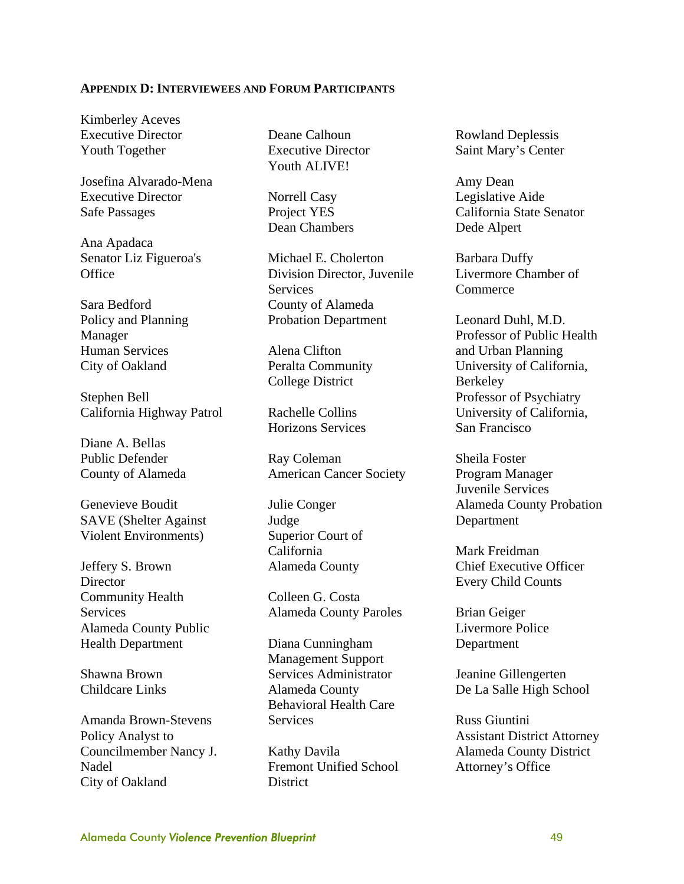## Appendix D: Interviewees and Forum Participants

Kimberley Aceves
Executive Director
Youth Together

Josefina Alvarado-Mena
Executive Director
Safe Passages

Ana Apadaca
Senator Liz Figueroa's Office

Sara Bedford
Policy and Planning Manager
Human Services
City of Oakland

Stephen Bell
California Highway Patrol

Diane A. Bellas
Public Defender
County of Alameda

Genevieve Boudit
SAVE (Shelter Against Violent Environments)

Jeffery S. Brown
Director
Community Health Services
Alameda County Public Health Department

Shawna Brown
Childcare Links

Amanda Brown-Stevens
Policy Analyst to Councilmember Nancy J. Nadel
City of Oakland

Deane Calhoun
Executive Director
Youth ALIVE!

Norrell Casy
Project YES
Dean Chambers

Michael E. Cholerton
Division Director, Juvenile Services
County of Alameda
Probation Department

Alena Clifton
Peralta Community College District

Rachelle Collins
Horizons Services

Ray Coleman
American Cancer Society

Julie Conger
Judge
Superior Court of California
Alameda County

Colleen G. Costa
Alameda County Paroles

Diana Cunningham
Management Support Services Administrator
Alameda County
Behavioral Health Care Services

Kathy Davila
Fremont Unified School District

Rowland Deplessis
Saint Mary's Center

Amy Dean
Legislative Aide
California State Senator Dede Alpert

Barbara Duffy
Livermore Chamber of Commerce

Leonard Duhl, M.D.
Professor of Public Health and Urban Planning
University of California, Berkeley
Professor of Psychiatry
University of California, San Francisco

Sheila Foster
Program Manager
Juvenile Services
Alameda County Probation Department

Mark Freidman
Chief Executive Officer
Every Child Counts

Brian Geiger
Livermore Police Department

Jeanine Gillengerten
De La Salle High School

Russ Giuntini
Assistant District Attorney
Alameda County District Attorney's Office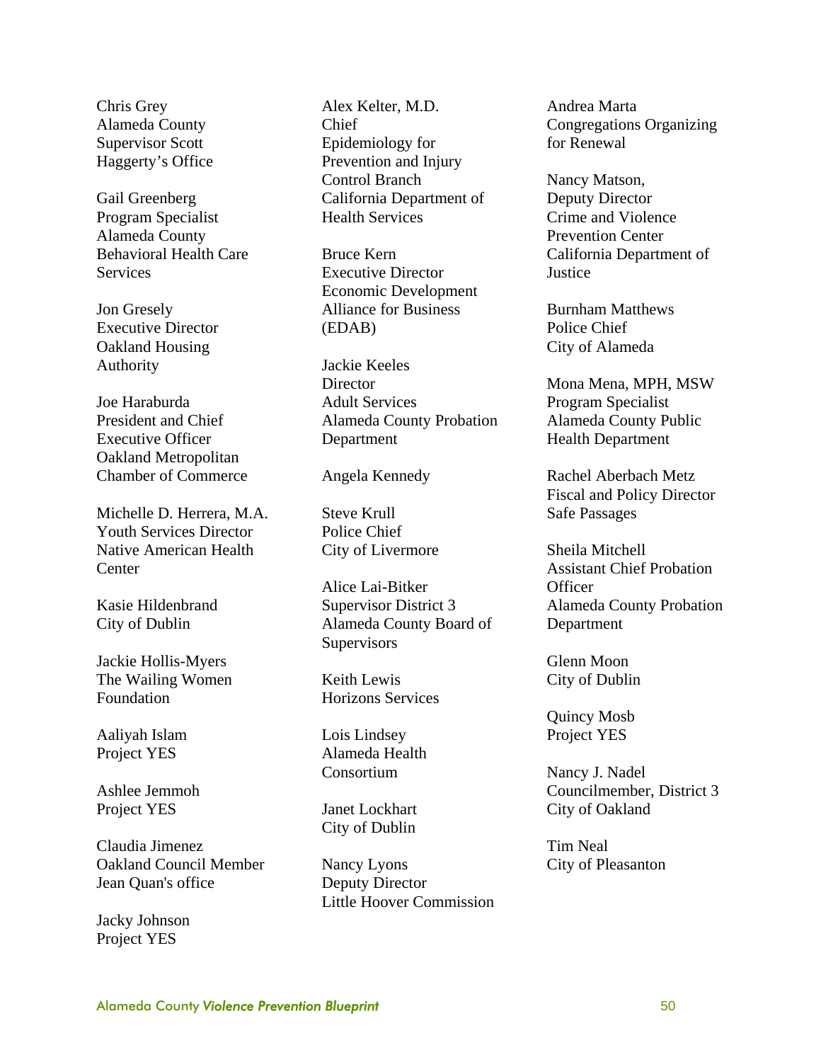Chris Grey
Alameda County
Supervisor Scott
Haggerty's Office

Gail Greenberg
Program Specialist
Alameda County
Behavioral Health Care
Services

Jon Gresely
Executive Director
Oakland Housing
Authority

Joe Haraburda
President and Chief
Executive Officer
Oakland Metropolitan
Chamber of Commerce

Michelle D. Herrera, M.A.
Youth Services Director
Native American Health
Center

Kasie Hildenbrand
City of Dublin

Jackie Hollis-Myers
The Wailing Women
Foundation

Aaliyah Islam
Project YES

Ashlee Jemmoh
Project YES

Claudia Jimenez
Oakland Council Member
Jean Quan's office

Jacky Johnson
Project YES

Alex Kelter, M.D.
Chief
Epidemiology for
Prevention and Injury
Control Branch
California Department of
Health Services

Bruce Kern
Executive Director
Economic Development
Alliance for Business
(EDAB)

Jackie Keeles
Director
Adult Services
Alameda County Probation
Department

Angela Kennedy

Steve Krull
Police Chief
City of Livermore

Alice Lai-Bitker
Supervisor District 3
Alameda County Board of
Supervisors

Keith Lewis
Horizons Services

Lois Lindsey
Alameda Health
Consortium

Janet Lockhart
City of Dublin

Nancy Lyons
Deputy Director
Little Hoover Commission

Andrea Marta
Congregations Organizing
for Renewal

Nancy Matson,
Deputy Director
Crime and Violence
Prevention Center
California Department of
Justice

Burnham Matthews
Police Chief
City of Alameda

Mona Mena, MPH, MSW
Program Specialist
Alameda County Public
Health Department

Rachel Aberbach Metz
Fiscal and Policy Director
Safe Passages

Sheila Mitchell
Assistant Chief Probation
Officer
Alameda County Probation
Department

Glenn Moon
City of Dublin

Quincy Mosb
Project YES

Nancy J. Nadel
Councilmember, District 3
City of Oakland

Tim Neal
City of Pleasanton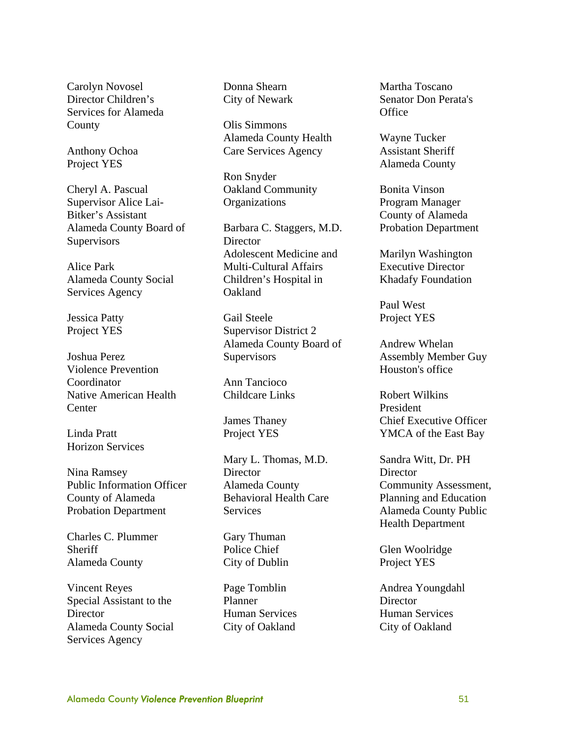Carolyn Novosel
Director Children's Services for Alameda County

Anthony Ochoa
Project YES

Cheryl A. Pascual
Supervisor Alice Lai-Bitker's Assistant
Alameda County Board of Supervisors

Alice Park
Alameda County Social Services Agency

Jessica Patty
Project YES

Joshua Perez
Violence Prevention Coordinator
Native American Health Center

Linda Pratt
Horizon Services

Nina Ramsey
Public Information Officer
County of Alameda Probation Department

Charles C. Plummer
Sheriff
Alameda County

Vincent Reyes
Special Assistant to the Director
Alameda County Social Services Agency

Donna Shearn
City of Newark

Olis Simmons
Alameda County Health Care Services Agency

Ron Snyder
Oakland Community Organizations

Barbara C. Staggers, M.D.
Director
Adolescent Medicine and Multi-Cultural Affairs
Children's Hospital in Oakland

Gail Steele
Supervisor District 2
Alameda County Board of Supervisors

Ann Tancioco
Childcare Links

James Thaney
Project YES

Mary L. Thomas, M.D.
Director
Alameda County Behavioral Health Care Services

Gary Thuman
Police Chief
City of Dublin

Page Tomblin
Planner
Human Services
City of Oakland

Martha Toscano
Senator Don Perata's Office

Wayne Tucker
Assistant Sheriff
Alameda County

Bonita Vinson
Program Manager
County of Alameda Probation Department

Marilyn Washington
Executive Director
Khadafy Foundation

Paul West
Project YES

Andrew Whelan
Assembly Member Guy Houston's office

Robert Wilkins
President
Chief Executive Officer
YMCA of the East Bay

Sandra Witt, Dr. PH
Director
Community Assessment, Planning and Education
Alameda County Public Health Department

Glen Woolridge
Project YES

Andrea Youngdahl
Director
Human Services
City of Oakland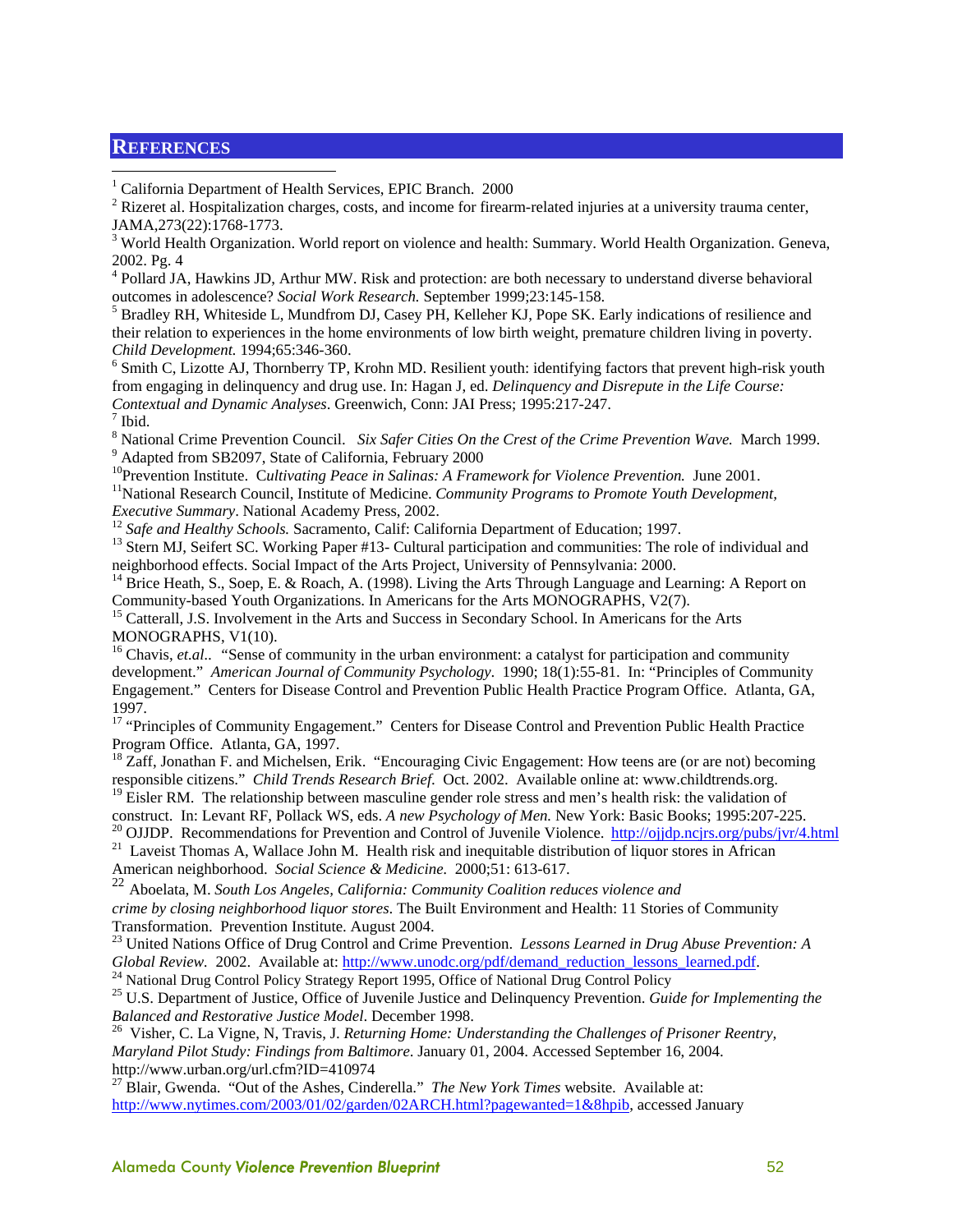## REFERENCES

[1] California Department of Health Services, EPIC Branch. 2000

[2] Rizeret al. Hospitalization charges, costs, and income for firearm-related injuries at a university trauma center, JAMA,273(22):1768-1773.

[3] World Health Organization. World report on violence and health: Summary. World Health Organization. Geneva, 2002. Pg. 4

[4] Pollard JA, Hawkins JD, Arthur MW. Risk and protection: are both necessary to understand diverse behavioral outcomes in adolescence? *Social Work Research.* September 1999;23:145-158.

[5] Bradley RH, Whiteside L, Mundfrom DJ, Casey PH, Kelleher KJ, Pope SK. Early indications of resilience and their relation to experiences in the home environments of low birth weight, premature children living in poverty. *Child Development.* 1994;65:346-360.

[6] Smith C, Lizotte AJ, Thornberry TP, Krohn MD. Resilient youth: identifying factors that prevent high-risk youth from engaging in delinquency and drug use. In: Hagan J, ed. *Delinquency and Disrepute in the Life Course: Contextual and Dynamic Analyses*. Greenwich, Conn: JAI Press; 1995:217-247.

[7] Ibid.

[8] National Crime Prevention Council. *Six Safer Cities On the Crest of the Crime Prevention Wave.* March 1999.

[9] Adapted from SB2097, State of California, February 2000

[10] Prevention Institute. *Cultivating Peace in Salinas: A Framework for Violence Prevention.* June 2001.

[11] National Research Council, Institute of Medicine. *Community Programs to Promote Youth Development, Executive Summary*. National Academy Press, 2002.

[12] *Safe and Healthy Schools.* Sacramento, Calif: California Department of Education; 1997.

[13] Stern MJ, Seifert SC. Working Paper #13- Cultural participation and communities: The role of individual and neighborhood effects. Social Impact of the Arts Project, University of Pennsylvania: 2000.

[14] Brice Heath, S., Soep, E. & Roach, A. (1998). Living the Arts Through Language and Learning: A Report on Community-based Youth Organizations. In Americans for the Arts MONOGRAPHS, V2(7).

[15] Catterall, J.S. Involvement in the Arts and Success in Secondary School. In Americans for the Arts MONOGRAPHS, V1(10).

[16] Chavis, *et.al.*. "Sense of community in the urban environment: a catalyst for participation and community development." *American Journal of Community Psychology*. 1990; 18(1):55-81. In: "Principles of Community Engagement." Centers for Disease Control and Prevention Public Health Practice Program Office. Atlanta, GA, 1997.

[17] "Principles of Community Engagement." Centers for Disease Control and Prevention Public Health Practice Program Office. Atlanta, GA, 1997.

[18] Zaff, Jonathan F. and Michelsen, Erik. "Encouraging Civic Engagement: How teens are (or are not) becoming responsible citizens." *Child Trends Research Brief*. Oct. 2002. Available online at: www.childtrends.org.

[19] Eisler RM. The relationship between masculine gender role stress and men's health risk: the validation of construct. In: Levant RF, Pollack WS, eds. *A new Psychology of Men.* New York: Basic Books; 1995:207-225.

[20] OJJDP. Recommendations for Prevention and Control of Juvenile Violence. http://ojjdp.ncjrs.org/pubs/jvr/4.html

[21] Laveist Thomas A, Wallace John M. Health risk and inequitable distribution of liquor stores in African American neighborhood. *Social Science & Medicine.* 2000;51: 613-617.

[22] Aboelata, M. *South Los Angeles, California: Community Coalition reduces violence and crime by closing neighborhood liquor stores*. The Built Environment and Health: 11 Stories of Community Transformation. Prevention Institute. August 2004.

[23] United Nations Office of Drug Control and Crime Prevention. *Lessons Learned in Drug Abuse Prevention: A Global Review.* 2002. Available at: http://www.unodc.org/pdf/demand_reduction_lessons_learned.pdf.

[24] National Drug Control Policy Strategy Report 1995, Office of National Drug Control Policy

[25] U.S. Department of Justice, Office of Juvenile Justice and Delinquency Prevention. *Guide for Implementing the Balanced and Restorative Justice Model*. December 1998.

[26] Visher, C. La Vigne, N, Travis, J. *Returning Home: Understanding the Challenges of Prisoner Reentry, Maryland Pilot Study: Findings from Baltimore*. January 01, 2004. Accessed September 16, 2004. http://www.urban.org/url.cfm?ID=410974

[27] Blair, Gwenda. "Out of the Ashes, Cinderella." *The New York Times* website. Available at: http://www.nytimes.com/2003/01/02/garden/02ARCH.html?pagewanted=1&8hpib, accessed January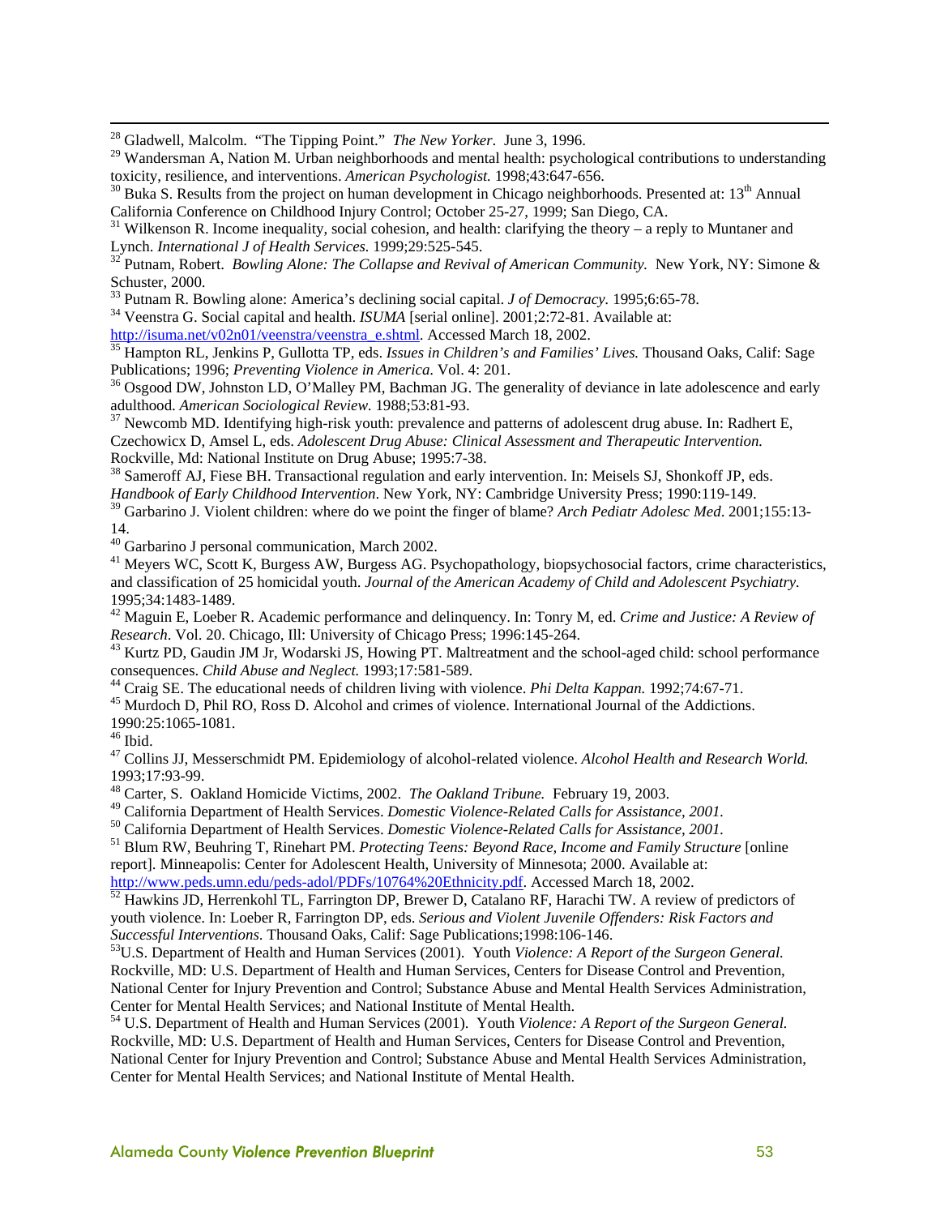[28] Gladwell, Malcolm. "The Tipping Point." *The New Yorker*. June 3, 1996.

[29] Wandersman A, Nation M. Urban neighborhoods and mental health: psychological contributions to understanding toxicity, resilience, and interventions. *American Psychologist.* 1998;43:647-656.

[30] Buka S. Results from the project on human development in Chicago neighborhoods. Presented at: 13th Annual California Conference on Childhood Injury Control; October 25-27, 1999; San Diego, CA.

[31] Wilkenson R. Income inequality, social cohesion, and health: clarifying the theory – a reply to Muntaner and Lynch. *International J of Health Services.* 1999;29:525-545.

[32] Putnam, Robert. *Bowling Alone: The Collapse and Revival of American Community.* New York, NY: Simone & Schuster, 2000.

[33] Putnam R. Bowling alone: America's declining social capital. *J of Democracy.* 1995;6:65-78.

[34] Veenstra G. Social capital and health. *ISUMA* [serial online]. 2001;2:72-81. Available at: http://isuma.net/v02n01/veenstra/veenstra_e.shtml. Accessed March 18, 2002.

[35] Hampton RL, Jenkins P, Gullotta TP, eds. *Issues in Children's and Families' Lives.* Thousand Oaks, Calif: Sage Publications; 1996; *Preventing Violence in America.* Vol. 4: 201.

[36] Osgood DW, Johnston LD, O'Malley PM, Bachman JG. The generality of deviance in late adolescence and early adulthood. *American Sociological Review.* 1988;53:81-93.

[37] Newcomb MD. Identifying high-risk youth: prevalence and patterns of adolescent drug abuse. In: Radhert E, Czechowicx D, Amsel L, eds. *Adolescent Drug Abuse: Clinical Assessment and Therapeutic Intervention.* Rockville, Md: National Institute on Drug Abuse; 1995:7-38.

[38] Sameroff AJ, Fiese BH. Transactional regulation and early intervention. In: Meisels SJ, Shonkoff JP, eds. *Handbook of Early Childhood Intervention*. New York, NY: Cambridge University Press; 1990:119-149.

[39] Garbarino J. Violent children: where do we point the finger of blame? *Arch Pediatr Adolesc Med*. 2001;155:13-14.

[40] Garbarino J personal communication, March 2002.

[41] Meyers WC, Scott K, Burgess AW, Burgess AG. Psychopathology, biopsychosocial factors, crime characteristics, and classification of 25 homicidal youth. *Journal of the American Academy of Child and Adolescent Psychiatry.* 1995;34:1483-1489.

[42] Maguin E, Loeber R. Academic performance and delinquency. In: Tonry M, ed. *Crime and Justice: A Review of Research*. Vol. 20. Chicago, Ill: University of Chicago Press; 1996:145-264.

[43] Kurtz PD, Gaudin JM Jr, Wodarski JS, Howing PT. Maltreatment and the school-aged child: school performance consequences. *Child Abuse and Neglect.* 1993;17:581-589.

[44] Craig SE. The educational needs of children living with violence. *Phi Delta Kappan.* 1992;74:67-71.

[45] Murdoch D, Phil RO, Ross D. Alcohol and crimes of violence. International Journal of the Addictions. 1990:25:1065-1081.

[46] Ibid.

[47] Collins JJ, Messerschmidt PM. Epidemiology of alcohol-related violence. *Alcohol Health and Research World.* 1993;17:93-99.

[48] Carter, S. Oakland Homicide Victims, 2002. *The Oakland Tribune.* February 19, 2003.

[49] California Department of Health Services. *Domestic Violence-Related Calls for Assistance, 2001.*

[50] California Department of Health Services. *Domestic Violence-Related Calls for Assistance, 2001.*

[51] Blum RW, Beuhring T, Rinehart PM. *Protecting Teens: Beyond Race, Income and Family Structure* [online report]. Minneapolis: Center for Adolescent Health, University of Minnesota; 2000. Available at: http://www.peds.umn.edu/peds-adol/PDFs/10764%20Ethnicity.pdf. Accessed March 18, 2002.

[52] Hawkins JD, Herrenkohl TL, Farrington DP, Brewer D, Catalano RF, Harachi TW. A review of predictors of youth violence. In: Loeber R, Farrington DP, eds. *Serious and Violent Juvenile Offenders: Risk Factors and Successful Interventions*. Thousand Oaks, Calif: Sage Publications;1998:106-146.

[53] U.S. Department of Health and Human Services (2001). Youth *Violence: A Report of the Surgeon General.* Rockville, MD: U.S. Department of Health and Human Services, Centers for Disease Control and Prevention, National Center for Injury Prevention and Control; Substance Abuse and Mental Health Services Administration, Center for Mental Health Services; and National Institute of Mental Health.

[54] U.S. Department of Health and Human Services (2001). Youth *Violence: A Report of the Surgeon General.* Rockville, MD: U.S. Department of Health and Human Services, Centers for Disease Control and Prevention, National Center for Injury Prevention and Control; Substance Abuse and Mental Health Services Administration, Center for Mental Health Services; and National Institute of Mental Health.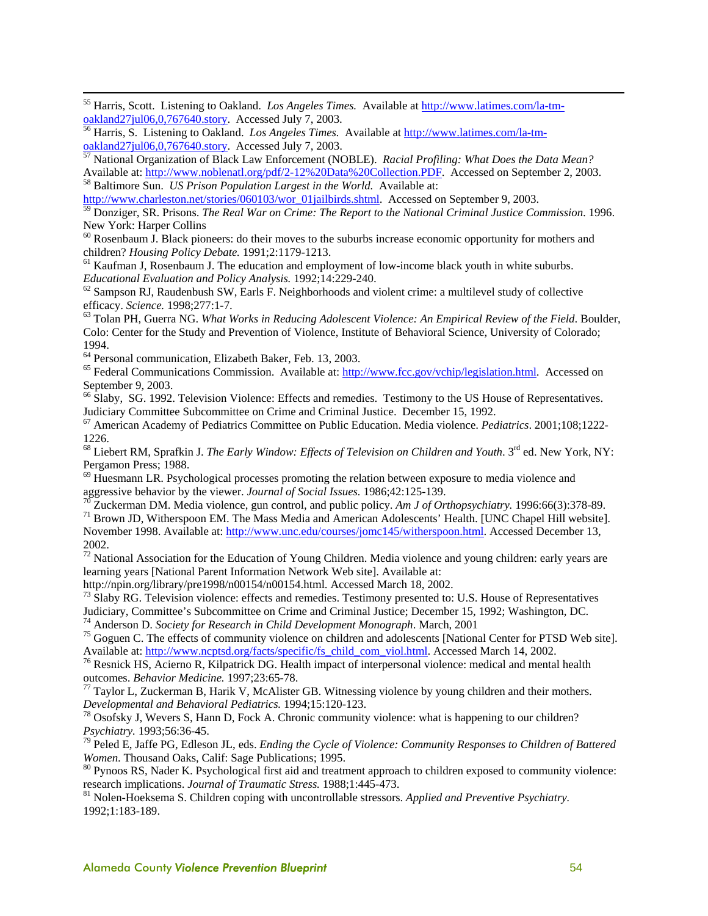[55] Harris, Scott. Listening to Oakland. *Los Angeles Times.* Available at http://www.latimes.com/la-tm-oakland27jul06,0,767640.story. Accessed July 7, 2003.

[56] Harris, S. Listening to Oakland. *Los Angeles Times.* Available at http://www.latimes.com/la-tm-oakland27jul06,0,767640.story. Accessed July 7, 2003.

[57] National Organization of Black Law Enforcement (NOBLE). *Racial Profiling: What Does the Data Mean?* Available at: http://www.noblenatl.org/pdf/2-12%20Data%20Collection.PDF. Accessed on September 2, 2003.

[58] Baltimore Sun. *US Prison Population Largest in the World.* Available at: http://www.charleston.net/stories/060103/wor_01jailbirds.shtml. Accessed on September 9, 2003.

[59] Donziger, SR. Prisons. *The Real War on Crime: The Report to the National Criminal Justice Commission.* 1996. New York: Harper Collins

[60] Rosenbaum J. Black pioneers: do their moves to the suburbs increase economic opportunity for mothers and children? *Housing Policy Debate.* 1991;2:1179-1213.

[61] Kaufman J, Rosenbaum J. The education and employment of low-income black youth in white suburbs. *Educational Evaluation and Policy Analysis.* 1992;14:229-240.

[62] Sampson RJ, Raudenbush SW, Earls F. Neighborhoods and violent crime: a multilevel study of collective efficacy. *Science.* 1998;277:1-7.

[63] Tolan PH, Guerra NG. *What Works in Reducing Adolescent Violence: An Empirical Review of the Field*. Boulder, Colo: Center for the Study and Prevention of Violence, Institute of Behavioral Science, University of Colorado; 1994.

[64] Personal communication, Elizabeth Baker, Feb. 13, 2003.

[65] Federal Communications Commission. Available at: http://www.fcc.gov/vchip/legislation.html. Accessed on September 9, 2003.

[66] Slaby, SG. 1992. Television Violence: Effects and remedies. Testimony to the US House of Representatives. Judiciary Committee Subcommittee on Crime and Criminal Justice. December 15, 1992.

[67] American Academy of Pediatrics Committee on Public Education. Media violence. *Pediatrics*. 2001;108;1222-1226.

[68] Liebert RM, Sprafkin J. *The Early Window: Effects of Television on Children and Youth*. 3rd ed. New York, NY: Pergamon Press; 1988.

[69] Huesmann LR. Psychological processes promoting the relation between exposure to media violence and aggressive behavior by the viewer. *Journal of Social Issues.* 1986;42:125-139.

[70] Zuckerman DM. Media violence, gun control, and public policy. *Am J of Orthopsychiatry.* 1996:66(3):378-89.

[71] Brown JD, Witherspoon EM. The Mass Media and American Adolescents' Health. [UNC Chapel Hill website]. November 1998. Available at: http://www.unc.edu/courses/jomc145/witherspoon.html. Accessed December 13, 2002.

[72] National Association for the Education of Young Children. Media violence and young children: early years are learning years [National Parent Information Network Web site]. Available at: http://npin.org/library/pre1998/n00154/n00154.html. Accessed March 18, 2002.

[73] Slaby RG. Television violence: effects and remedies. Testimony presented to: U.S. House of Representatives Judiciary, Committee's Subcommittee on Crime and Criminal Justice; December 15, 1992; Washington, DC.

[74] Anderson D. *Society for Research in Child Development Monograph*. March, 2001

[75] Goguen C. The effects of community violence on children and adolescents [National Center for PTSD Web site]. Available at: http://www.ncptsd.org/facts/specific/fs_child_com_viol.html. Accessed March 14, 2002.

[76] Resnick HS, Acierno R, Kilpatrick DG. Health impact of interpersonal violence: medical and mental health outcomes. *Behavior Medicine.* 1997;23:65-78.

[77] Taylor L, Zuckerman B, Harik V, McAlister GB. Witnessing violence by young children and their mothers. *Developmental and Behavioral Pediatrics.* 1994;15:120-123.

[78] Osofsky J, Wevers S, Hann D, Fock A. Chronic community violence: what is happening to our children? *Psychiatry.* 1993;56:36-45.

[79] Peled E, Jaffe PG, Edleson JL, eds. *Ending the Cycle of Violence: Community Responses to Children of Battered Women*. Thousand Oaks, Calif: Sage Publications; 1995.

[80] Pynoos RS, Nader K. Psychological first aid and treatment approach to children exposed to community violence: research implications. *Journal of Traumatic Stress.* 1988;1:445-473.

[81] Nolen-Hoeksema S. Children coping with uncontrollable stressors. *Applied and Preventive Psychiatry.* 1992;1:183-189.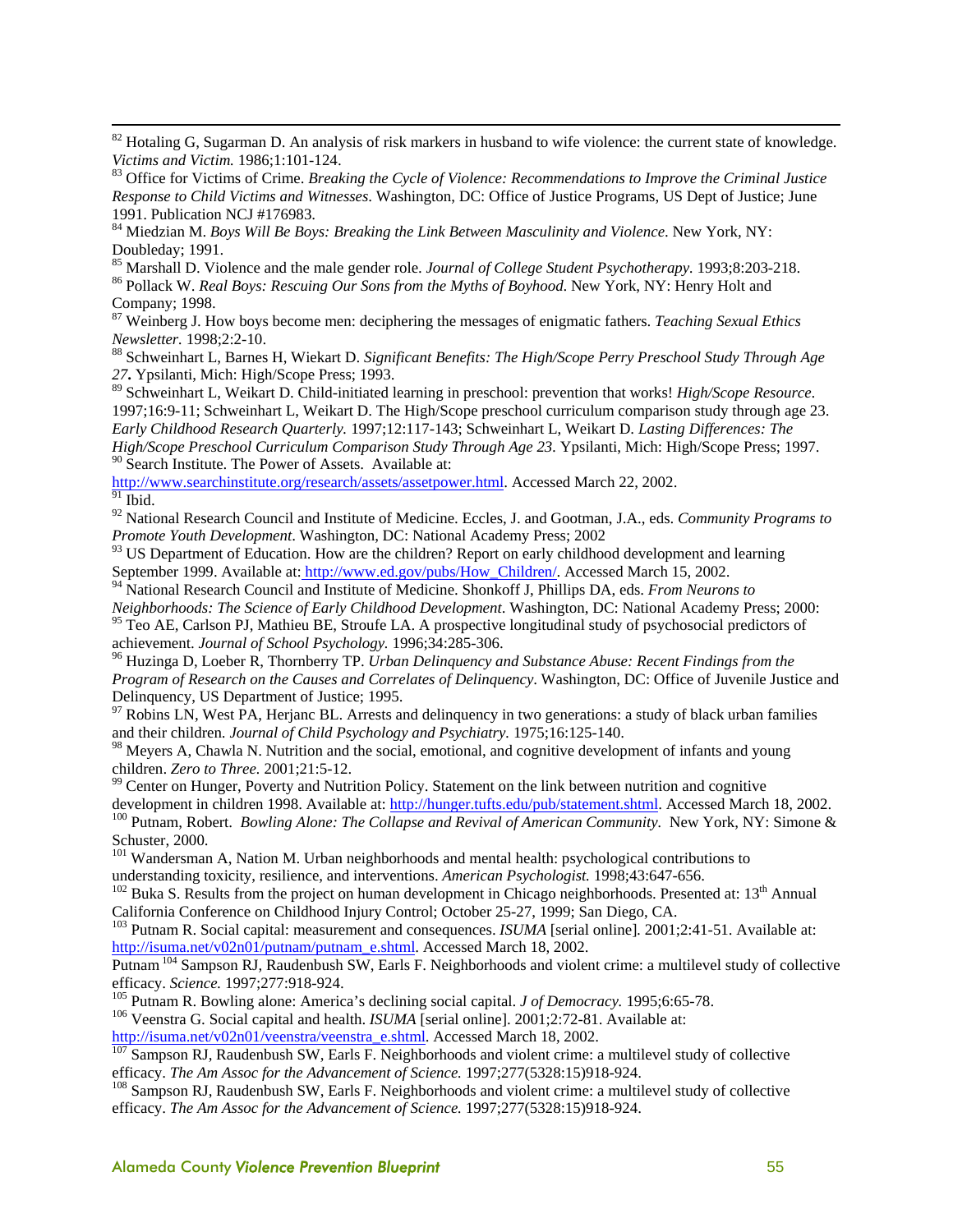[82] Hotaling G, Sugarman D. An analysis of risk markers in husband to wife violence: the current state of knowledge. *Victims and Victim.* 1986;1:101-124.

[83] Office for Victims of Crime. *Breaking the Cycle of Violence: Recommendations to Improve the Criminal Justice Response to Child Victims and Witnesses*. Washington, DC: Office of Justice Programs, US Dept of Justice; June 1991. Publication NCJ #176983.

[84] Miedzian M. *Boys Will Be Boys: Breaking the Link Between Masculinity and Violence*. New York, NY: Doubleday; 1991.

[85] Marshall D. Violence and the male gender role. *Journal of College Student Psychotherapy.* 1993;8:203-218.

[86] Pollack W. *Real Boys: Rescuing Our Sons from the Myths of Boyhood.* New York, NY: Henry Holt and Company; 1998.

[87] Weinberg J. How boys become men: deciphering the messages of enigmatic fathers. *Teaching Sexual Ethics Newsletter.* 1998;2:2-10.

[88] Schweinhart L, Barnes H, Wiekart D. *Significant Benefits: The High/Scope Perry Preschool Study Through Age 27***.** Ypsilanti, Mich: High/Scope Press; 1993.

[89] Schweinhart L, Weikart D. Child-initiated learning in preschool: prevention that works! *High/Scope Resource*. 1997;16:9-11; Schweinhart L, Weikart D. The High/Scope preschool curriculum comparison study through age 23. *Early Childhood Research Quarterly.* 1997;12:117-143; Schweinhart L, Weikart D. *Lasting Differences: The High/Scope Preschool Curriculum Comparison Study Through Age 23*. Ypsilanti, Mich: High/Scope Press; 1997.

[90] Search Institute. The Power of Assets. Available at: http://www.searchinstitute.org/research/assets/assetpower.html. Accessed March 22, 2002.

[91] Ibid.

[92] National Research Council and Institute of Medicine. Eccles, J. and Gootman, J.A., eds. *Community Programs to Promote Youth Development*. Washington, DC: National Academy Press; 2002

[93] US Department of Education. How are the children? Report on early childhood development and learning September 1999. Available at: http://www.ed.gov/pubs/How_Children/. Accessed March 15, 2002.

[94] National Research Council and Institute of Medicine. Shonkoff J, Phillips DA, eds. *From Neurons to Neighborhoods: The Science of Early Childhood Development*. Washington, DC: National Academy Press; 2000:

[95] Teo AE, Carlson PJ, Mathieu BE, Stroufe LA. A prospective longitudinal study of psychosocial predictors of achievement. *Journal of School Psychology.* 1996;34:285-306.

[96] Huzinga D, Loeber R, Thornberry TP. *Urban Delinquency and Substance Abuse: Recent Findings from the Program of Research on the Causes and Correlates of Delinquency*. Washington, DC: Office of Juvenile Justice and Delinquency, US Department of Justice; 1995.

[97] Robins LN, West PA, Herjanc BL. Arrests and delinquency in two generations: a study of black urban families and their children. *Journal of Child Psychology and Psychiatry.* 1975;16:125-140.

[98] Meyers A, Chawla N. Nutrition and the social, emotional, and cognitive development of infants and young children. *Zero to Three.* 2001;21:5-12.

[99] Center on Hunger, Poverty and Nutrition Policy. Statement on the link between nutrition and cognitive development in children 1998. Available at: http://hunger.tufts.edu/pub/statement.shtml. Accessed March 18, 2002.

[100] Putnam, Robert. *Bowling Alone: The Collapse and Revival of American Community.* New York, NY: Simone & Schuster, 2000.

[101] Wandersman A, Nation M. Urban neighborhoods and mental health: psychological contributions to understanding toxicity, resilience, and interventions. *American Psychologist.* 1998;43:647-656.

[102] Buka S. Results from the project on human development in Chicago neighborhoods. Presented at: 13th Annual California Conference on Childhood Injury Control; October 25-27, 1999; San Diego, CA.

[103] Putnam R. Social capital: measurement and consequences. *ISUMA* [serial online]. 2001;2:41-51. Available at: http://isuma.net/v02n01/putnam/putnam_e.shtml. Accessed March 18, 2002.

Putnam [104] Sampson RJ, Raudenbush SW, Earls F. Neighborhoods and violent crime: a multilevel study of collective efficacy. *Science.* 1997;277:918-924.

[105] Putnam R. Bowling alone: America's declining social capital. *J of Democracy.* 1995;6:65-78.

[106] Veenstra G. Social capital and health. *ISUMA* [serial online]. 2001;2:72-81. Available at: http://isuma.net/v02n01/veenstra/veenstra_e.shtml. Accessed March 18, 2002.

[107] Sampson RJ, Raudenbush SW, Earls F. Neighborhoods and violent crime: a multilevel study of collective efficacy. *The Am Assoc for the Advancement of Science.* 1997;277(5328:15)918-924.

[108] Sampson RJ, Raudenbush SW, Earls F. Neighborhoods and violent crime: a multilevel study of collective efficacy. *The Am Assoc for the Advancement of Science.* 1997;277(5328:15)918-924.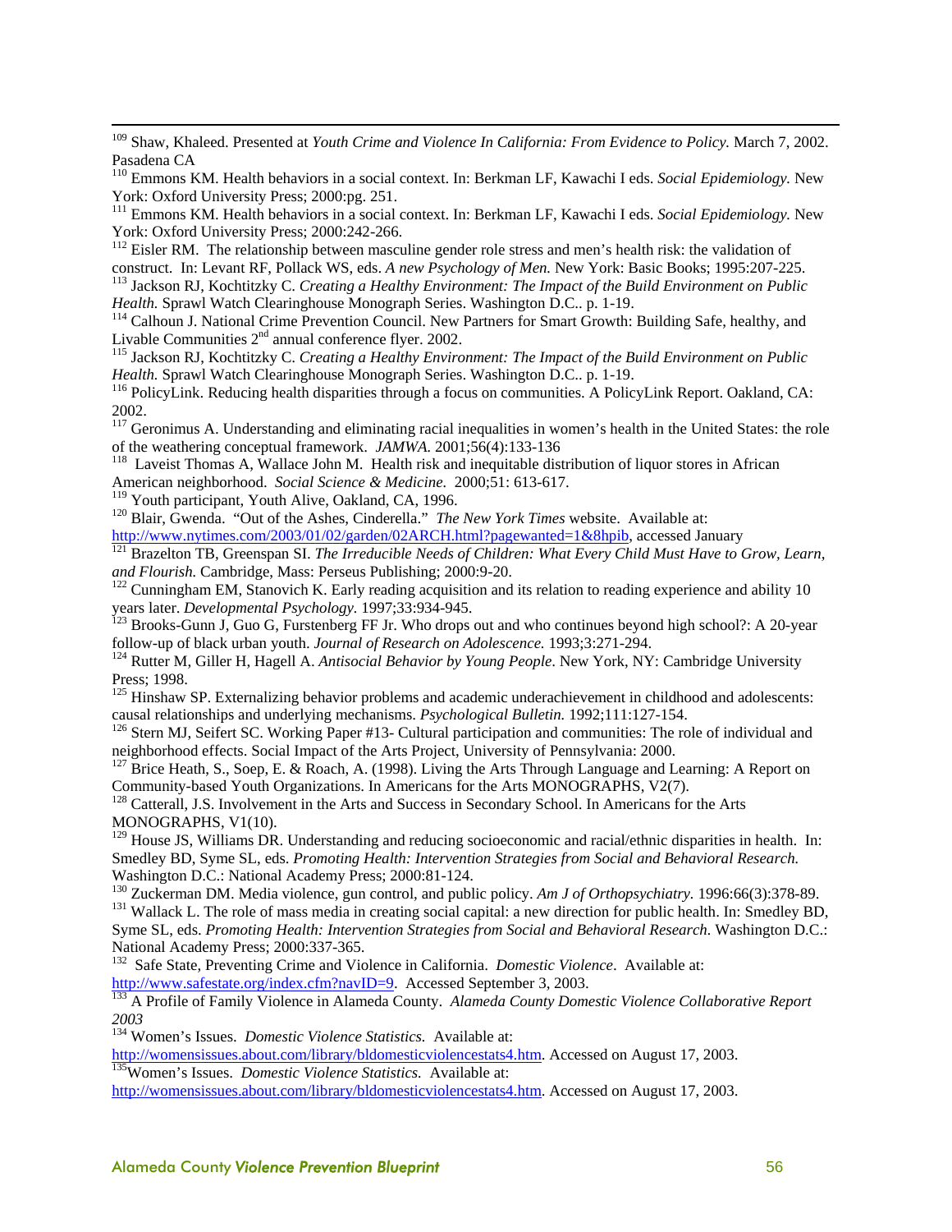[109] Shaw, Khaleed. Presented at *Youth Crime and Violence In California: From Evidence to Policy.* March 7, 2002. Pasadena CA

[110] Emmons KM. Health behaviors in a social context. In: Berkman LF, Kawachi I eds. *Social Epidemiology.* New York: Oxford University Press; 2000:pg. 251.

[111] Emmons KM. Health behaviors in a social context. In: Berkman LF, Kawachi I eds. *Social Epidemiology.* New York: Oxford University Press; 2000:242-266.

[112] Eisler RM. The relationship between masculine gender role stress and men's health risk: the validation of construct. In: Levant RF, Pollack WS, eds. *A new Psychology of Men.* New York: Basic Books; 1995:207-225.

[113] Jackson RJ, Kochtitzky C. *Creating a Healthy Environment: The Impact of the Build Environment on Public Health.* Sprawl Watch Clearinghouse Monograph Series. Washington D.C.. p. 1-19.

[114] Calhoun J. National Crime Prevention Council. New Partners for Smart Growth: Building Safe, healthy, and Livable Communities 2nd annual conference flyer. 2002.

[115] Jackson RJ, Kochtitzky C. *Creating a Healthy Environment: The Impact of the Build Environment on Public Health.* Sprawl Watch Clearinghouse Monograph Series. Washington D.C.. p. 1-19.

[116] PolicyLink. Reducing health disparities through a focus on communities. A PolicyLink Report. Oakland, CA: 2002.

[117] Geronimus A. Understanding and eliminating racial inequalities in women's health in the United States: the role of the weathering conceptual framework. *JAMWA.* 2001;56(4):133-136

[118] Laveist Thomas A, Wallace John M. Health risk and inequitable distribution of liquor stores in African American neighborhood. *Social Science & Medicine.* 2000;51: 613-617.

[119] Youth participant, Youth Alive, Oakland, CA, 1996.

[120] Blair, Gwenda. "Out of the Ashes, Cinderella." *The New York Times* website. Available at: http://www.nytimes.com/2003/01/02/garden/02ARCH.html?pagewanted=1&8hpib, accessed January

[121] Brazelton TB, Greenspan SI. *The Irreducible Needs of Children: What Every Child Must Have to Grow, Learn, and Flourish.* Cambridge, Mass: Perseus Publishing; 2000:9-20.

[122] Cunningham EM, Stanovich K. Early reading acquisition and its relation to reading experience and ability 10 years later. *Developmental Psychology.* 1997;33:934-945.

[123] Brooks-Gunn J, Guo G, Furstenberg FF Jr. Who drops out and who continues beyond high school?: A 20-year follow-up of black urban youth. *Journal of Research on Adolescence.* 1993;3:271-294.

[124] Rutter M, Giller H, Hagell A. *Antisocial Behavior by Young People.* New York, NY: Cambridge University Press; 1998.

[125] Hinshaw SP. Externalizing behavior problems and academic underachievement in childhood and adolescents: causal relationships and underlying mechanisms. *Psychological Bulletin.* 1992;111:127-154.

[126] Stern MJ, Seifert SC. Working Paper #13- Cultural participation and communities: The role of individual and neighborhood effects. Social Impact of the Arts Project, University of Pennsylvania: 2000.

[127] Brice Heath, S., Soep, E. & Roach, A. (1998). Living the Arts Through Language and Learning: A Report on Community-based Youth Organizations. In Americans for the Arts MONOGRAPHS, V2(7).

[128] Catterall, J.S. Involvement in the Arts and Success in Secondary School. In Americans for the Arts MONOGRAPHS, V1(10).

[129] House JS, Williams DR. Understanding and reducing socioeconomic and racial/ethnic disparities in health. In: Smedley BD, Syme SL, eds. *Promoting Health: Intervention Strategies from Social and Behavioral Research.* Washington D.C.: National Academy Press; 2000:81-124.

[130] Zuckerman DM. Media violence, gun control, and public policy. *Am J of Orthopsychiatry.* 1996:66(3):378-89.

[131] Wallack L. The role of mass media in creating social capital: a new direction for public health. In: Smedley BD, Syme SL, eds. *Promoting Health: Intervention Strategies from Social and Behavioral Research.* Washington D.C.: National Academy Press; 2000:337-365.

[132] Safe State, Preventing Crime and Violence in California. *Domestic Violence*. Available at: http://www.safestate.org/index.cfm?navID=9. Accessed September 3, 2003.

[133] A Profile of Family Violence in Alameda County. *Alameda County Domestic Violence Collaborative Report 2003*

[134] Women's Issues. *Domestic Violence Statistics.* Available at: http://womensissues.about.com/library/bldomesticviolencestats4.htm. Accessed on August 17, 2003.

[135] Women's Issues. *Domestic Violence Statistics.* Available at: http://womensissues.about.com/library/bldomesticviolencestats4.htm. Accessed on August 17, 2003.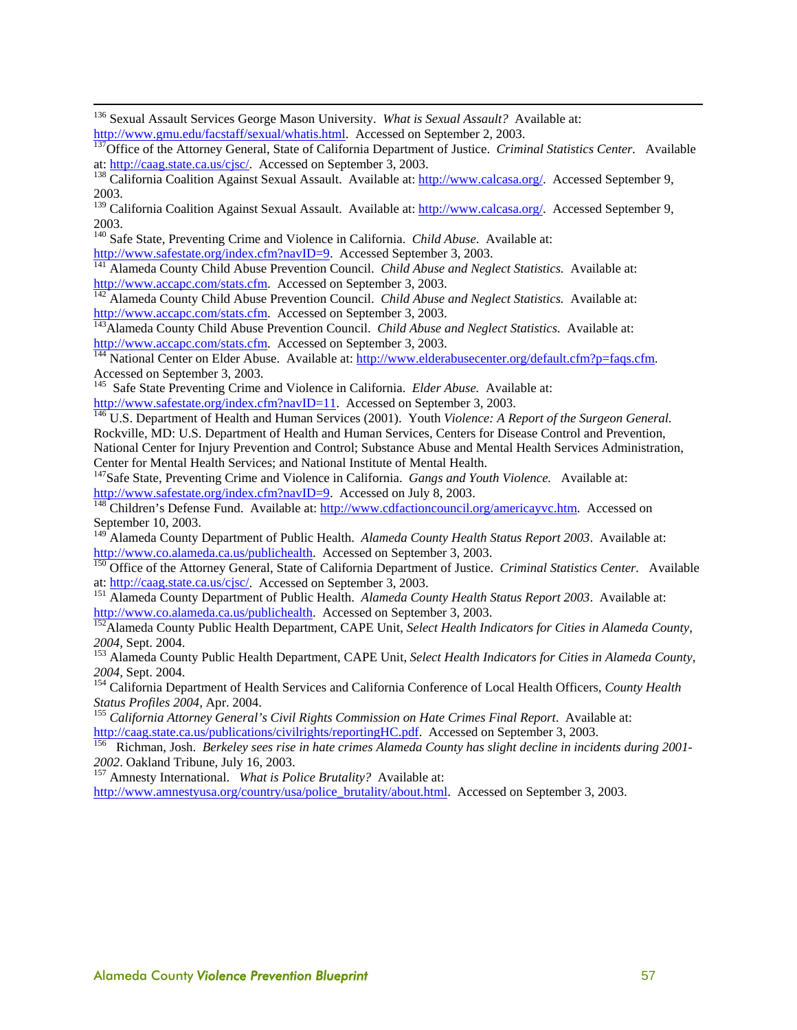[136] Sexual Assault Services George Mason University. *What is Sexual Assault?* Available at: http://www.gmu.edu/facstaff/sexual/whatis.html. Accessed on September 2, 2003.

[137] Office of the Attorney General, State of California Department of Justice. *Criminal Statistics Center.* Available at: http://caag.state.ca.us/cjsc/. Accessed on September 3, 2003.

[138] California Coalition Against Sexual Assault. Available at: http://www.calcasa.org/. Accessed September 9, 2003.

[139] California Coalition Against Sexual Assault. Available at: http://www.calcasa.org/. Accessed September 9, 2003.

[140] Safe State, Preventing Crime and Violence in California. *Child Abuse.* Available at: http://www.safestate.org/index.cfm?navID=9. Accessed September 3, 2003.

[141] Alameda County Child Abuse Prevention Council. *Child Abuse and Neglect Statistics.* Available at: http://www.accapc.com/stats.cfm. Accessed on September 3, 2003.

[142] Alameda County Child Abuse Prevention Council. *Child Abuse and Neglect Statistics.* Available at: http://www.accapc.com/stats.cfm. Accessed on September 3, 2003.

[143] Alameda County Child Abuse Prevention Council. *Child Abuse and Neglect Statistics.* Available at: http://www.accapc.com/stats.cfm. Accessed on September 3, 2003.

[144] National Center on Elder Abuse. Available at: http://www.elderabusecenter.org/default.cfm?p=faqs.cfm. Accessed on September 3, 2003.

[145] Safe State Preventing Crime and Violence in California. *Elder Abuse.* Available at: http://www.safestate.org/index.cfm?navID=11. Accessed on September 3, 2003.

[146] U.S. Department of Health and Human Services (2001). Youth *Violence: A Report of the Surgeon General.* Rockville, MD: U.S. Department of Health and Human Services, Centers for Disease Control and Prevention, National Center for Injury Prevention and Control; Substance Abuse and Mental Health Services Administration, Center for Mental Health Services; and National Institute of Mental Health.

[147] Safe State, Preventing Crime and Violence in California. *Gangs and Youth Violence.* Available at: http://www.safestate.org/index.cfm?navID=9. Accessed on July 8, 2003.

[148] Children's Defense Fund. Available at: http://www.cdfactioncouncil.org/americayvc.htm. Accessed on September 10, 2003.

[149] Alameda County Department of Public Health. *Alameda County Health Status Report 2003*. Available at: http://www.co.alameda.ca.us/publichealth. Accessed on September 3, 2003.

[150] Office of the Attorney General, State of California Department of Justice. *Criminal Statistics Center.* Available at: http://caag.state.ca.us/cjsc/. Accessed on September 3, 2003.

[151] Alameda County Department of Public Health. *Alameda County Health Status Report 2003*. Available at: http://www.co.alameda.ca.us/publichealth. Accessed on September 3, 2003.

[152] Alameda County Public Health Department, CAPE Unit, *Select Health Indicators for Cities in Alameda County, 2004*, Sept. 2004.

[153] Alameda County Public Health Department, CAPE Unit, *Select Health Indicators for Cities in Alameda County, 2004*, Sept. 2004.

[154] California Department of Health Services and California Conference of Local Health Officers, *County Health Status Profiles 2004*, Apr. 2004.

[155] *California Attorney General's Civil Rights Commission on Hate Crimes Final Report*. Available at: http://caag.state.ca.us/publications/civilrights/reportingHC.pdf. Accessed on September 3, 2003.

[156] Richman, Josh. *Berkeley sees rise in hate crimes Alameda County has slight decline in incidents during 2001-2002*. Oakland Tribune, July 16, 2003.

[157] Amnesty International. *What is Police Brutality?* Available at: http://www.amnestyusa.org/country/usa/police_brutality/about.html. Accessed on September 3, 2003.